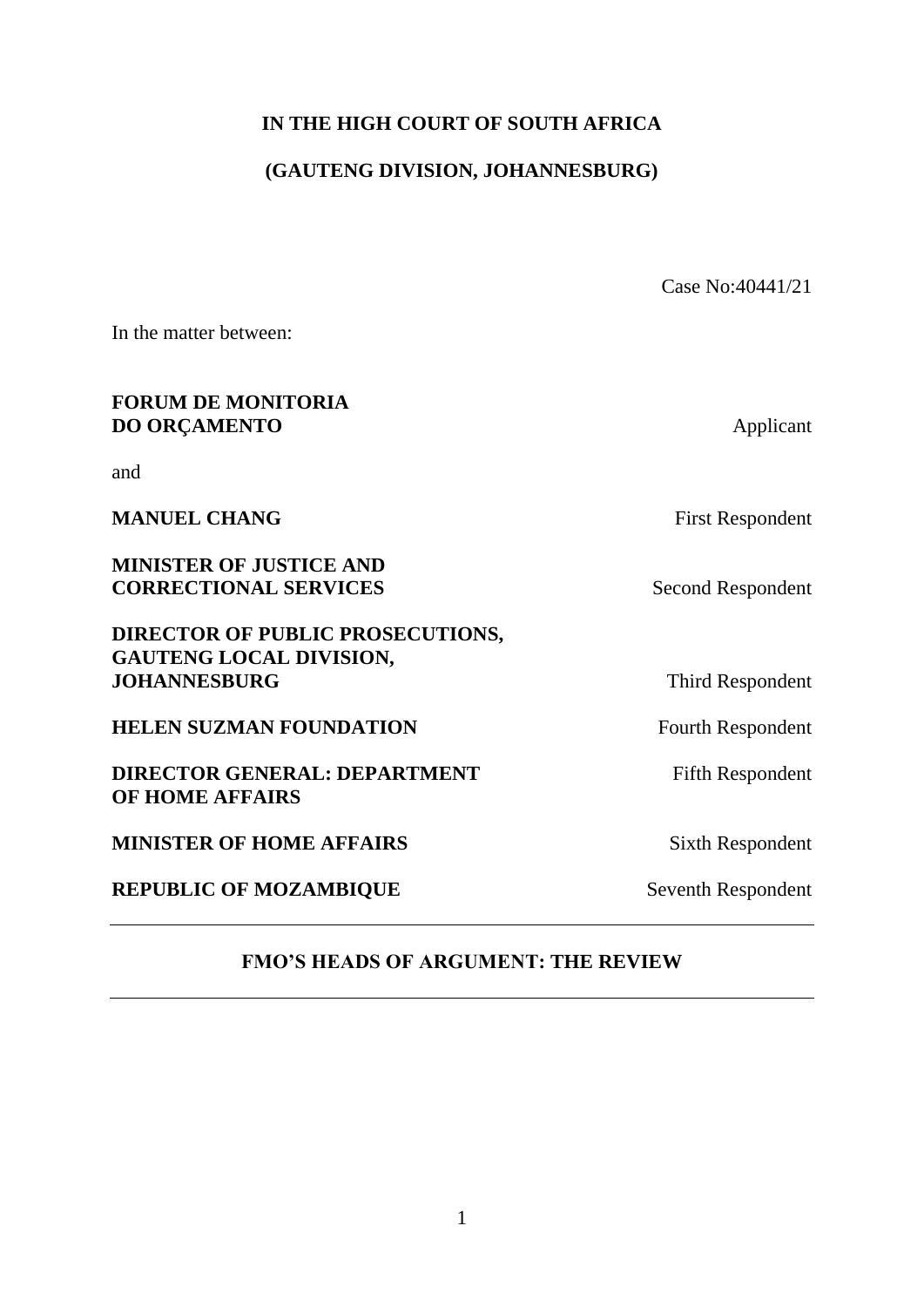**IN THE HIGH COURT OF SOUTH AFRICA**

**(GAUTENG DIVISION, JOHANNESBURG)**

Case No:40441/21

In the matter between:

| | |
|---|---|
| **FORUM DE MONITORIA DO ORÇAMENTO** | Applicant |
| and | |
| **MANUEL CHANG** | First Respondent |
| **MINISTER OF JUSTICE AND CORRECTIONAL SERVICES** | Second Respondent |
| **DIRECTOR OF PUBLIC PROSECUTIONS, GAUTENG LOCAL DIVISION, JOHANNESBURG** | Third Respondent |
| **HELEN SUZMAN FOUNDATION** | Fourth Respondent |
| **DIRECTOR GENERAL: DEPARTMENT OF HOME AFFAIRS** | Fifth Respondent |
| **MINISTER OF HOME AFFAIRS** | Sixth Respondent |
| **REPUBLIC OF MOZAMBIQUE** | Seventh Respondent |

---

**FMO'S HEADS OF ARGUMENT: THE REVIEW**

---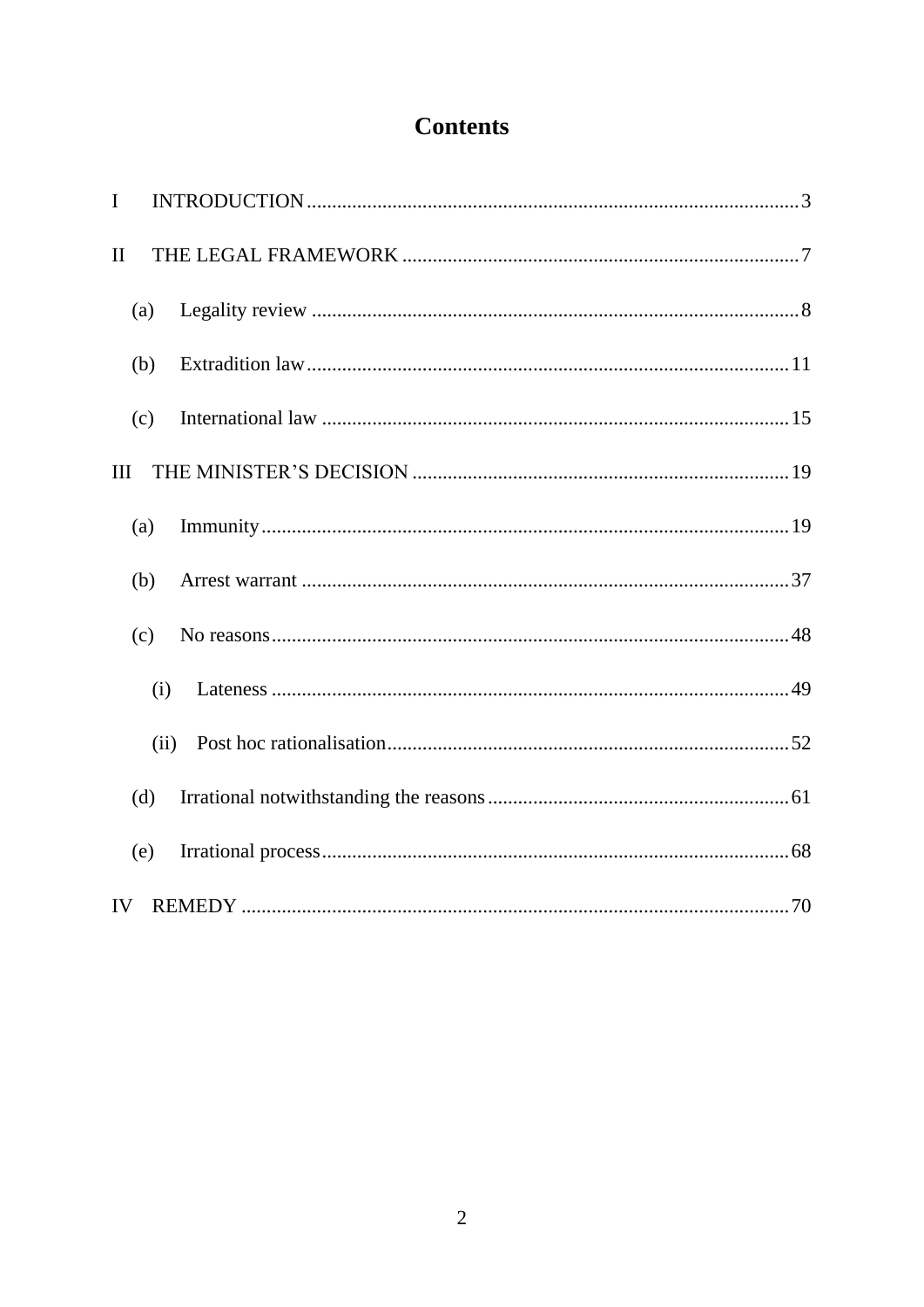# Contents

I INTRODUCTION ........ 3

II THE LEGAL FRAMEWORK ........ 7

- (a) Legality review ........ 8
- (b) Extradition law ........ 11
- (c) International law ........ 15

III THE MINISTER'S DECISION ........ 19

- (a) Immunity ........ 19
- (b) Arrest warrant ........ 37
- (c) No reasons ........ 48
  - (i) Lateness ........ 49
  - (ii) Post hoc rationalisation ........ 52
- (d) Irrational notwithstanding the reasons ........ 61
- (e) Irrational process ........ 68

IV REMEDY ........ 70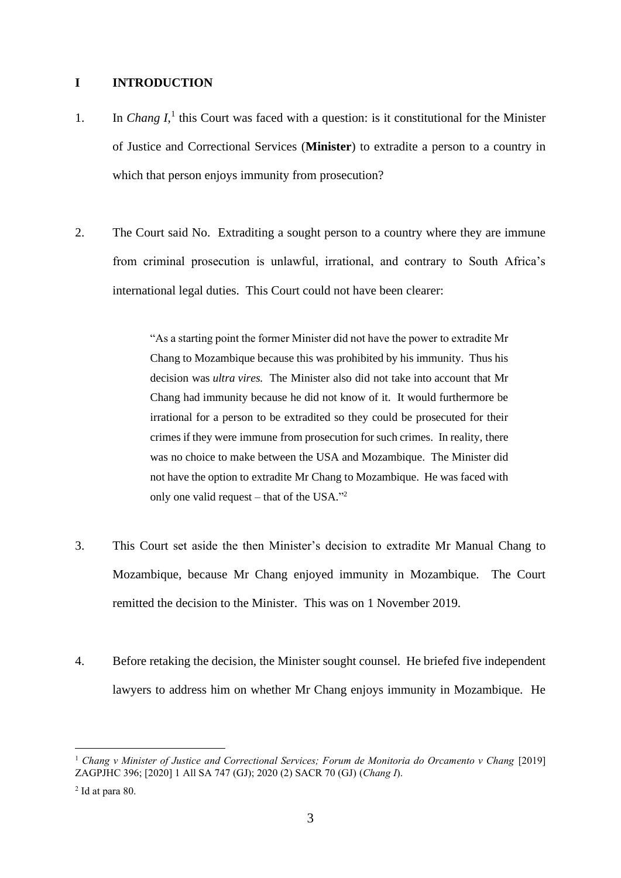## I INTRODUCTION

1. In *Chang I*,[1] this Court was faced with a question: is it constitutional for the Minister of Justice and Correctional Services (**Minister**) to extradite a person to a country in which that person enjoys immunity from prosecution?

2. The Court said No. Extraditing a sought person to a country where they are immune from criminal prosecution is unlawful, irrational, and contrary to South Africa's international legal duties. This Court could not have been clearer:

> "As a starting point the former Minister did not have the power to extradite Mr Chang to Mozambique because this was prohibited by his immunity. Thus his decision was *ultra vires.* The Minister also did not take into account that Mr Chang had immunity because he did not know of it. It would furthermore be irrational for a person to be extradited so they could be prosecuted for their crimes if they were immune from prosecution for such crimes. In reality, there was no choice to make between the USA and Mozambique. The Minister did not have the option to extradite Mr Chang to Mozambique. He was faced with only one valid request – that of the USA."[2]

3. This Court set aside the then Minister's decision to extradite Mr Manual Chang to Mozambique, because Mr Chang enjoyed immunity in Mozambique. The Court remitted the decision to the Minister. This was on 1 November 2019.

4. Before retaking the decision, the Minister sought counsel. He briefed five independent lawyers to address him on whether Mr Chang enjoys immunity in Mozambique. He

---

[1] *Chang v Minister of Justice and Correctional Services; Forum de Monitoria do Orcamento v Chang* [2019] ZAGPJHC 396; [2020] 1 All SA 747 (GJ); 2020 (2) SACR 70 (GJ) (*Chang I*).

[2] Id at para 80.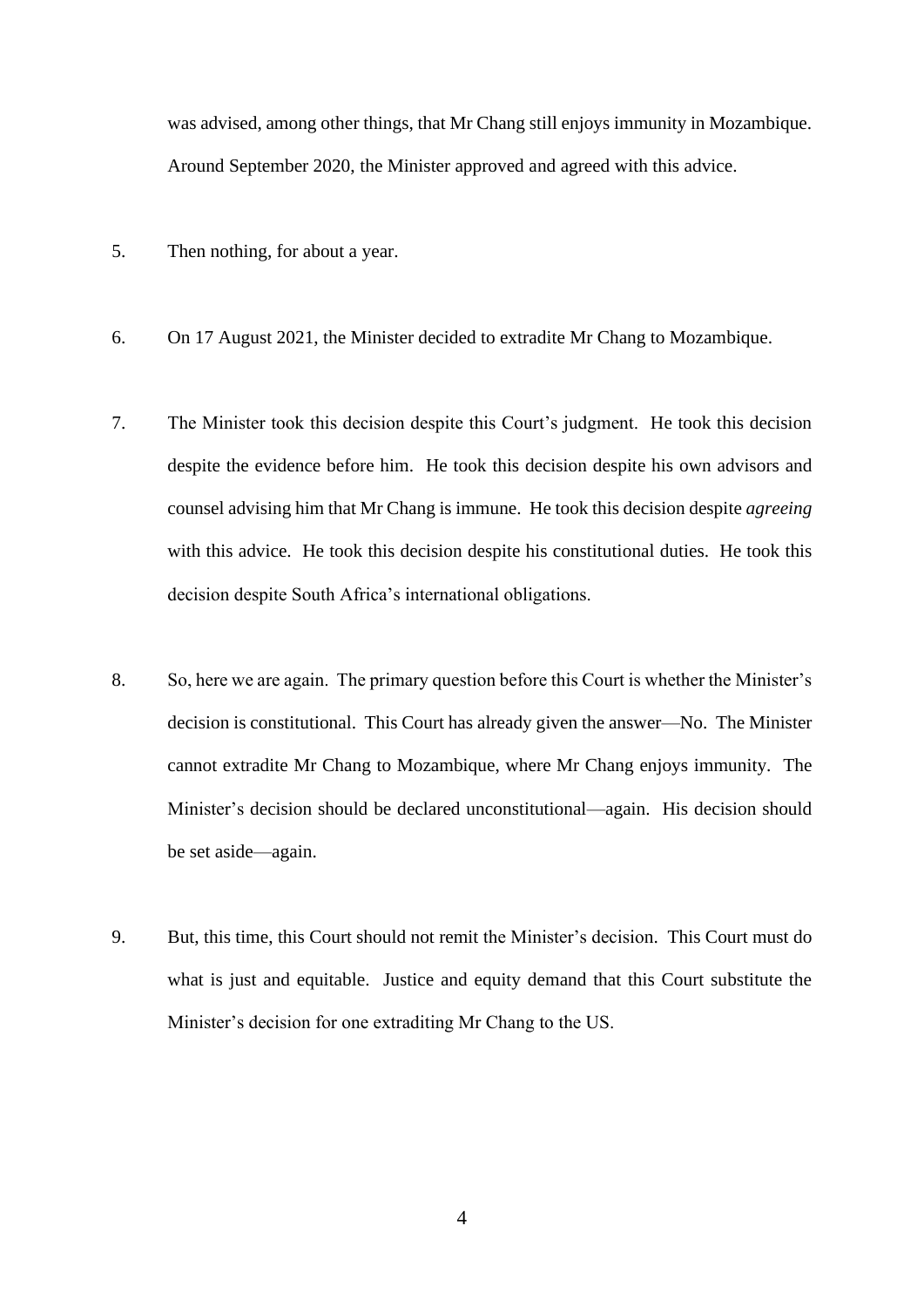was advised, among other things, that Mr Chang still enjoys immunity in Mozambique. Around September 2020, the Minister approved and agreed with this advice.

5. Then nothing, for about a year.

6. On 17 August 2021, the Minister decided to extradite Mr Chang to Mozambique.

7. The Minister took this decision despite this Court's judgment. He took this decision despite the evidence before him. He took this decision despite his own advisors and counsel advising him that Mr Chang is immune. He took this decision despite *agreeing* with this advice. He took this decision despite his constitutional duties. He took this decision despite South Africa's international obligations.

8. So, here we are again. The primary question before this Court is whether the Minister's decision is constitutional. This Court has already given the answer—No. The Minister cannot extradite Mr Chang to Mozambique, where Mr Chang enjoys immunity. The Minister's decision should be declared unconstitutional—again. His decision should be set aside—again.

9. But, this time, this Court should not remit the Minister's decision. This Court must do what is just and equitable. Justice and equity demand that this Court substitute the Minister's decision for one extraditing Mr Chang to the US.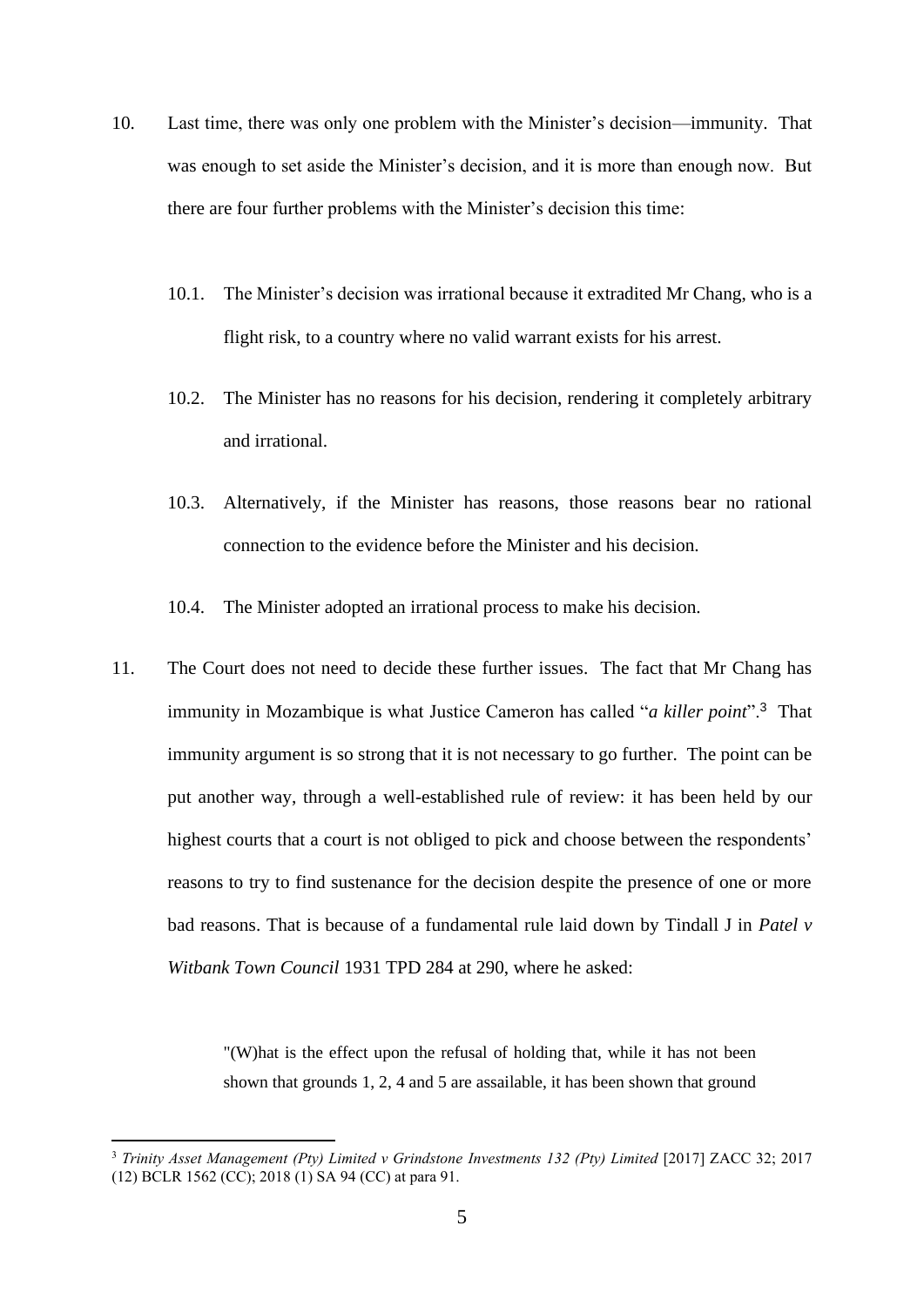10. Last time, there was only one problem with the Minister's decision—immunity. That was enough to set aside the Minister's decision, and it is more than enough now. But there are four further problems with the Minister's decision this time:

    10.1. The Minister's decision was irrational because it extradited Mr Chang, who is a flight risk, to a country where no valid warrant exists for his arrest.

    10.2. The Minister has no reasons for his decision, rendering it completely arbitrary and irrational.

    10.3. Alternatively, if the Minister has reasons, those reasons bear no rational connection to the evidence before the Minister and his decision.

    10.4. The Minister adopted an irrational process to make his decision.

11. The Court does not need to decide these further issues. The fact that Mr Chang has immunity in Mozambique is what Justice Cameron has called "*a killer point*".[3] That immunity argument is so strong that it is not necessary to go further. The point can be put another way, through a well-established rule of review: it has been held by our highest courts that a court is not obliged to pick and choose between the respondents' reasons to try to find sustenance for the decision despite the presence of one or more bad reasons. That is because of a fundamental rule laid down by Tindall J in *Patel v Witbank Town Council* 1931 TPD 284 at 290, where he asked:

    > "(W)hat is the effect upon the refusal of holding that, while it has not been shown that grounds 1, 2, 4 and 5 are assailable, it has been shown that ground

[3] *Trinity Asset Management (Pty) Limited v Grindstone Investments 132 (Pty) Limited* [2017] ZACC 32; 2017 (12) BCLR 1562 (CC); 2018 (1) SA 94 (CC) at para 91.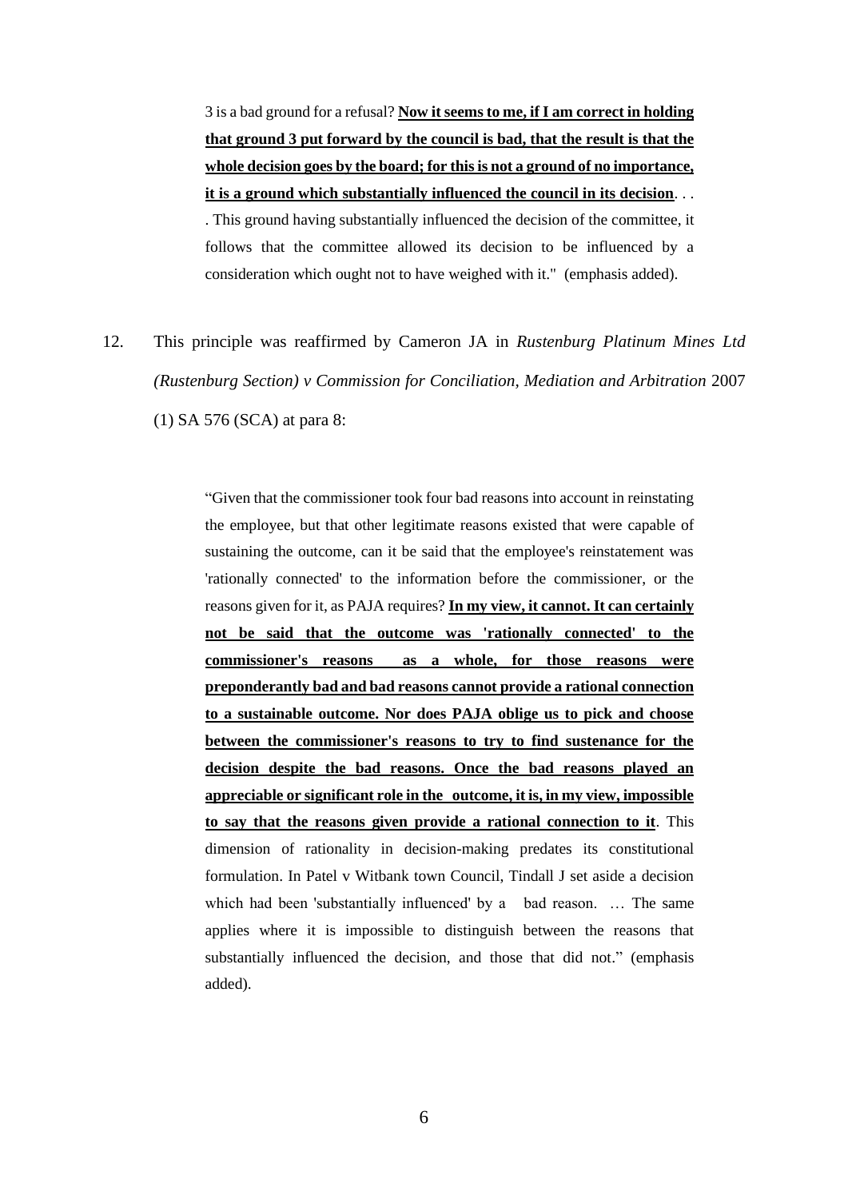> 3 is a bad ground for a refusal? **<u>Now it seems to me, if I am correct in holding that ground 3 put forward by the council is bad, that the result is that the whole decision goes by the board; for this is not a ground of no importance, it is a ground which substantially influenced the council in its decision</u>**. . . . This ground having substantially influenced the decision of the committee, it follows that the committee allowed its decision to be influenced by a consideration which ought not to have weighed with it." (emphasis added).

12. This principle was reaffirmed by Cameron JA in *Rustenburg Platinum Mines Ltd (Rustenburg Section) v Commission for Conciliation, Mediation and Arbitration* 2007 (1) SA 576 (SCA) at para 8:

> "Given that the commissioner took four bad reasons into account in reinstating the employee, but that other legitimate reasons existed that were capable of sustaining the outcome, can it be said that the employee's reinstatement was 'rationally connected' to the information before the commissioner, or the reasons given for it, as PAJA requires? **<u>In my view, it cannot. It can certainly not be said that the outcome was 'rationally connected' to the commissioner's reasons as a whole, for those reasons were preponderantly bad and bad reasons cannot provide a rational connection to a sustainable outcome. Nor does PAJA oblige us to pick and choose between the commissioner's reasons to try to find sustenance for the decision despite the bad reasons. Once the bad reasons played an appreciable or significant role in the outcome, it is, in my view, impossible to say that the reasons given provide a rational connection to it</u>**. This dimension of rationality in decision-making predates its constitutional formulation. In Patel v Witbank town Council, Tindall J set aside a decision which had been 'substantially influenced' by a bad reason. … The same applies where it is impossible to distinguish between the reasons that substantially influenced the decision, and those that did not." (emphasis added).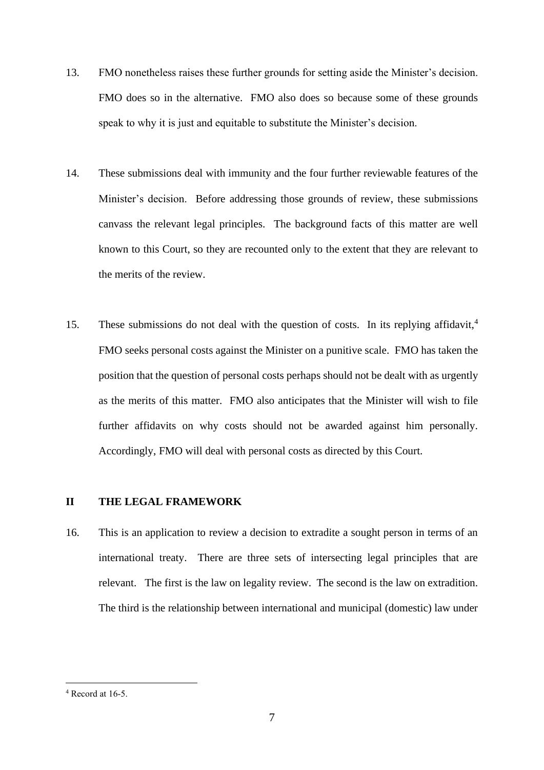13. FMO nonetheless raises these further grounds for setting aside the Minister's decision. FMO does so in the alternative. FMO also does so because some of these grounds speak to why it is just and equitable to substitute the Minister's decision.

14. These submissions deal with immunity and the four further reviewable features of the Minister's decision. Before addressing those grounds of review, these submissions canvass the relevant legal principles. The background facts of this matter are well known to this Court, so they are recounted only to the extent that they are relevant to the merits of the review.

15. These submissions do not deal with the question of costs. In its replying affidavit,[4] FMO seeks personal costs against the Minister on a punitive scale. FMO has taken the position that the question of personal costs perhaps should not be dealt with as urgently as the merits of this matter. FMO also anticipates that the Minister will wish to file further affidavits on why costs should not be awarded against him personally. Accordingly, FMO will deal with personal costs as directed by this Court.

## II THE LEGAL FRAMEWORK

16. This is an application to review a decision to extradite a sought person in terms of an international treaty. There are three sets of intersecting legal principles that are relevant. The first is the law on legality review. The second is the law on extradition. The third is the relationship between international and municipal (domestic) law under

---

[4] Record at 16-5.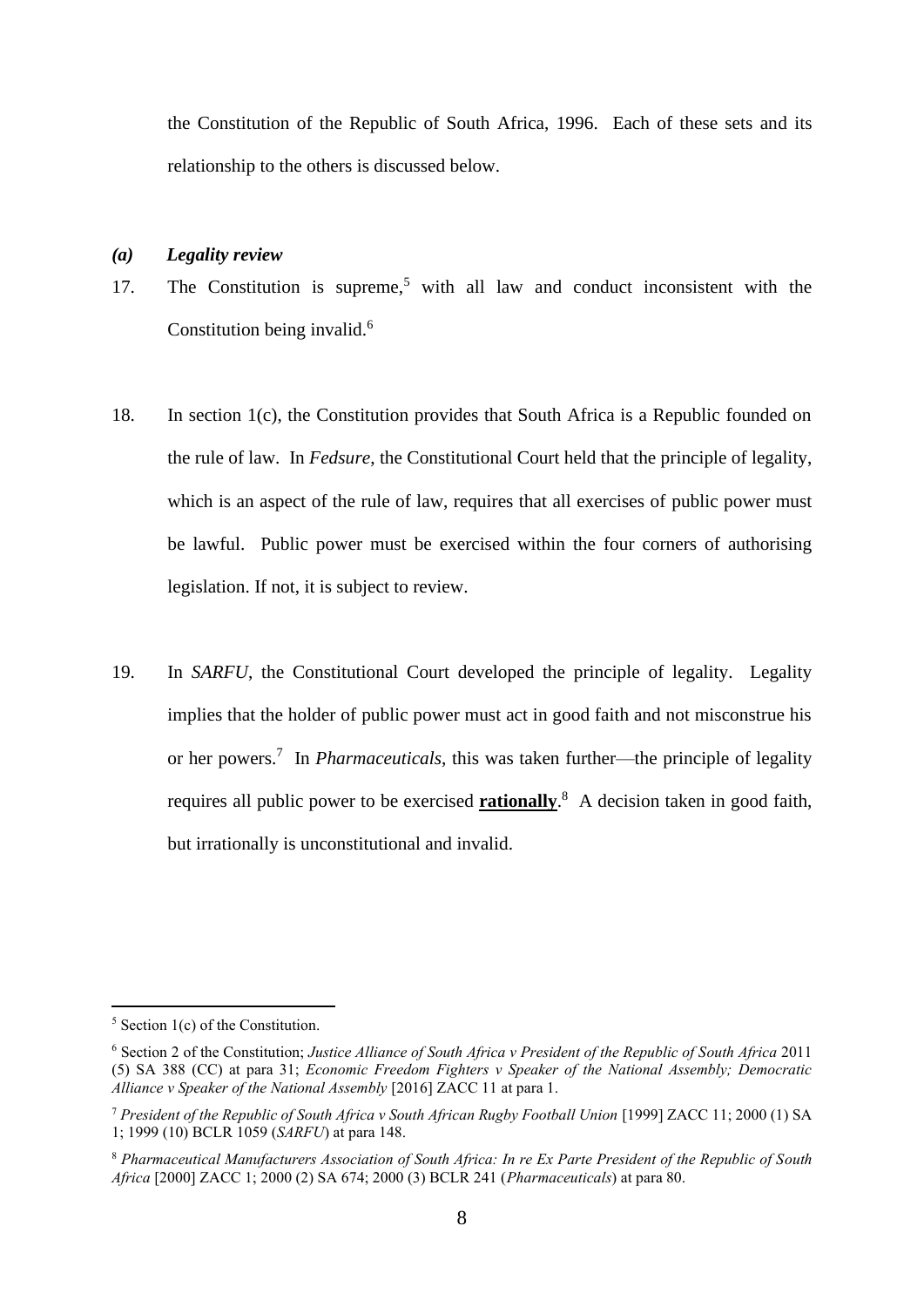the Constitution of the Republic of South Africa, 1996. Each of these sets and its relationship to the others is discussed below.

### *(a) Legality review*

17. The Constitution is supreme,[5] with all law and conduct inconsistent with the Constitution being invalid.[6]

18. In section 1(c), the Constitution provides that South Africa is a Republic founded on the rule of law. In *Fedsure*, the Constitutional Court held that the principle of legality, which is an aspect of the rule of law, requires that all exercises of public power must be lawful. Public power must be exercised within the four corners of authorising legislation. If not, it is subject to review.

19. In *SARFU*, the Constitutional Court developed the principle of legality. Legality implies that the holder of public power must act in good faith and not misconstrue his or her powers.[7] In *Pharmaceuticals*, this was taken further—the principle of legality requires all public power to be exercised **rationally**.[8] A decision taken in good faith, but irrationally is unconstitutional and invalid.

---

[5] Section 1(c) of the Constitution.

[6] Section 2 of the Constitution; *Justice Alliance of South Africa v President of the Republic of South Africa* 2011 (5) SA 388 (CC) at para 31; *Economic Freedom Fighters v Speaker of the National Assembly; Democratic Alliance v Speaker of the National Assembly* [2016] ZACC 11 at para 1.

[7] *President of the Republic of South Africa v South African Rugby Football Union* [1999] ZACC 11; 2000 (1) SA 1; 1999 (10) BCLR 1059 (*SARFU*) at para 148.

[8] *Pharmaceutical Manufacturers Association of South Africa: In re Ex Parte President of the Republic of South Africa* [2000] ZACC 1; 2000 (2) SA 674; 2000 (3) BCLR 241 (*Pharmaceuticals*) at para 80.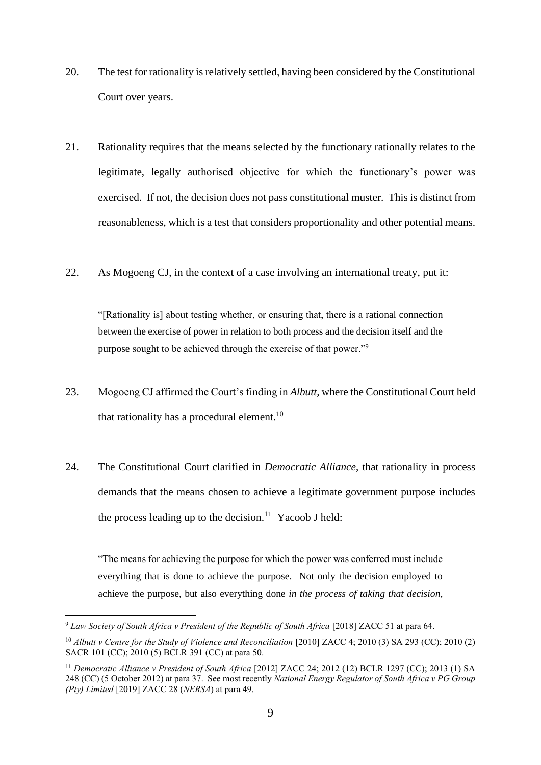20. The test for rationality is relatively settled, having been considered by the Constitutional Court over years.

21. Rationality requires that the means selected by the functionary rationally relates to the legitimate, legally authorised objective for which the functionary's power was exercised. If not, the decision does not pass constitutional muster. This is distinct from reasonableness, which is a test that considers proportionality and other potential means.

22. As Mogoeng CJ, in the context of a case involving an international treaty, put it:

> "[Rationality is] about testing whether, or ensuring that, there is a rational connection between the exercise of power in relation to both process and the decision itself and the purpose sought to be achieved through the exercise of that power."[9]

23. Mogoeng CJ affirmed the Court's finding in *Albutt*, where the Constitutional Court held that rationality has a procedural element.[10]

24. The Constitutional Court clarified in *Democratic Alliance*, that rationality in process demands that the means chosen to achieve a legitimate government purpose includes the process leading up to the decision.[11] Yacoob J held:

> "The means for achieving the purpose for which the power was conferred must include everything that is done to achieve the purpose. Not only the decision employed to achieve the purpose, but also everything done *in the process of taking that decision*,

---

[9] *Law Society of South Africa v President of the Republic of South Africa* [2018] ZACC 51 at para 64.

[10] *Albutt v Centre for the Study of Violence and Reconciliation* [2010] ZACC 4; 2010 (3) SA 293 (CC); 2010 (2) SACR 101 (CC); 2010 (5) BCLR 391 (CC) at para 50.

[11] *Democratic Alliance v President of South Africa* [2012] ZACC 24; 2012 (12) BCLR 1297 (CC); 2013 (1) SA 248 (CC) (5 October 2012) at para 37. See most recently *National Energy Regulator of South Africa v PG Group (Pty) Limited* [2019] ZACC 28 (*NERSA*) at para 49.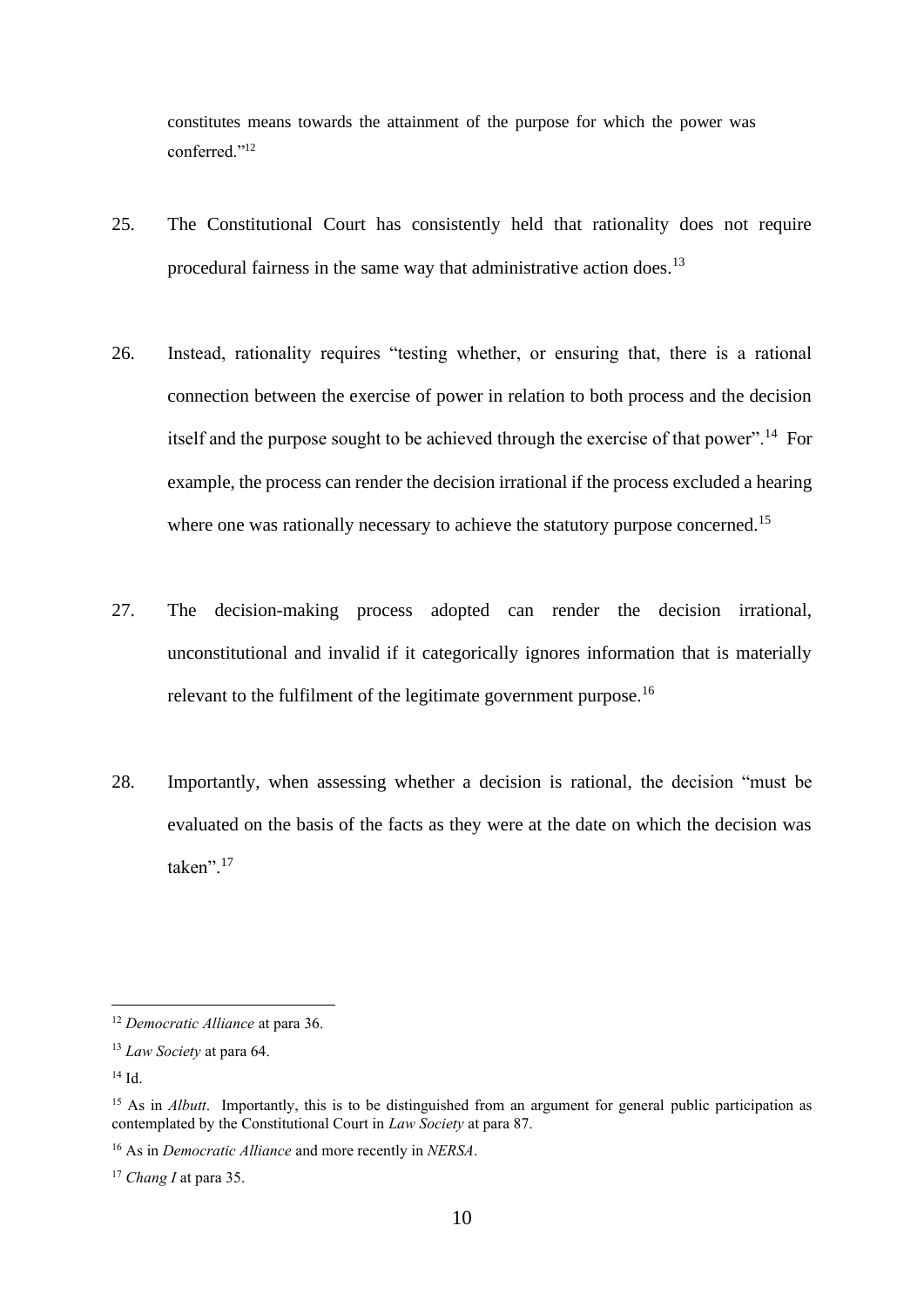constitutes means towards the attainment of the purpose for which the power was conferred."[12]

25. The Constitutional Court has consistently held that rationality does not require procedural fairness in the same way that administrative action does.[13]

26. Instead, rationality requires "testing whether, or ensuring that, there is a rational connection between the exercise of power in relation to both process and the decision itself and the purpose sought to be achieved through the exercise of that power".[14] For example, the process can render the decision irrational if the process excluded a hearing where one was rationally necessary to achieve the statutory purpose concerned.[15]

27. The decision-making process adopted can render the decision irrational, unconstitutional and invalid if it categorically ignores information that is materially relevant to the fulfilment of the legitimate government purpose.[16]

28. Importantly, when assessing whether a decision is rational, the decision "must be evaluated on the basis of the facts as they were at the date on which the decision was taken".[17]

---

[12] *Democratic Alliance* at para 36.

[13] *Law Society* at para 64.

[14] Id.

[15] As in *Albutt*. Importantly, this is to be distinguished from an argument for general public participation as contemplated by the Constitutional Court in *Law Society* at para 87.

[16] As in *Democratic Alliance* and more recently in *NERSA*.

[17] *Chang I* at para 35.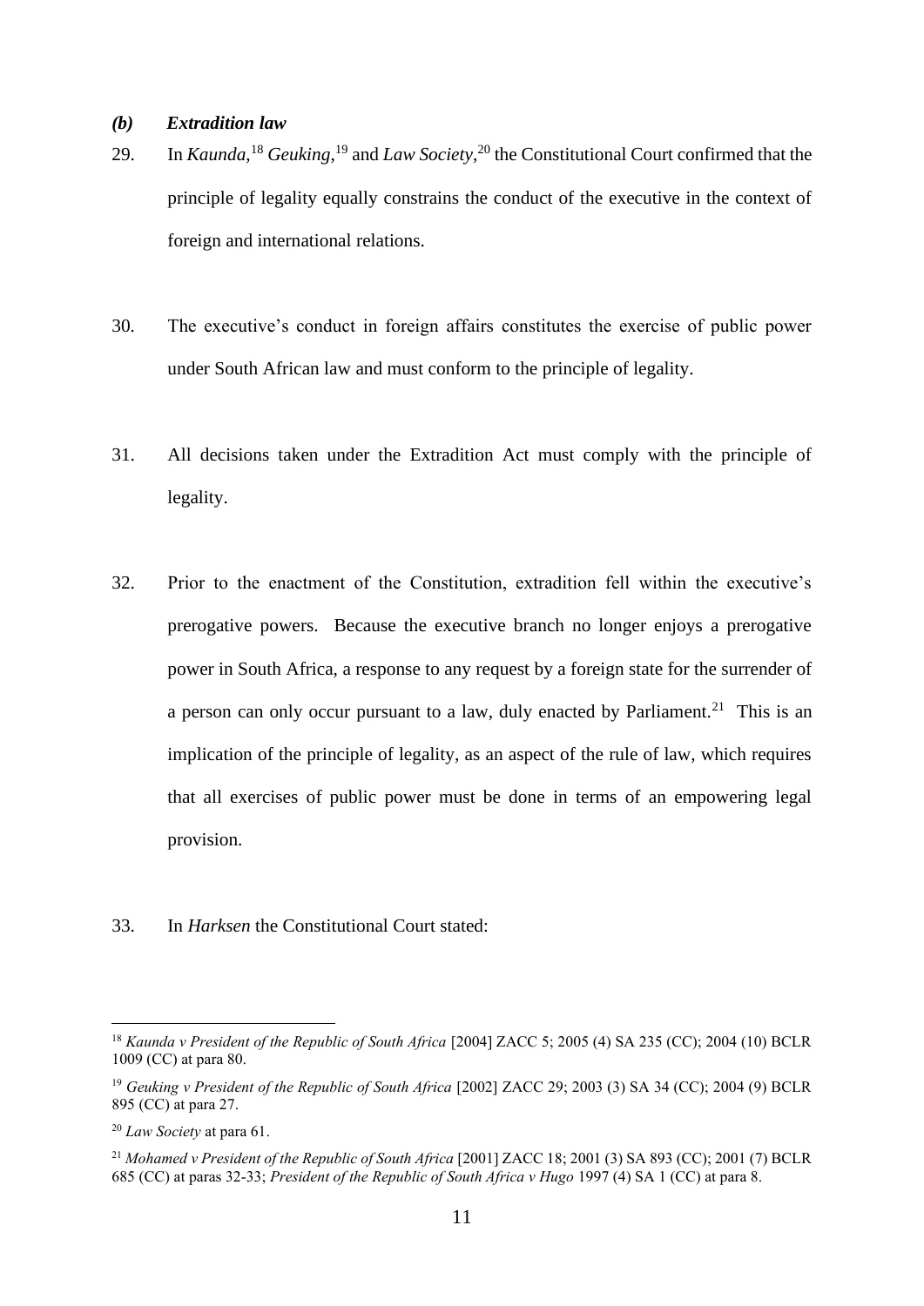### *(b) Extradition law*

29. In *Kaunda*,[18] *Geuking*,[19] and *Law Society*,[20] the Constitutional Court confirmed that the principle of legality equally constrains the conduct of the executive in the context of foreign and international relations.

30. The executive's conduct in foreign affairs constitutes the exercise of public power under South African law and must conform to the principle of legality.

31. All decisions taken under the Extradition Act must comply with the principle of legality.

32. Prior to the enactment of the Constitution, extradition fell within the executive's prerogative powers. Because the executive branch no longer enjoys a prerogative power in South Africa, a response to any request by a foreign state for the surrender of a person can only occur pursuant to a law, duly enacted by Parliament.[21] This is an implication of the principle of legality, as an aspect of the rule of law, which requires that all exercises of public power must be done in terms of an empowering legal provision.

33. In *Harksen* the Constitutional Court stated:

---

[18] *Kaunda v President of the Republic of South Africa* [2004] ZACC 5; 2005 (4) SA 235 (CC); 2004 (10) BCLR 1009 (CC) at para 80.

[19] *Geuking v President of the Republic of South Africa* [2002] ZACC 29; 2003 (3) SA 34 (CC); 2004 (9) BCLR 895 (CC) at para 27.

[20] *Law Society* at para 61.

[21] *Mohamed v President of the Republic of South Africa* [2001] ZACC 18; 2001 (3) SA 893 (CC); 2001 (7) BCLR 685 (CC) at paras 32-33; *President of the Republic of South Africa v Hugo* 1997 (4) SA 1 (CC) at para 8.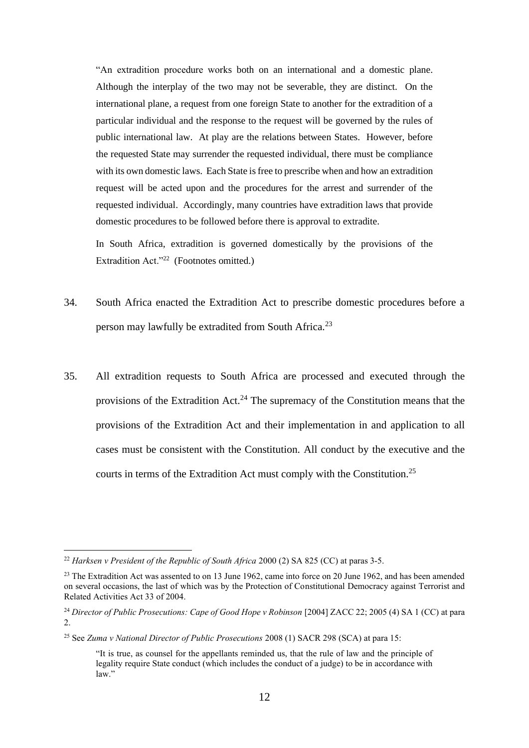> "An extradition procedure works both on an international and a domestic plane. Although the interplay of the two may not be severable, they are distinct. On the international plane, a request from one foreign State to another for the extradition of a particular individual and the response to the request will be governed by the rules of public international law. At play are the relations between States. However, before the requested State may surrender the requested individual, there must be compliance with its own domestic laws. Each State is free to prescribe when and how an extradition request will be acted upon and the procedures for the arrest and surrender of the requested individual. Accordingly, many countries have extradition laws that provide domestic procedures to be followed before there is approval to extradite.
>
> In South Africa, extradition is governed domestically by the provisions of the Extradition Act."[22] (Footnotes omitted.)

34. South Africa enacted the Extradition Act to prescribe domestic procedures before a person may lawfully be extradited from South Africa.[23]

35. All extradition requests to South Africa are processed and executed through the provisions of the Extradition Act.[24] The supremacy of the Constitution means that the provisions of the Extradition Act and their implementation in and application to all cases must be consistent with the Constitution. All conduct by the executive and the courts in terms of the Extradition Act must comply with the Constitution.[25]

---

[22] *Harksen v President of the Republic of South Africa* 2000 (2) SA 825 (CC) at paras 3-5.

[23] The Extradition Act was assented to on 13 June 1962, came into force on 20 June 1962, and has been amended on several occasions, the last of which was by the Protection of Constitutional Democracy against Terrorist and Related Activities Act 33 of 2004.

[24] *Director of Public Prosecutions: Cape of Good Hope v Robinson* [2004] ZACC 22; 2005 (4) SA 1 (CC) at para 2.

[25] See *Zuma v National Director of Public Prosecutions* 2008 (1) SACR 298 (SCA) at para 15:

> "It is true, as counsel for the appellants reminded us, that the rule of law and the principle of legality require State conduct (which includes the conduct of a judge) to be in accordance with law."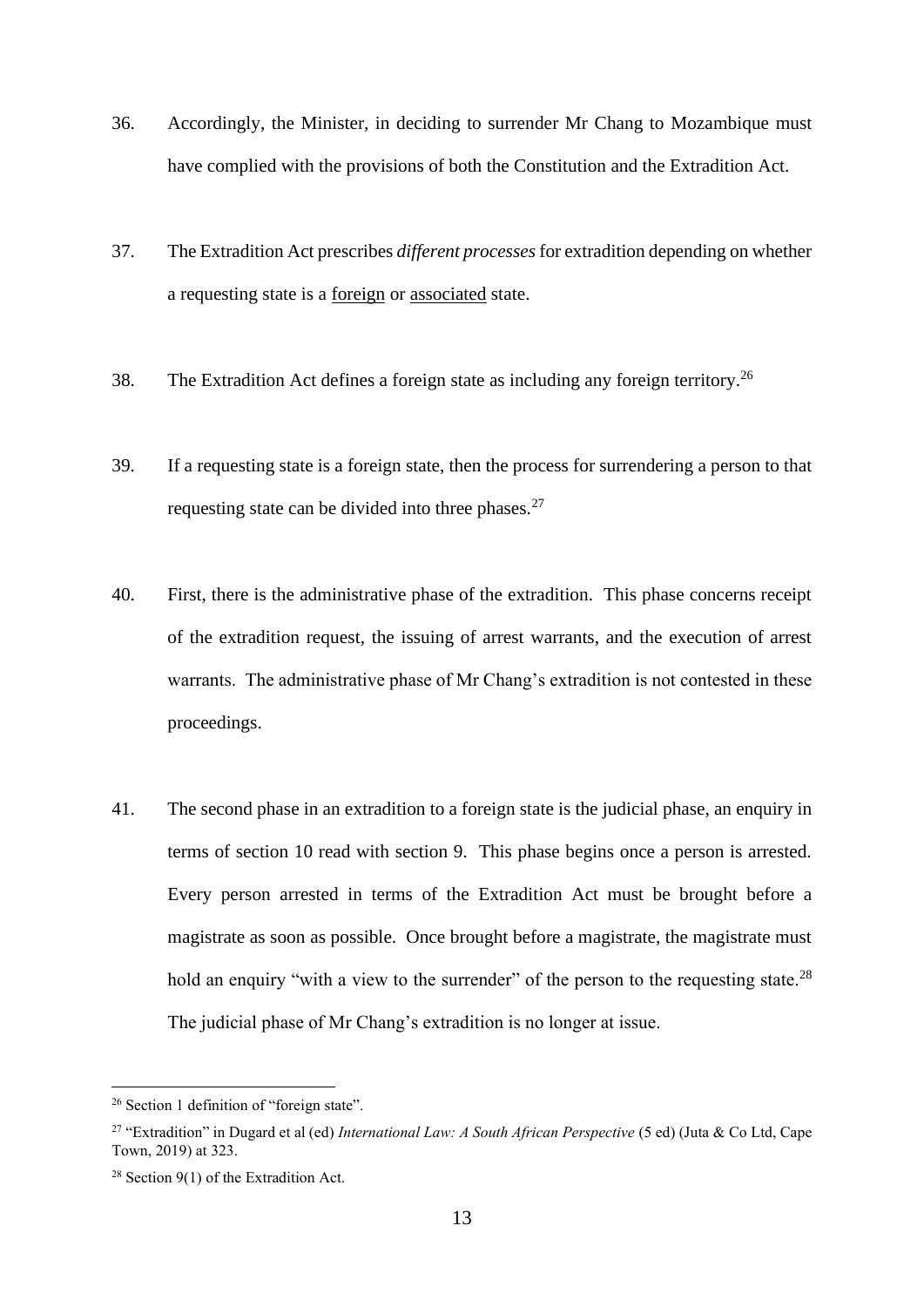36. Accordingly, the Minister, in deciding to surrender Mr Chang to Mozambique must have complied with the provisions of both the Constitution and the Extradition Act.

37. The Extradition Act prescribes *different processes* for extradition depending on whether a requesting state is a <u>foreign</u> or <u>associated</u> state.

38. The Extradition Act defines a foreign state as including any foreign territory.[26]

39. If a requesting state is a foreign state, then the process for surrendering a person to that requesting state can be divided into three phases.[27]

40. First, there is the administrative phase of the extradition. This phase concerns receipt of the extradition request, the issuing of arrest warrants, and the execution of arrest warrants. The administrative phase of Mr Chang's extradition is not contested in these proceedings.

41. The second phase in an extradition to a foreign state is the judicial phase, an enquiry in terms of section 10 read with section 9. This phase begins once a person is arrested. Every person arrested in terms of the Extradition Act must be brought before a magistrate as soon as possible. Once brought before a magistrate, the magistrate must hold an enquiry "with a view to the surrender" of the person to the requesting state.[28] The judicial phase of Mr Chang's extradition is no longer at issue.

---

[26] Section 1 definition of "foreign state".

[27] "Extradition" in Dugard et al (ed) *International Law: A South African Perspective* (5 ed) (Juta & Co Ltd, Cape Town, 2019) at 323.

[28] Section 9(1) of the Extradition Act.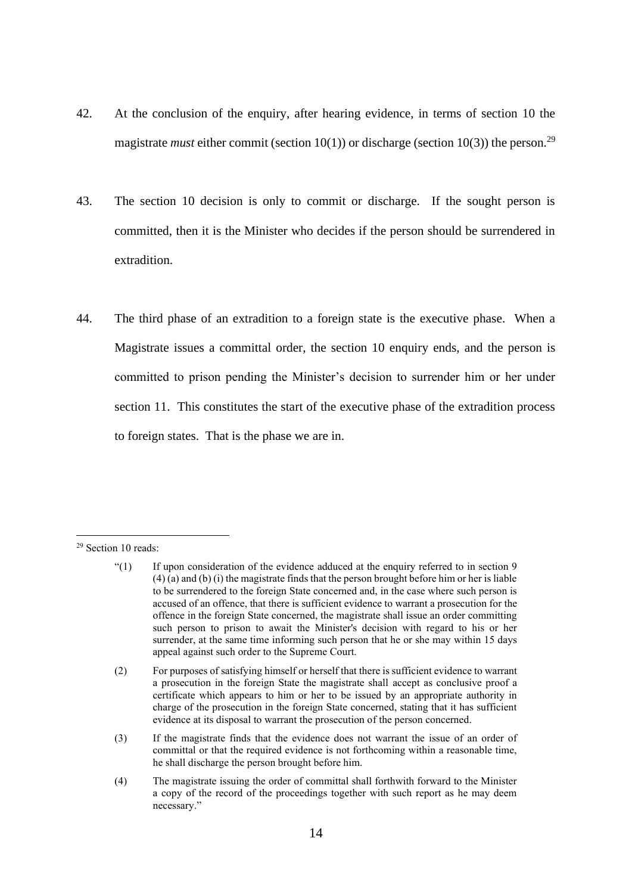42. At the conclusion of the enquiry, after hearing evidence, in terms of section 10 the magistrate *must* either commit (section 10(1)) or discharge (section 10(3)) the person.[29]

43. The section 10 decision is only to commit or discharge. If the sought person is committed, then it is the Minister who decides if the person should be surrendered in extradition.

44. The third phase of an extradition to a foreign state is the executive phase. When a Magistrate issues a committal order, the section 10 enquiry ends, and the person is committed to prison pending the Minister's decision to surrender him or her under section 11. This constitutes the start of the executive phase of the extradition process to foreign states. That is the phase we are in.

---

[29] Section 10 reads:

> "(1) If upon consideration of the evidence adduced at the enquiry referred to in section 9 (4) (a) and (b) (i) the magistrate finds that the person brought before him or her is liable to be surrendered to the foreign State concerned and, in the case where such person is accused of an offence, that there is sufficient evidence to warrant a prosecution for the offence in the foreign State concerned, the magistrate shall issue an order committing such person to prison to await the Minister's decision with regard to his or her surrender, at the same time informing such person that he or she may within 15 days appeal against such order to the Supreme Court.
>
> (2) For purposes of satisfying himself or herself that there is sufficient evidence to warrant a prosecution in the foreign State the magistrate shall accept as conclusive proof a certificate which appears to him or her to be issued by an appropriate authority in charge of the prosecution in the foreign State concerned, stating that it has sufficient evidence at its disposal to warrant the prosecution of the person concerned.
>
> (3) If the magistrate finds that the evidence does not warrant the issue of an order of committal or that the required evidence is not forthcoming within a reasonable time, he shall discharge the person brought before him.
>
> (4) The magistrate issuing the order of committal shall forthwith forward to the Minister a copy of the record of the proceedings together with such report as he may deem necessary."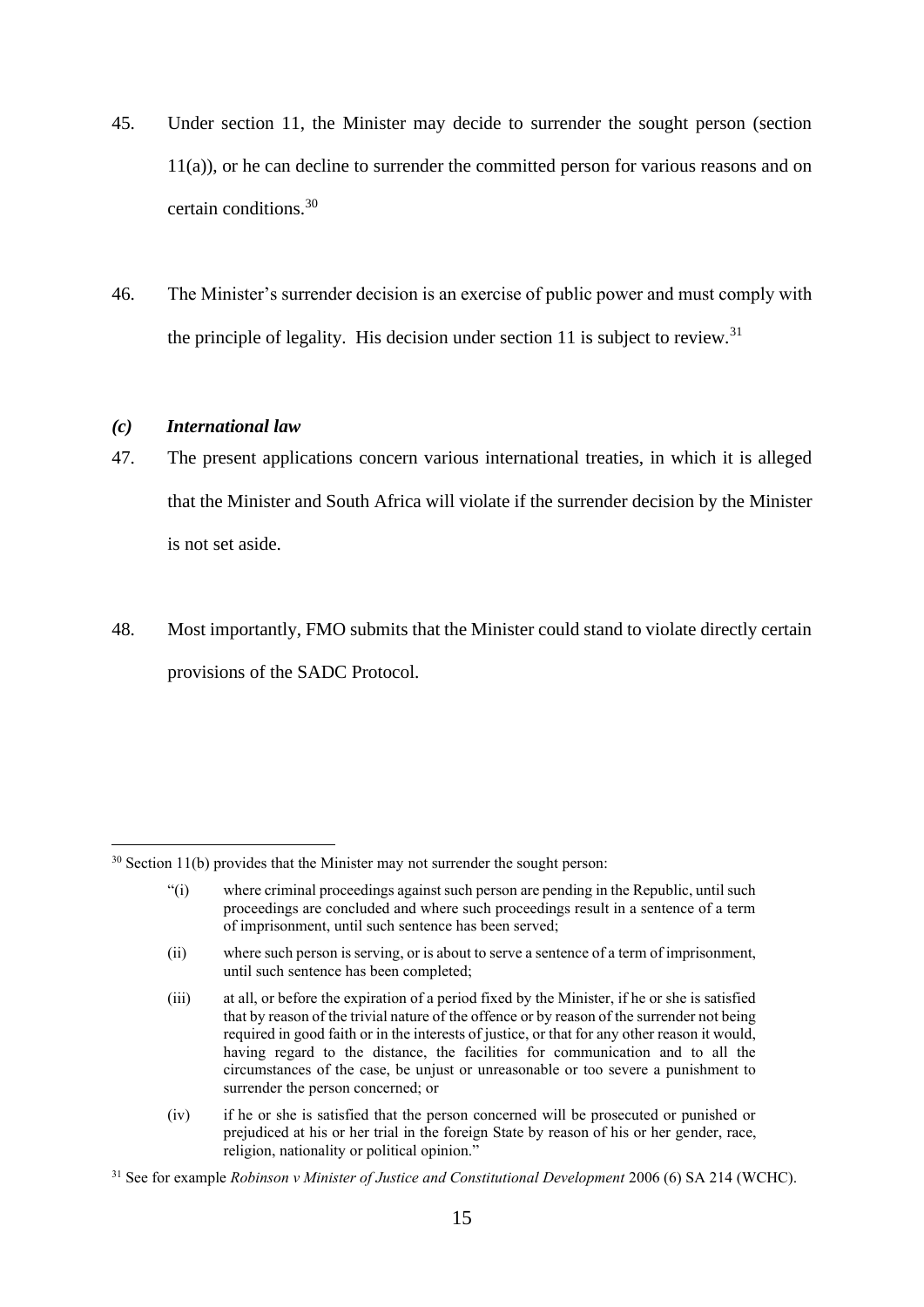45. Under section 11, the Minister may decide to surrender the sought person (section 11(a)), or he can decline to surrender the committed person for various reasons and on certain conditions.[30]

46. The Minister's surrender decision is an exercise of public power and must comply with the principle of legality. His decision under section 11 is subject to review.[31]

### *(c) International law*

47. The present applications concern various international treaties, in which it is alleged that the Minister and South Africa will violate if the surrender decision by the Minister is not set aside.

48. Most importantly, FMO submits that the Minister could stand to violate directly certain provisions of the SADC Protocol.

---

[30] Section 11(b) provides that the Minister may not surrender the sought person:

> "(i) where criminal proceedings against such person are pending in the Republic, until such proceedings are concluded and where such proceedings result in a sentence of a term of imprisonment, until such sentence has been served;
>
> (ii) where such person is serving, or is about to serve a sentence of a term of imprisonment, until such sentence has been completed;
>
> (iii) at all, or before the expiration of a period fixed by the Minister, if he or she is satisfied that by reason of the trivial nature of the offence or by reason of the surrender not being required in good faith or in the interests of justice, or that for any other reason it would, having regard to the distance, the facilities for communication and to all the circumstances of the case, be unjust or unreasonable or too severe a punishment to surrender the person concerned; or
>
> (iv) if he or she is satisfied that the person concerned will be prosecuted or punished or prejudiced at his or her trial in the foreign State by reason of his or her gender, race, religion, nationality or political opinion."

[31] See for example *Robinson v Minister of Justice and Constitutional Development* 2006 (6) SA 214 (WCHC).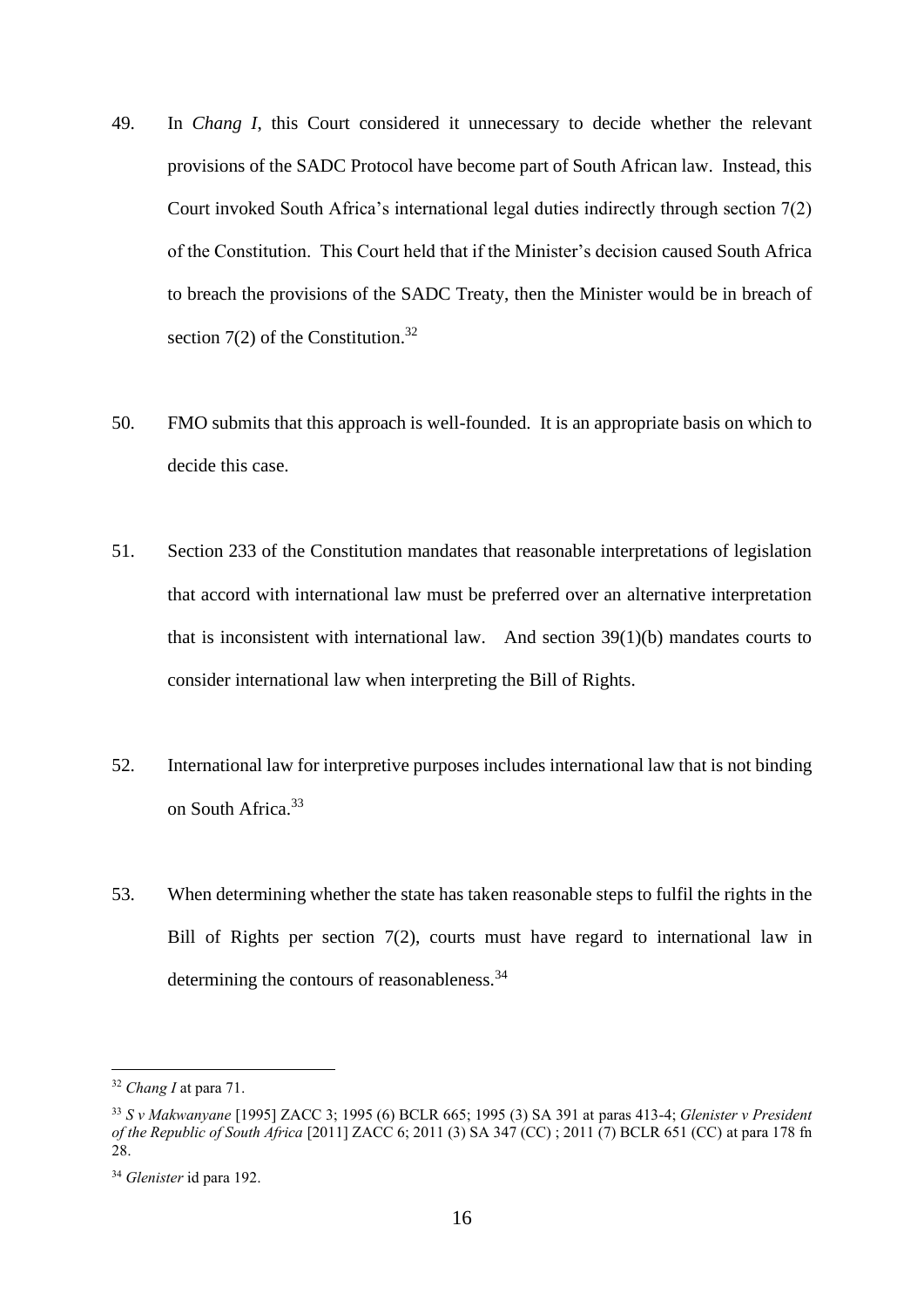49. In *Chang I*, this Court considered it unnecessary to decide whether the relevant provisions of the SADC Protocol have become part of South African law. Instead, this Court invoked South Africa's international legal duties indirectly through section 7(2) of the Constitution. This Court held that if the Minister's decision caused South Africa to breach the provisions of the SADC Treaty, then the Minister would be in breach of section 7(2) of the Constitution.[32]

50. FMO submits that this approach is well-founded. It is an appropriate basis on which to decide this case.

51. Section 233 of the Constitution mandates that reasonable interpretations of legislation that accord with international law must be preferred over an alternative interpretation that is inconsistent with international law. And section 39(1)(b) mandates courts to consider international law when interpreting the Bill of Rights.

52. International law for interpretive purposes includes international law that is not binding on South Africa.[33]

53. When determining whether the state has taken reasonable steps to fulfil the rights in the Bill of Rights per section 7(2), courts must have regard to international law in determining the contours of reasonableness.[34]

---

[32] *Chang I* at para 71.

[33] *S v Makwanyane* [1995] ZACC 3; 1995 (6) BCLR 665; 1995 (3) SA 391 at paras 413-4; *Glenister v President of the Republic of South Africa* [2011] ZACC 6; 2011 (3) SA 347 (CC) ; 2011 (7) BCLR 651 (CC) at para 178 fn 28.

[34] *Glenister* id para 192.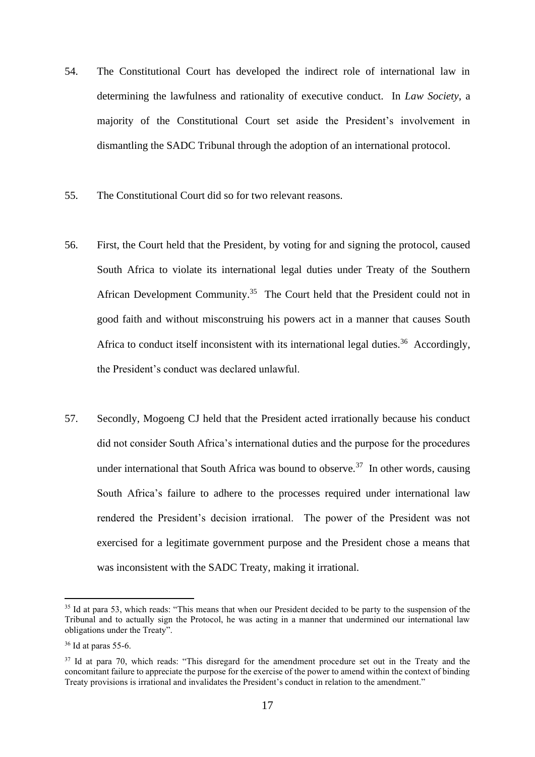54. The Constitutional Court has developed the indirect role of international law in determining the lawfulness and rationality of executive conduct. In *Law Society*, a majority of the Constitutional Court set aside the President's involvement in dismantling the SADC Tribunal through the adoption of an international protocol.

55. The Constitutional Court did so for two relevant reasons.

56. First, the Court held that the President, by voting for and signing the protocol, caused South Africa to violate its international legal duties under Treaty of the Southern African Development Community.[35] The Court held that the President could not in good faith and without misconstruing his powers act in a manner that causes South Africa to conduct itself inconsistent with its international legal duties.[36] Accordingly, the President's conduct was declared unlawful.

57. Secondly, Mogoeng CJ held that the President acted irrationally because his conduct did not consider South Africa's international duties and the purpose for the procedures under international that South Africa was bound to observe.[37] In other words, causing South Africa's failure to adhere to the processes required under international law rendered the President's decision irrational. The power of the President was not exercised for a legitimate government purpose and the President chose a means that was inconsistent with the SADC Treaty, making it irrational.

---

[35] Id at para 53, which reads: "This means that when our President decided to be party to the suspension of the Tribunal and to actually sign the Protocol, he was acting in a manner that undermined our international law obligations under the Treaty".

[36] Id at paras 55-6.

[37] Id at para 70, which reads: "This disregard for the amendment procedure set out in the Treaty and the concomitant failure to appreciate the purpose for the exercise of the power to amend within the context of binding Treaty provisions is irrational and invalidates the President's conduct in relation to the amendment."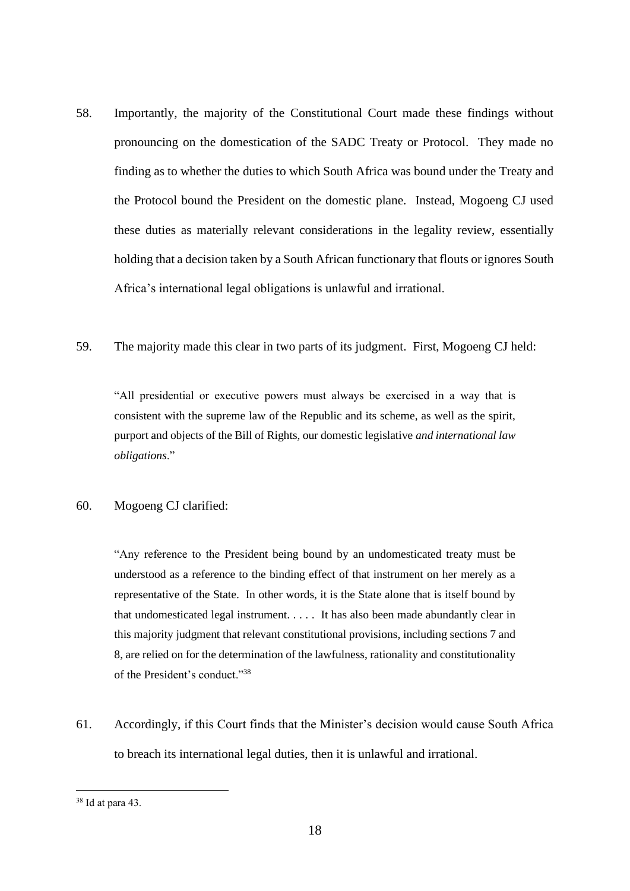58. Importantly, the majority of the Constitutional Court made these findings without pronouncing on the domestication of the SADC Treaty or Protocol. They made no finding as to whether the duties to which South Africa was bound under the Treaty and the Protocol bound the President on the domestic plane. Instead, Mogoeng CJ used these duties as materially relevant considerations in the legality review, essentially holding that a decision taken by a South African functionary that flouts or ignores South Africa's international legal obligations is unlawful and irrational.

59. The majority made this clear in two parts of its judgment. First, Mogoeng CJ held:

> "All presidential or executive powers must always be exercised in a way that is consistent with the supreme law of the Republic and its scheme, as well as the spirit, purport and objects of the Bill of Rights, our domestic legislative *and international law obligations*."

60. Mogoeng CJ clarified:

> "Any reference to the President being bound by an undomesticated treaty must be understood as a reference to the binding effect of that instrument on her merely as a representative of the State. In other words, it is the State alone that is itself bound by that undomesticated legal instrument. . . . . It has also been made abundantly clear in this majority judgment that relevant constitutional provisions, including sections 7 and 8, are relied on for the determination of the lawfulness, rationality and constitutionality of the President's conduct."[38]

61. Accordingly, if this Court finds that the Minister's decision would cause South Africa to breach its international legal duties, then it is unlawful and irrational.

---

[38] Id at para 43.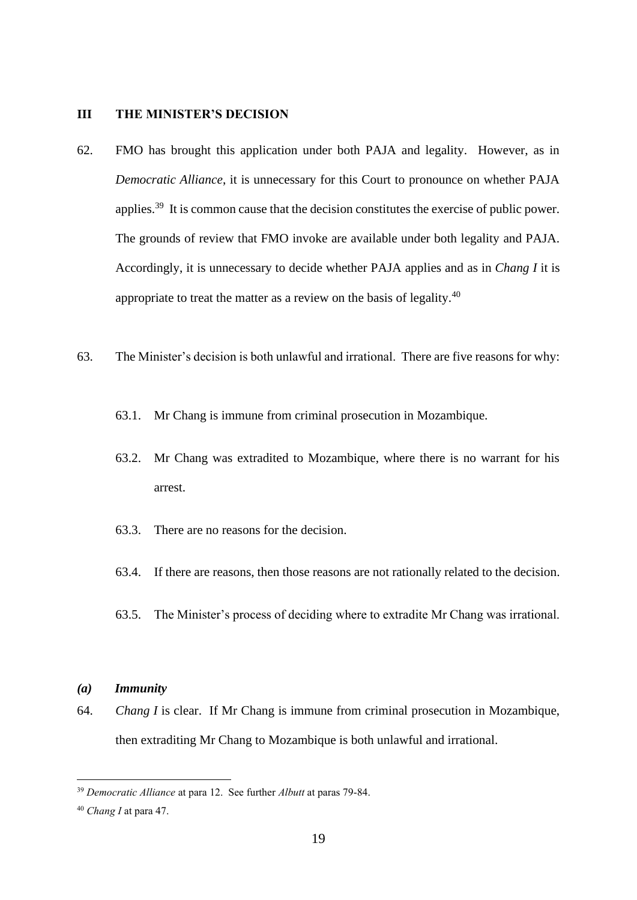## III THE MINISTER'S DECISION

62. FMO has brought this application under both PAJA and legality. However, as in *Democratic Alliance*, it is unnecessary for this Court to pronounce on whether PAJA applies.[39] It is common cause that the decision constitutes the exercise of public power. The grounds of review that FMO invoke are available under both legality and PAJA. Accordingly, it is unnecessary to decide whether PAJA applies and as in *Chang I* it is appropriate to treat the matter as a review on the basis of legality.[40]

63. The Minister's decision is both unlawful and irrational. There are five reasons for why:

    63.1. Mr Chang is immune from criminal prosecution in Mozambique.

    63.2. Mr Chang was extradited to Mozambique, where there is no warrant for his arrest.

    63.3. There are no reasons for the decision.

    63.4. If there are reasons, then those reasons are not rationally related to the decision.

    63.5. The Minister's process of deciding where to extradite Mr Chang was irrational.

### *(a) Immunity*

64. *Chang I* is clear. If Mr Chang is immune from criminal prosecution in Mozambique, then extraditing Mr Chang to Mozambique is both unlawful and irrational.

---

[39] *Democratic Alliance* at para 12. See further *Albutt* at paras 79-84.

[40] *Chang I* at para 47.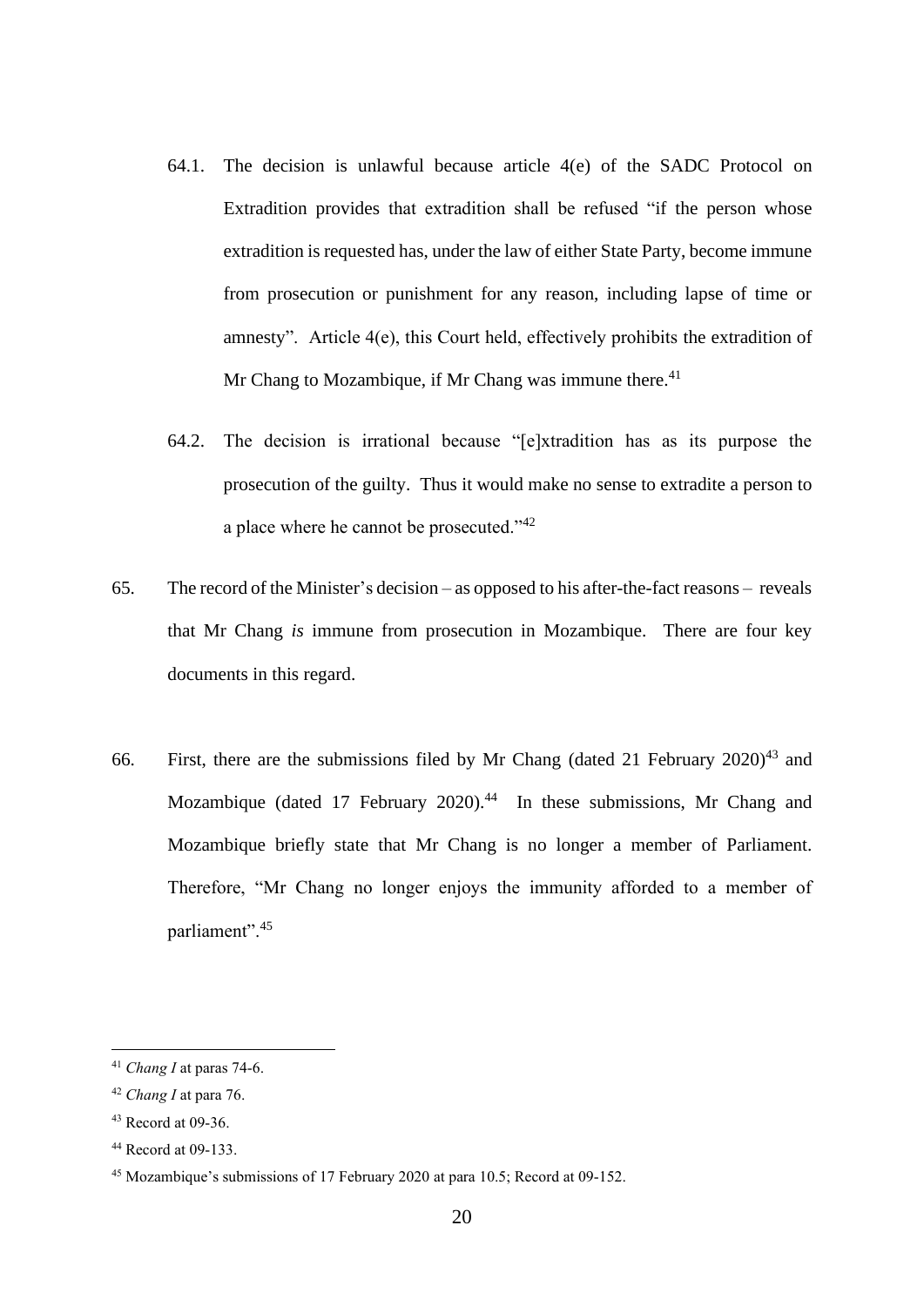64.1. The decision is unlawful because article 4(e) of the SADC Protocol on Extradition provides that extradition shall be refused "if the person whose extradition is requested has, under the law of either State Party, become immune from prosecution or punishment for any reason, including lapse of time or amnesty". Article 4(e), this Court held, effectively prohibits the extradition of Mr Chang to Mozambique, if Mr Chang was immune there.[41]

64.2. The decision is irrational because "[e]xtradition has as its purpose the prosecution of the guilty. Thus it would make no sense to extradite a person to a place where he cannot be prosecuted."[42]

65. The record of the Minister's decision – as opposed to his after-the-fact reasons – reveals that Mr Chang *is* immune from prosecution in Mozambique. There are four key documents in this regard.

66. First, there are the submissions filed by Mr Chang (dated 21 February 2020)[43] and Mozambique (dated 17 February 2020).[44] In these submissions, Mr Chang and Mozambique briefly state that Mr Chang is no longer a member of Parliament. Therefore, "Mr Chang no longer enjoys the immunity afforded to a member of parliament".[45]

---

[41] *Chang I* at paras 74-6.

[42] *Chang I* at para 76.

[43] Record at 09-36.

[44] Record at 09-133.

[45] Mozambique's submissions of 17 February 2020 at para 10.5; Record at 09-152.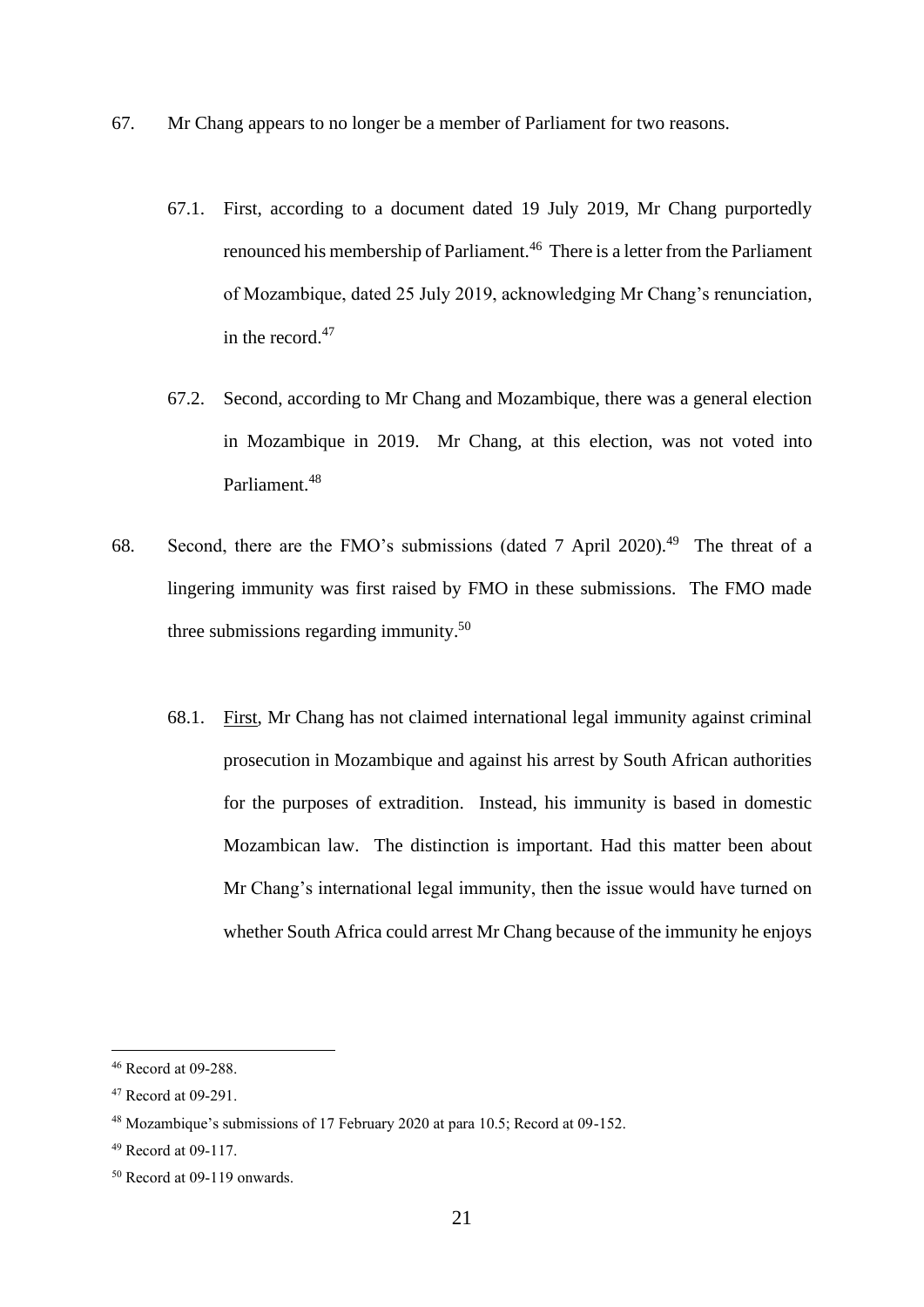67. Mr Chang appears to no longer be a member of Parliament for two reasons.

    67.1. First, according to a document dated 19 July 2019, Mr Chang purportedly renounced his membership of Parliament.[46] There is a letter from the Parliament of Mozambique, dated 25 July 2019, acknowledging Mr Chang's renunciation, in the record.[47]

    67.2. Second, according to Mr Chang and Mozambique, there was a general election in Mozambique in 2019. Mr Chang, at this election, was not voted into Parliament.[48]

68. Second, there are the FMO's submissions (dated 7 April 2020).[49] The threat of a lingering immunity was first raised by FMO in these submissions. The FMO made three submissions regarding immunity.[50]

    68.1. <u>First</u>, Mr Chang has not claimed international legal immunity against criminal prosecution in Mozambique and against his arrest by South African authorities for the purposes of extradition. Instead, his immunity is based in domestic Mozambican law. The distinction is important. Had this matter been about Mr Chang's international legal immunity, then the issue would have turned on whether South Africa could arrest Mr Chang because of the immunity he enjoys

---

[46] Record at 09-288.

[47] Record at 09-291.

[48] Mozambique's submissions of 17 February 2020 at para 10.5; Record at 09-152.

[49] Record at 09-117.

[50] Record at 09-119 onwards.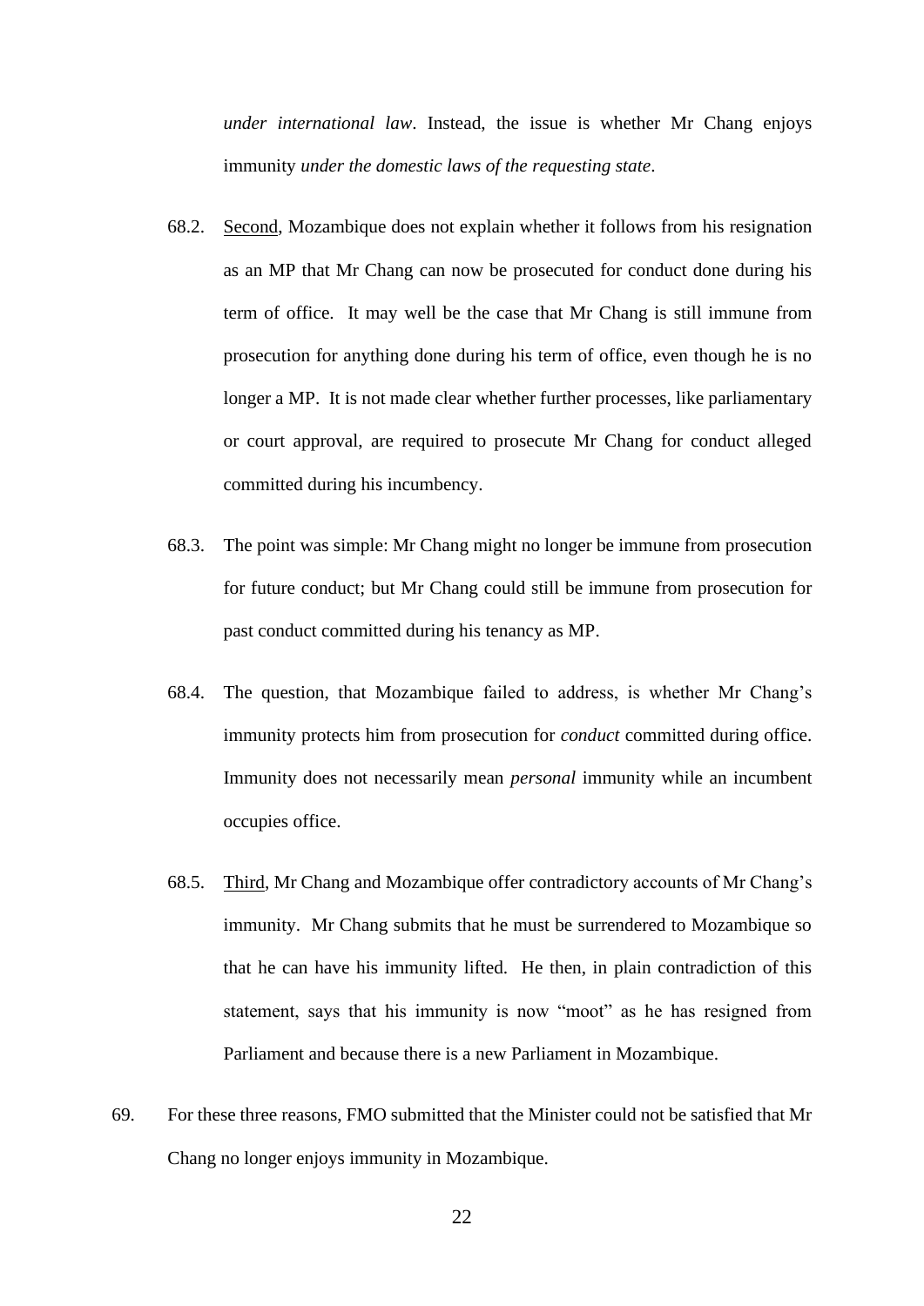*under international law*. Instead, the issue is whether Mr Chang enjoys immunity *under the domestic laws of the requesting state*.

68.2. Second, Mozambique does not explain whether it follows from his resignation as an MP that Mr Chang can now be prosecuted for conduct done during his term of office. It may well be the case that Mr Chang is still immune from prosecution for anything done during his term of office, even though he is no longer a MP. It is not made clear whether further processes, like parliamentary or court approval, are required to prosecute Mr Chang for conduct alleged committed during his incumbency.

68.3. The point was simple: Mr Chang might no longer be immune from prosecution for future conduct; but Mr Chang could still be immune from prosecution for past conduct committed during his tenancy as MP.

68.4. The question, that Mozambique failed to address, is whether Mr Chang's immunity protects him from prosecution for *conduct* committed during office. Immunity does not necessarily mean *personal* immunity while an incumbent occupies office.

68.5. Third, Mr Chang and Mozambique offer contradictory accounts of Mr Chang's immunity. Mr Chang submits that he must be surrendered to Mozambique so that he can have his immunity lifted. He then, in plain contradiction of this statement, says that his immunity is now "moot" as he has resigned from Parliament and because there is a new Parliament in Mozambique.

69. For these three reasons, FMO submitted that the Minister could not be satisfied that Mr Chang no longer enjoys immunity in Mozambique.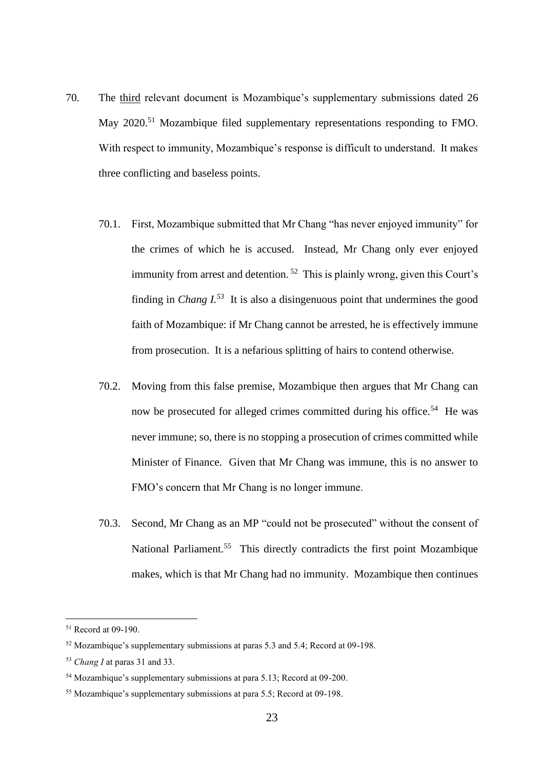70. The <u>third</u> relevant document is Mozambique's supplementary submissions dated 26 May 2020.[51] Mozambique filed supplementary representations responding to FMO. With respect to immunity, Mozambique's response is difficult to understand. It makes three conflicting and baseless points.

    70.1. First, Mozambique submitted that Mr Chang "has never enjoyed immunity" for the crimes of which he is accused. Instead, Mr Chang only ever enjoyed immunity from arrest and detention.[52] This is plainly wrong, given this Court's finding in *Chang I*.[53] It is also a disingenuous point that undermines the good faith of Mozambique: if Mr Chang cannot be arrested, he is effectively immune from prosecution. It is a nefarious splitting of hairs to contend otherwise.

    70.2. Moving from this false premise, Mozambique then argues that Mr Chang can now be prosecuted for alleged crimes committed during his office.[54] He was never immune; so, there is no stopping a prosecution of crimes committed while Minister of Finance. Given that Mr Chang was immune, this is no answer to FMO's concern that Mr Chang is no longer immune.

    70.3. Second, Mr Chang as an MP "could not be prosecuted" without the consent of National Parliament.[55] This directly contradicts the first point Mozambique makes, which is that Mr Chang had no immunity. Mozambique then continues

---

[51] Record at 09-190.

[52] Mozambique's supplementary submissions at paras 5.3 and 5.4; Record at 09-198.

[53] *Chang I* at paras 31 and 33.

[54] Mozambique's supplementary submissions at para 5.13; Record at 09-200.

[55] Mozambique's supplementary submissions at para 5.5; Record at 09-198.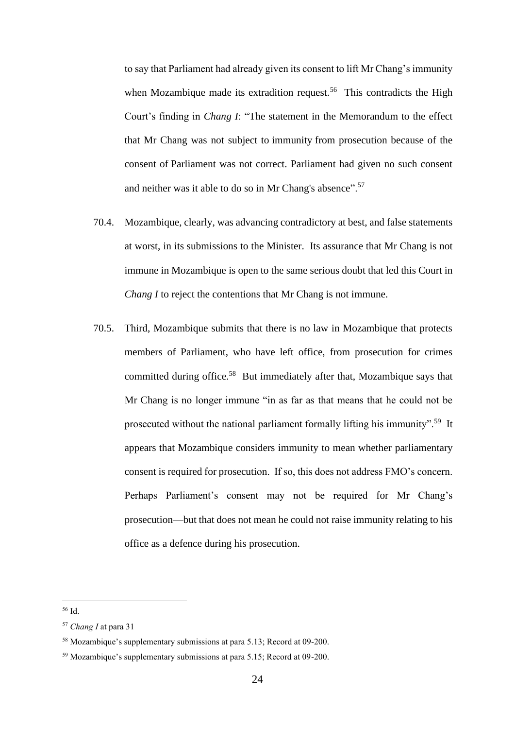to say that Parliament had already given its consent to lift Mr Chang's immunity when Mozambique made its extradition request.[56] This contradicts the High Court's finding in *Chang I*: "The statement in the Memorandum to the effect that Mr Chang was not subject to immunity from prosecution because of the consent of Parliament was not correct. Parliament had given no such consent and neither was it able to do so in Mr Chang's absence".[57]

70.4. Mozambique, clearly, was advancing contradictory at best, and false statements at worst, in its submissions to the Minister. Its assurance that Mr Chang is not immune in Mozambique is open to the same serious doubt that led this Court in *Chang I* to reject the contentions that Mr Chang is not immune.

70.5. Third, Mozambique submits that there is no law in Mozambique that protects members of Parliament, who have left office, from prosecution for crimes committed during office.[58] But immediately after that, Mozambique says that Mr Chang is no longer immune "in as far as that means that he could not be prosecuted without the national parliament formally lifting his immunity".[59] It appears that Mozambique considers immunity to mean whether parliamentary consent is required for prosecution. If so, this does not address FMO's concern. Perhaps Parliament's consent may not be required for Mr Chang's prosecution—but that does not mean he could not raise immunity relating to his office as a defence during his prosecution.

---

[56] Id.

[57] *Chang I* at para 31

[58] Mozambique's supplementary submissions at para 5.13; Record at 09-200.

[59] Mozambique's supplementary submissions at para 5.15; Record at 09-200.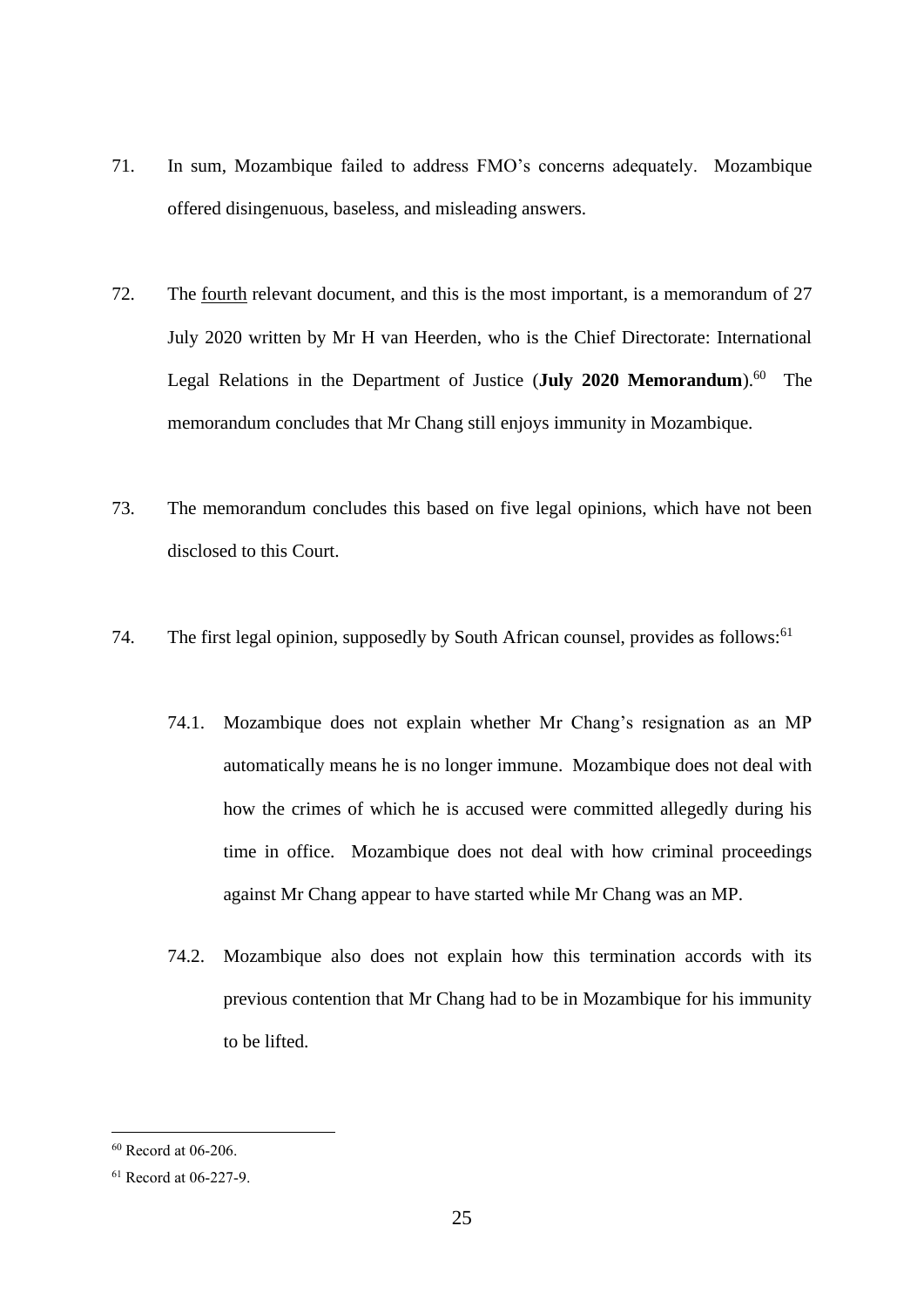71. In sum, Mozambique failed to address FMO's concerns adequately. Mozambique offered disingenuous, baseless, and misleading answers.

72. The fourth relevant document, and this is the most important, is a memorandum of 27 July 2020 written by Mr H van Heerden, who is the Chief Directorate: International Legal Relations in the Department of Justice (**July 2020 Memorandum**).[60] The memorandum concludes that Mr Chang still enjoys immunity in Mozambique.

73. The memorandum concludes this based on five legal opinions, which have not been disclosed to this Court.

74. The first legal opinion, supposedly by South African counsel, provides as follows:[61]

    74.1. Mozambique does not explain whether Mr Chang's resignation as an MP automatically means he is no longer immune. Mozambique does not deal with how the crimes of which he is accused were committed allegedly during his time in office. Mozambique does not deal with how criminal proceedings against Mr Chang appear to have started while Mr Chang was an MP.

    74.2. Mozambique also does not explain how this termination accords with its previous contention that Mr Chang had to be in Mozambique for his immunity to be lifted.

---

[60] Record at 06-206.

[61] Record at 06-227-9.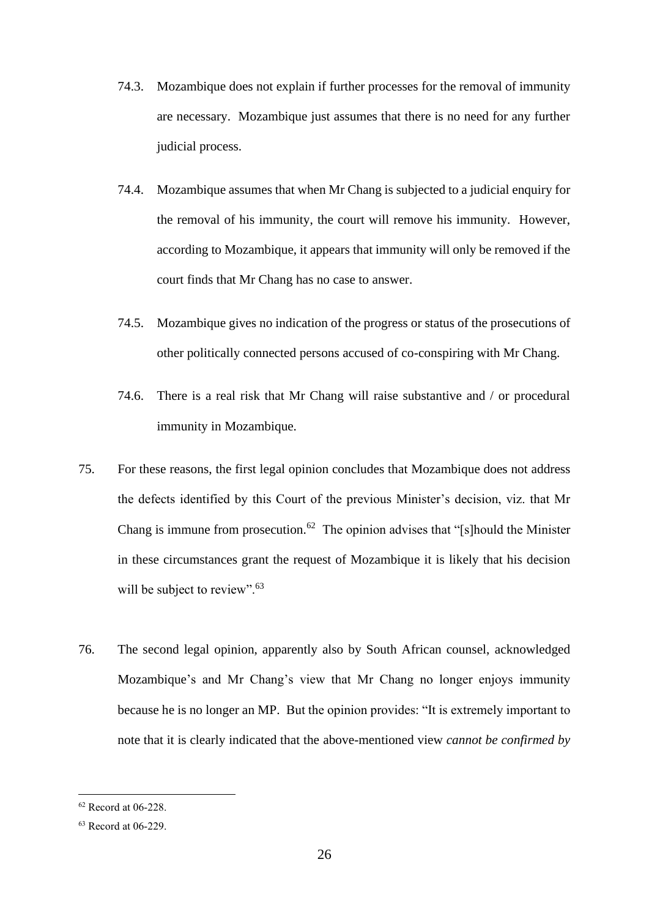74.3. Mozambique does not explain if further processes for the removal of immunity are necessary. Mozambique just assumes that there is no need for any further judicial process.

74.4. Mozambique assumes that when Mr Chang is subjected to a judicial enquiry for the removal of his immunity, the court will remove his immunity. However, according to Mozambique, it appears that immunity will only be removed if the court finds that Mr Chang has no case to answer.

74.5. Mozambique gives no indication of the progress or status of the prosecutions of other politically connected persons accused of co-conspiring with Mr Chang.

74.6. There is a real risk that Mr Chang will raise substantive and / or procedural immunity in Mozambique.

75. For these reasons, the first legal opinion concludes that Mozambique does not address the defects identified by this Court of the previous Minister's decision, viz. that Mr Chang is immune from prosecution.[62] The opinion advises that "[s]hould the Minister in these circumstances grant the request of Mozambique it is likely that his decision will be subject to review".[63]

76. The second legal opinion, apparently also by South African counsel, acknowledged Mozambique's and Mr Chang's view that Mr Chang no longer enjoys immunity because he is no longer an MP. But the opinion provides: "It is extremely important to note that it is clearly indicated that the above-mentioned view *cannot be confirmed by*

---

[62] Record at 06-228.

[63] Record at 06-229.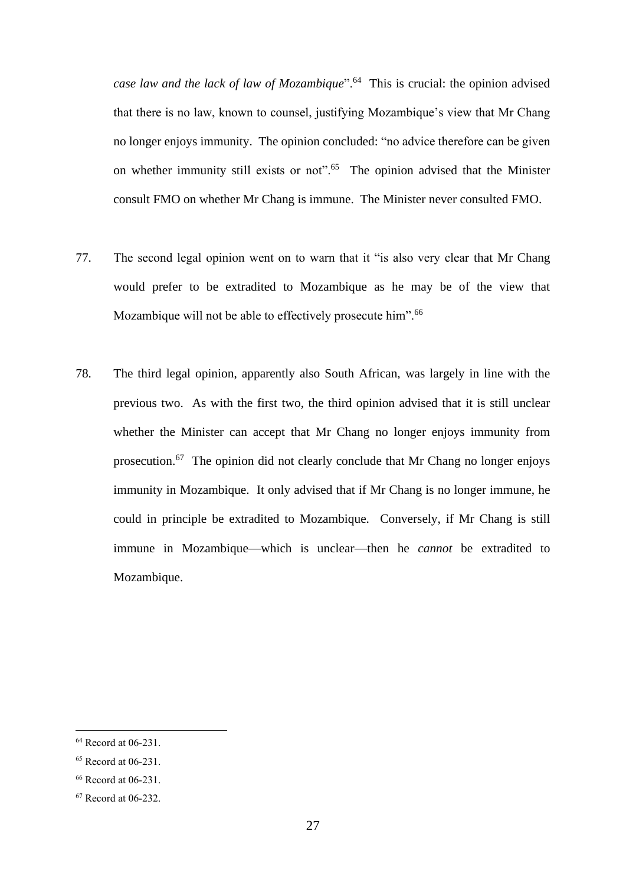*case law and the lack of law of Mozambique*".[64] This is crucial: the opinion advised that there is no law, known to counsel, justifying Mozambique's view that Mr Chang no longer enjoys immunity. The opinion concluded: "no advice therefore can be given on whether immunity still exists or not".[65] The opinion advised that the Minister consult FMO on whether Mr Chang is immune. The Minister never consulted FMO.

77. The second legal opinion went on to warn that it "is also very clear that Mr Chang would prefer to be extradited to Mozambique as he may be of the view that Mozambique will not be able to effectively prosecute him".[66]

78. The third legal opinion, apparently also South African, was largely in line with the previous two. As with the first two, the third opinion advised that it is still unclear whether the Minister can accept that Mr Chang no longer enjoys immunity from prosecution.[67] The opinion did not clearly conclude that Mr Chang no longer enjoys immunity in Mozambique. It only advised that if Mr Chang is no longer immune, he could in principle be extradited to Mozambique. Conversely, if Mr Chang is still immune in Mozambique—which is unclear—then he *cannot* be extradited to Mozambique.

---

[64] Record at 06-231.

[65] Record at 06-231.

[66] Record at 06-231.

[67] Record at 06-232.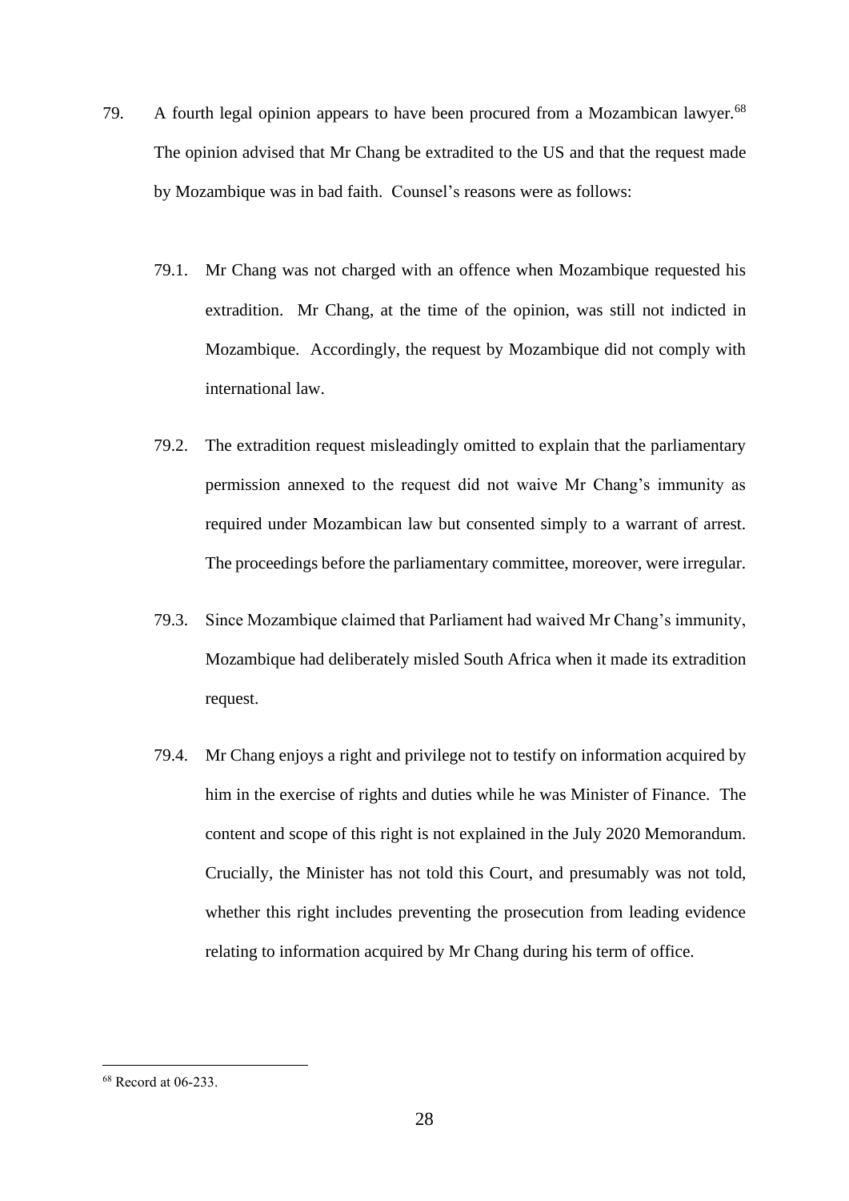79. A fourth legal opinion appears to have been procured from a Mozambican lawyer.[68] The opinion advised that Mr Chang be extradited to the US and that the request made by Mozambique was in bad faith. Counsel's reasons were as follows:

    79.1. Mr Chang was not charged with an offence when Mozambique requested his extradition. Mr Chang, at the time of the opinion, was still not indicted in Mozambique. Accordingly, the request by Mozambique did not comply with international law.

    79.2. The extradition request misleadingly omitted to explain that the parliamentary permission annexed to the request did not waive Mr Chang's immunity as required under Mozambican law but consented simply to a warrant of arrest. The proceedings before the parliamentary committee, moreover, were irregular.

    79.3. Since Mozambique claimed that Parliament had waived Mr Chang's immunity, Mozambique had deliberately misled South Africa when it made its extradition request.

    79.4. Mr Chang enjoys a right and privilege not to testify on information acquired by him in the exercise of rights and duties while he was Minister of Finance. The content and scope of this right is not explained in the July 2020 Memorandum. Crucially, the Minister has not told this Court, and presumably was not told, whether this right includes preventing the prosecution from leading evidence relating to information acquired by Mr Chang during his term of office.

---

[68] Record at 06-233.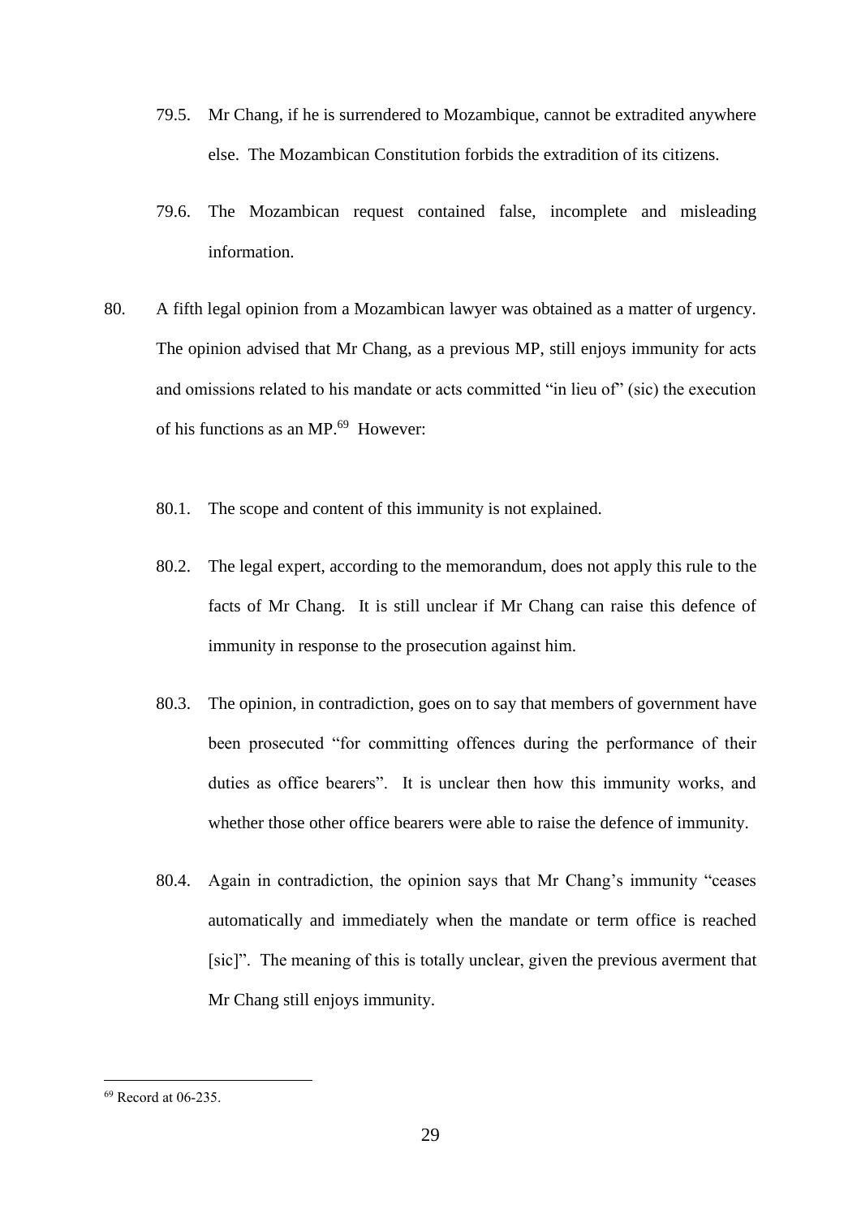79.5. Mr Chang, if he is surrendered to Mozambique, cannot be extradited anywhere else. The Mozambican Constitution forbids the extradition of its citizens.

79.6. The Mozambican request contained false, incomplete and misleading information.

80. A fifth legal opinion from a Mozambican lawyer was obtained as a matter of urgency. The opinion advised that Mr Chang, as a previous MP, still enjoys immunity for acts and omissions related to his mandate or acts committed "in lieu of" (sic) the execution of his functions as an MP.[69] However:

80.1. The scope and content of this immunity is not explained.

80.2. The legal expert, according to the memorandum, does not apply this rule to the facts of Mr Chang. It is still unclear if Mr Chang can raise this defence of immunity in response to the prosecution against him.

80.3. The opinion, in contradiction, goes on to say that members of government have been prosecuted "for committing offences during the performance of their duties as office bearers". It is unclear then how this immunity works, and whether those other office bearers were able to raise the defence of immunity.

80.4. Again in contradiction, the opinion says that Mr Chang's immunity "ceases automatically and immediately when the mandate or term office is reached [sic]". The meaning of this is totally unclear, given the previous averment that Mr Chang still enjoys immunity.

---

[69] Record at 06-235.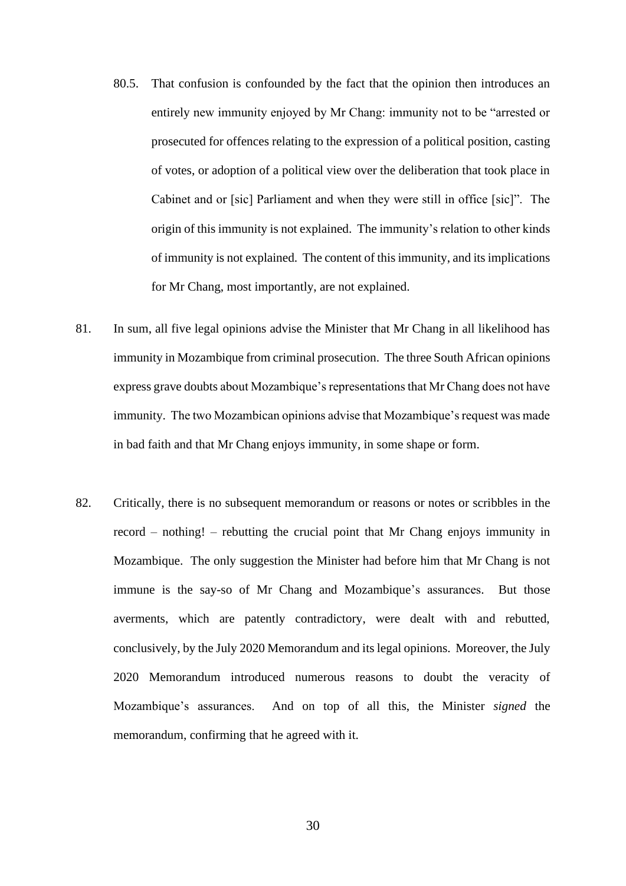80.5. That confusion is confounded by the fact that the opinion then introduces an entirely new immunity enjoyed by Mr Chang: immunity not to be "arrested or prosecuted for offences relating to the expression of a political position, casting of votes, or adoption of a political view over the deliberation that took place in Cabinet and or [sic] Parliament and when they were still in office [sic]". The origin of this immunity is not explained. The immunity's relation to other kinds of immunity is not explained. The content of this immunity, and its implications for Mr Chang, most importantly, are not explained.

81. In sum, all five legal opinions advise the Minister that Mr Chang in all likelihood has immunity in Mozambique from criminal prosecution. The three South African opinions express grave doubts about Mozambique's representations that Mr Chang does not have immunity. The two Mozambican opinions advise that Mozambique's request was made in bad faith and that Mr Chang enjoys immunity, in some shape or form.

82. Critically, there is no subsequent memorandum or reasons or notes or scribbles in the record – nothing! – rebutting the crucial point that Mr Chang enjoys immunity in Mozambique. The only suggestion the Minister had before him that Mr Chang is not immune is the say-so of Mr Chang and Mozambique's assurances. But those averments, which are patently contradictory, were dealt with and rebutted, conclusively, by the July 2020 Memorandum and its legal opinions. Moreover, the July 2020 Memorandum introduced numerous reasons to doubt the veracity of Mozambique's assurances. And on top of all this, the Minister *signed* the memorandum, confirming that he agreed with it.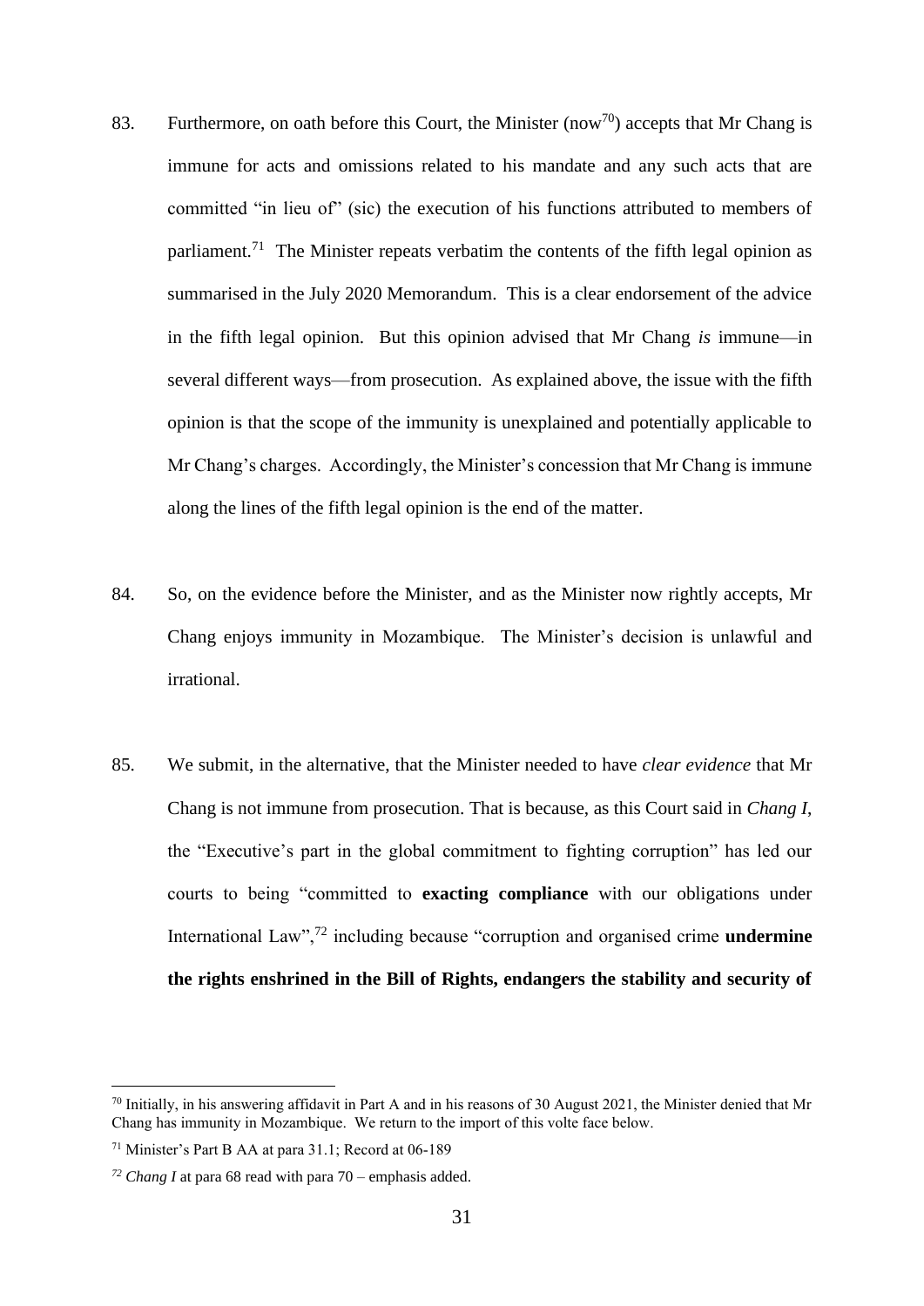83. Furthermore, on oath before this Court, the Minister (now[70]) accepts that Mr Chang is immune for acts and omissions related to his mandate and any such acts that are committed "in lieu of" (sic) the execution of his functions attributed to members of parliament.[71] The Minister repeats verbatim the contents of the fifth legal opinion as summarised in the July 2020 Memorandum. This is a clear endorsement of the advice in the fifth legal opinion. But this opinion advised that Mr Chang *is* immune—in several different ways—from prosecution. As explained above, the issue with the fifth opinion is that the scope of the immunity is unexplained and potentially applicable to Mr Chang's charges. Accordingly, the Minister's concession that Mr Chang is immune along the lines of the fifth legal opinion is the end of the matter.

84. So, on the evidence before the Minister, and as the Minister now rightly accepts, Mr Chang enjoys immunity in Mozambique. The Minister's decision is unlawful and irrational.

85. We submit, in the alternative, that the Minister needed to have *clear evidence* that Mr Chang is not immune from prosecution. That is because, as this Court said in *Chang I*, the "Executive's part in the global commitment to fighting corruption" has led our courts to being "committed to **exacting compliance** with our obligations under International Law",[72] including because "corruption and organised crime **undermine the rights enshrined in the Bill of Rights, endangers the stability and security of**

---

[70] Initially, in his answering affidavit in Part A and in his reasons of 30 August 2021, the Minister denied that Mr Chang has immunity in Mozambique. We return to the import of this volte face below.

[71] Minister's Part B AA at para 31.1; Record at 06-189

[72] *Chang I* at para 68 read with para 70 – emphasis added.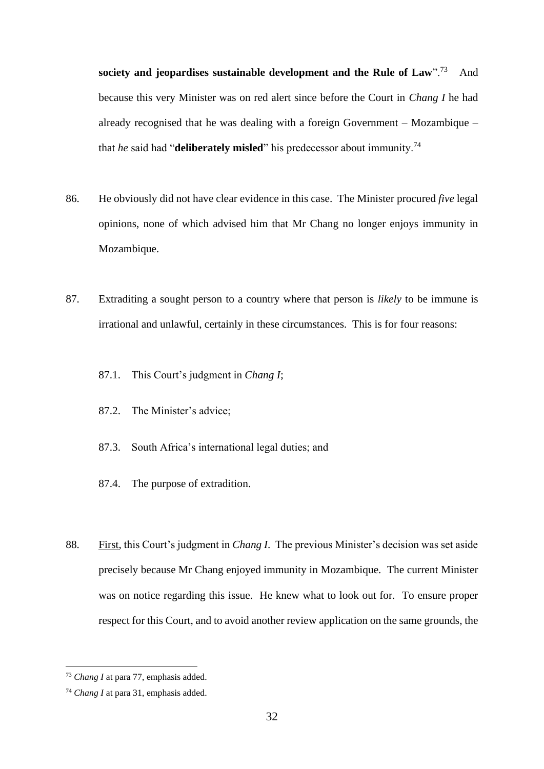**society and jeopardises sustainable development and the Rule of Law**".[73] And because this very Minister was on red alert since before the Court in *Chang I* he had already recognised that he was dealing with a foreign Government – Mozambique – that *he* said had "**deliberately misled**" his predecessor about immunity.[74]

86. He obviously did not have clear evidence in this case. The Minister procured *five* legal opinions, none of which advised him that Mr Chang no longer enjoys immunity in Mozambique.

87. Extraditing a sought person to a country where that person is *likely* to be immune is irrational and unlawful, certainly in these circumstances. This is for four reasons:

   87.1. This Court's judgment in *Chang I*;

   87.2. The Minister's advice;

   87.3. South Africa's international legal duties; and

   87.4. The purpose of extradition.

88. First, this Court's judgment in *Chang I*. The previous Minister's decision was set aside precisely because Mr Chang enjoyed immunity in Mozambique. The current Minister was on notice regarding this issue. He knew what to look out for. To ensure proper respect for this Court, and to avoid another review application on the same grounds, the

---

[73] *Chang I* at para 77, emphasis added.

[74] *Chang I* at para 31, emphasis added.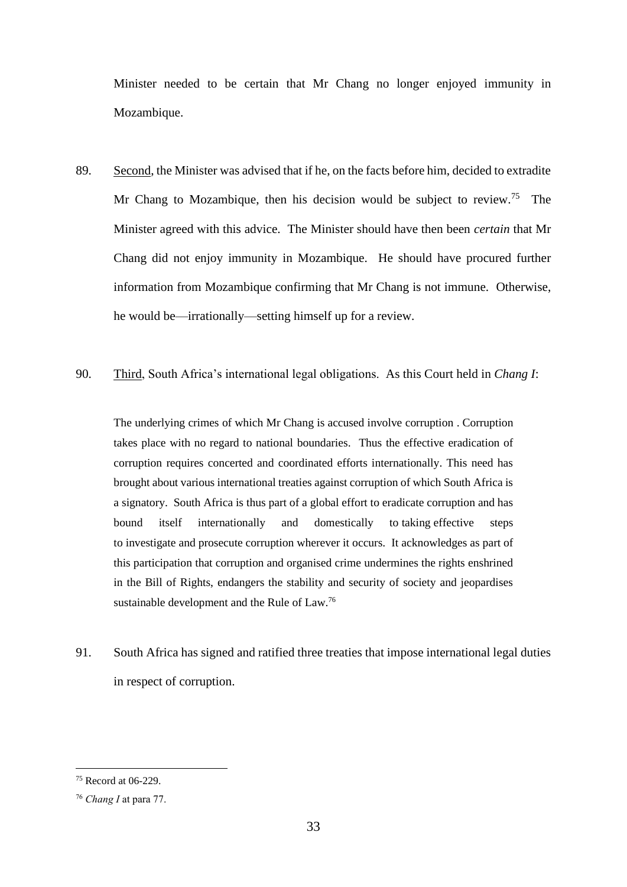Minister needed to be certain that Mr Chang no longer enjoyed immunity in Mozambique.

89. Second, the Minister was advised that if he, on the facts before him, decided to extradite Mr Chang to Mozambique, then his decision would be subject to review.[75] The Minister agreed with this advice. The Minister should have then been *certain* that Mr Chang did not enjoy immunity in Mozambique. He should have procured further information from Mozambique confirming that Mr Chang is not immune. Otherwise, he would be—irrationally—setting himself up for a review.

90. Third, South Africa's international legal obligations. As this Court held in *Chang I*:

> The underlying crimes of which Mr Chang is accused involve corruption . Corruption takes place with no regard to national boundaries. Thus the effective eradication of corruption requires concerted and coordinated efforts internationally. This need has brought about various international treaties against corruption of which South Africa is a signatory. South Africa is thus part of a global effort to eradicate corruption and has bound itself internationally and domestically to taking effective steps to investigate and prosecute corruption wherever it occurs. It acknowledges as part of this participation that corruption and organised crime undermines the rights enshrined in the Bill of Rights, endangers the stability and security of society and jeopardises sustainable development and the Rule of Law.[76]

91. South Africa has signed and ratified three treaties that impose international legal duties in respect of corruption.

---

[75] Record at 06-229.

[76] *Chang I* at para 77.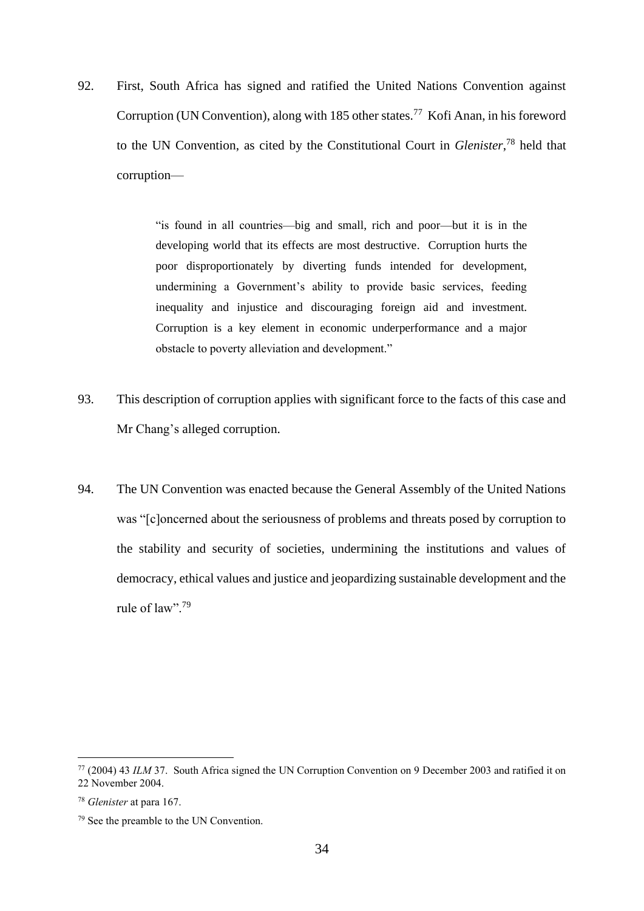92. First, South Africa has signed and ratified the United Nations Convention against Corruption (UN Convention), along with 185 other states.[77] Kofi Anan, in his foreword to the UN Convention, as cited by the Constitutional Court in *Glenister*,[78] held that corruption—

> "is found in all countries—big and small, rich and poor—but it is in the developing world that its effects are most destructive. Corruption hurts the poor disproportionately by diverting funds intended for development, undermining a Government's ability to provide basic services, feeding inequality and injustice and discouraging foreign aid and investment. Corruption is a key element in economic underperformance and a major obstacle to poverty alleviation and development."

93. This description of corruption applies with significant force to the facts of this case and Mr Chang's alleged corruption.

94. The UN Convention was enacted because the General Assembly of the United Nations was "[c]oncerned about the seriousness of problems and threats posed by corruption to the stability and security of societies, undermining the institutions and values of democracy, ethical values and justice and jeopardizing sustainable development and the rule of law".[79]

---

[77] (2004) 43 *ILM* 37. South Africa signed the UN Corruption Convention on 9 December 2003 and ratified it on 22 November 2004.

[78] *Glenister* at para 167.

[79] See the preamble to the UN Convention.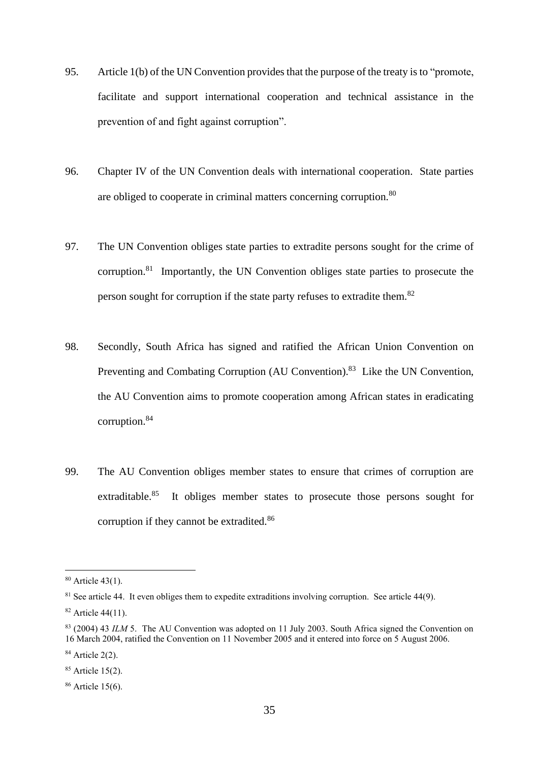95. Article 1(b) of the UN Convention provides that the purpose of the treaty is to "promote, facilitate and support international cooperation and technical assistance in the prevention of and fight against corruption".

96. Chapter IV of the UN Convention deals with international cooperation. State parties are obliged to cooperate in criminal matters concerning corruption.[80]

97. The UN Convention obliges state parties to extradite persons sought for the crime of corruption.[81] Importantly, the UN Convention obliges state parties to prosecute the person sought for corruption if the state party refuses to extradite them.[82]

98. Secondly, South Africa has signed and ratified the African Union Convention on Preventing and Combating Corruption (AU Convention).[83] Like the UN Convention, the AU Convention aims to promote cooperation among African states in eradicating corruption.[84]

99. The AU Convention obliges member states to ensure that crimes of corruption are extraditable.[85] It obliges member states to prosecute those persons sought for corruption if they cannot be extradited.[86]

---

[80] Article 43(1).

[81] See article 44. It even obliges them to expedite extraditions involving corruption. See article 44(9).

[82] Article 44(11).

[83] (2004) 43 *ILM* 5. The AU Convention was adopted on 11 July 2003. South Africa signed the Convention on 16 March 2004, ratified the Convention on 11 November 2005 and it entered into force on 5 August 2006.

[84] Article 2(2).

[85] Article 15(2).

[86] Article 15(6).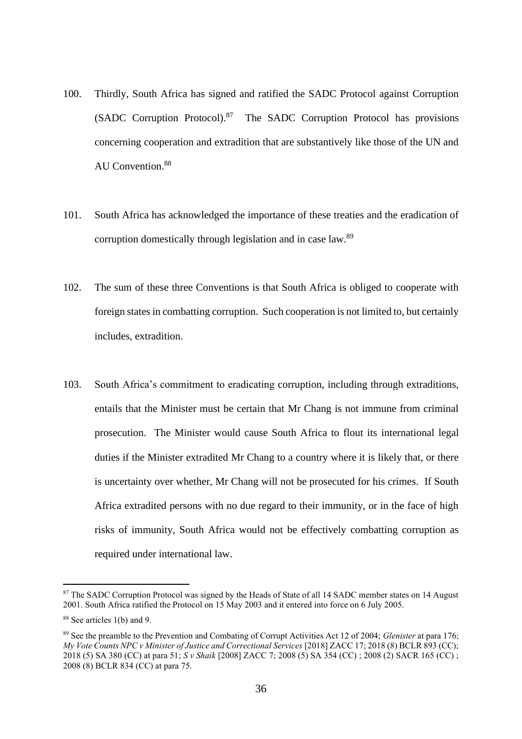100. Thirdly, South Africa has signed and ratified the SADC Protocol against Corruption (SADC Corruption Protocol).[87] The SADC Corruption Protocol has provisions concerning cooperation and extradition that are substantively like those of the UN and AU Convention.[88]

101. South Africa has acknowledged the importance of these treaties and the eradication of corruption domestically through legislation and in case law.[89]

102. The sum of these three Conventions is that South Africa is obliged to cooperate with foreign states in combatting corruption. Such cooperation is not limited to, but certainly includes, extradition.

103. South Africa's commitment to eradicating corruption, including through extraditions, entails that the Minister must be certain that Mr Chang is not immune from criminal prosecution. The Minister would cause South Africa to flout its international legal duties if the Minister extradited Mr Chang to a country where it is likely that, or there is uncertainty over whether, Mr Chang will not be prosecuted for his crimes. If South Africa extradited persons with no due regard to their immunity, or in the face of high risks of immunity, South Africa would not be effectively combatting corruption as required under international law.

---

[87] The SADC Corruption Protocol was signed by the Heads of State of all 14 SADC member states on 14 August 2001. South Africa ratified the Protocol on 15 May 2003 and it entered into force on 6 July 2005.

[88] See articles 1(b) and 9.

[89] See the preamble to the Prevention and Combating of Corrupt Activities Act 12 of 2004; *Glenister* at para 176; *My Vote Counts NPC v Minister of Justice and Correctional Services* [2018] ZACC 17; 2018 (8) BCLR 893 (CC); 2018 (5) SA 380 (CC) at para 51; *S v Shaik* [2008] ZACC 7; 2008 (5) SA 354 (CC) ; 2008 (2) SACR 165 (CC) ; 2008 (8) BCLR 834 (CC) at para 75.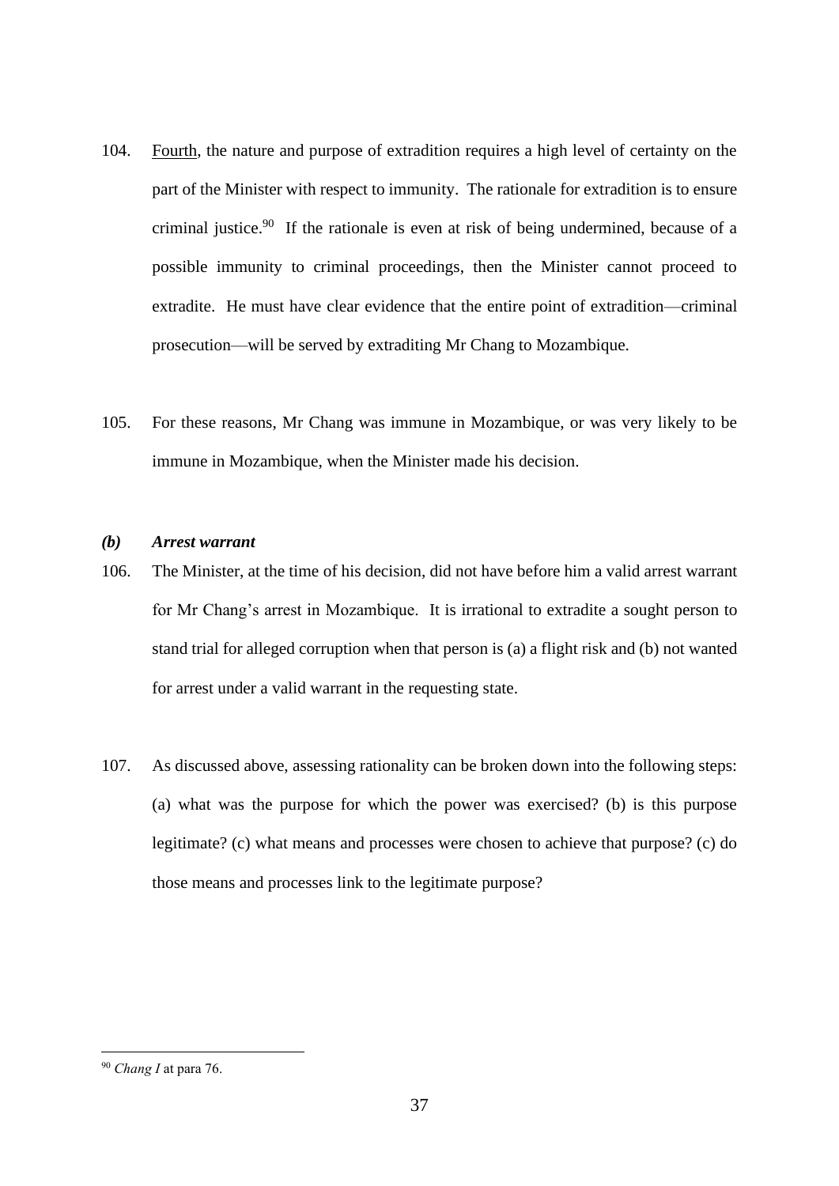104. <u>Fourth</u>, the nature and purpose of extradition requires a high level of certainty on the part of the Minister with respect to immunity. The rationale for extradition is to ensure criminal justice.[90] If the rationale is even at risk of being undermined, because of a possible immunity to criminal proceedings, then the Minister cannot proceed to extradite. He must have clear evidence that the entire point of extradition—criminal prosecution—will be served by extraditing Mr Chang to Mozambique.

105. For these reasons, Mr Chang was immune in Mozambique, or was very likely to be immune in Mozambique, when the Minister made his decision.

### *(b) Arrest warrant*

106. The Minister, at the time of his decision, did not have before him a valid arrest warrant for Mr Chang's arrest in Mozambique. It is irrational to extradite a sought person to stand trial for alleged corruption when that person is (a) a flight risk and (b) not wanted for arrest under a valid warrant in the requesting state.

107. As discussed above, assessing rationality can be broken down into the following steps: (a) what was the purpose for which the power was exercised? (b) is this purpose legitimate? (c) what means and processes were chosen to achieve that purpose? (c) do those means and processes link to the legitimate purpose?

---

[90] *Chang I* at para 76.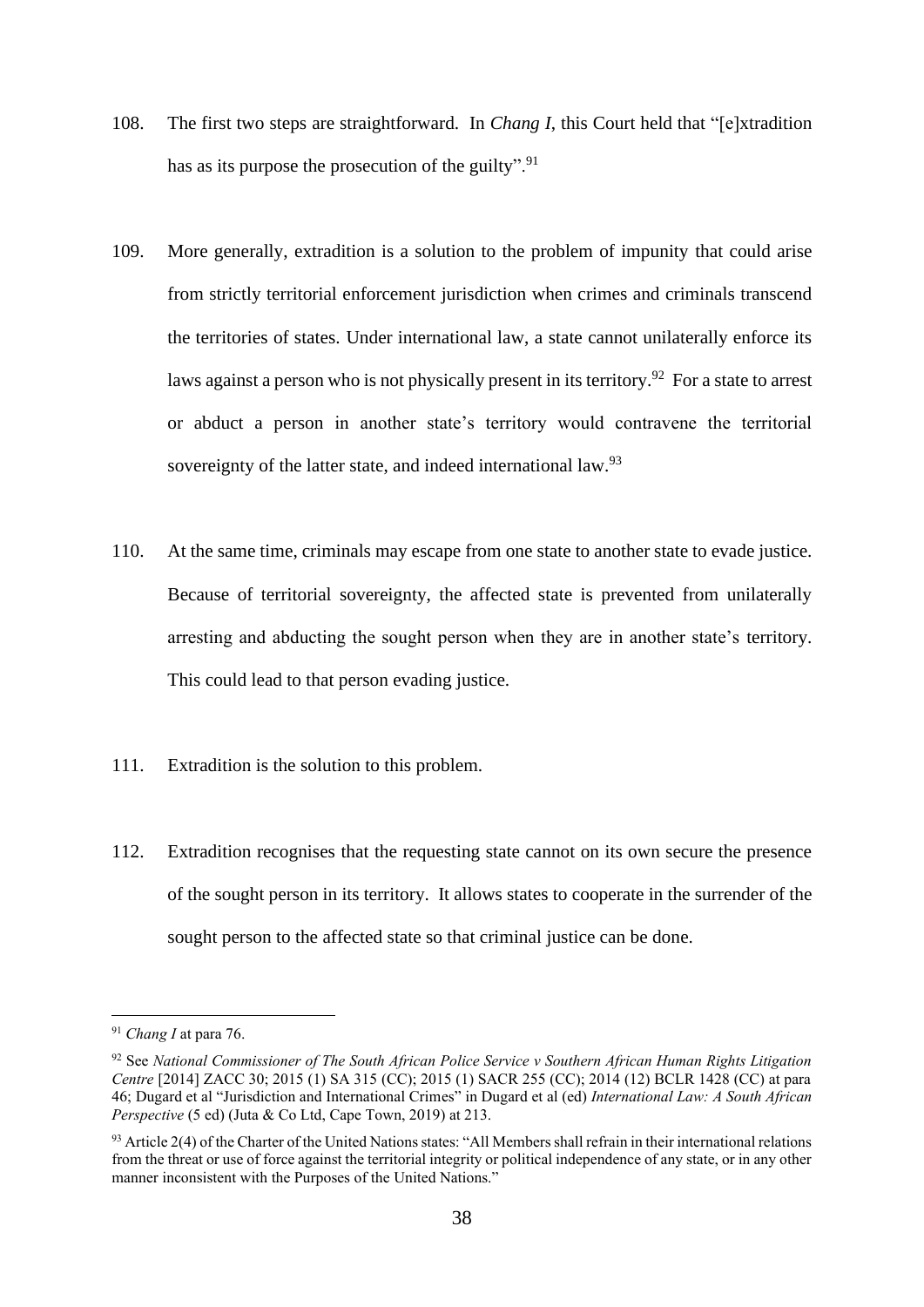108. The first two steps are straightforward. In *Chang I*, this Court held that "[e]xtradition has as its purpose the prosecution of the guilty".[91]

109. More generally, extradition is a solution to the problem of impunity that could arise from strictly territorial enforcement jurisdiction when crimes and criminals transcend the territories of states. Under international law, a state cannot unilaterally enforce its laws against a person who is not physically present in its territory.[92] For a state to arrest or abduct a person in another state's territory would contravene the territorial sovereignty of the latter state, and indeed international law.[93]

110. At the same time, criminals may escape from one state to another state to evade justice. Because of territorial sovereignty, the affected state is prevented from unilaterally arresting and abducting the sought person when they are in another state's territory. This could lead to that person evading justice.

111. Extradition is the solution to this problem.

112. Extradition recognises that the requesting state cannot on its own secure the presence of the sought person in its territory. It allows states to cooperate in the surrender of the sought person to the affected state so that criminal justice can be done.

---

[91] *Chang I* at para 76.

[92] See *National Commissioner of The South African Police Service v Southern African Human Rights Litigation Centre* [2014] ZACC 30; 2015 (1) SA 315 (CC); 2015 (1) SACR 255 (CC); 2014 (12) BCLR 1428 (CC) at para 46; Dugard et al "Jurisdiction and International Crimes" in Dugard et al (ed) *International Law: A South African Perspective* (5 ed) (Juta & Co Ltd, Cape Town, 2019) at 213.

[93] Article 2(4) of the Charter of the United Nations states: "All Members shall refrain in their international relations from the threat or use of force against the territorial integrity or political independence of any state, or in any other manner inconsistent with the Purposes of the United Nations."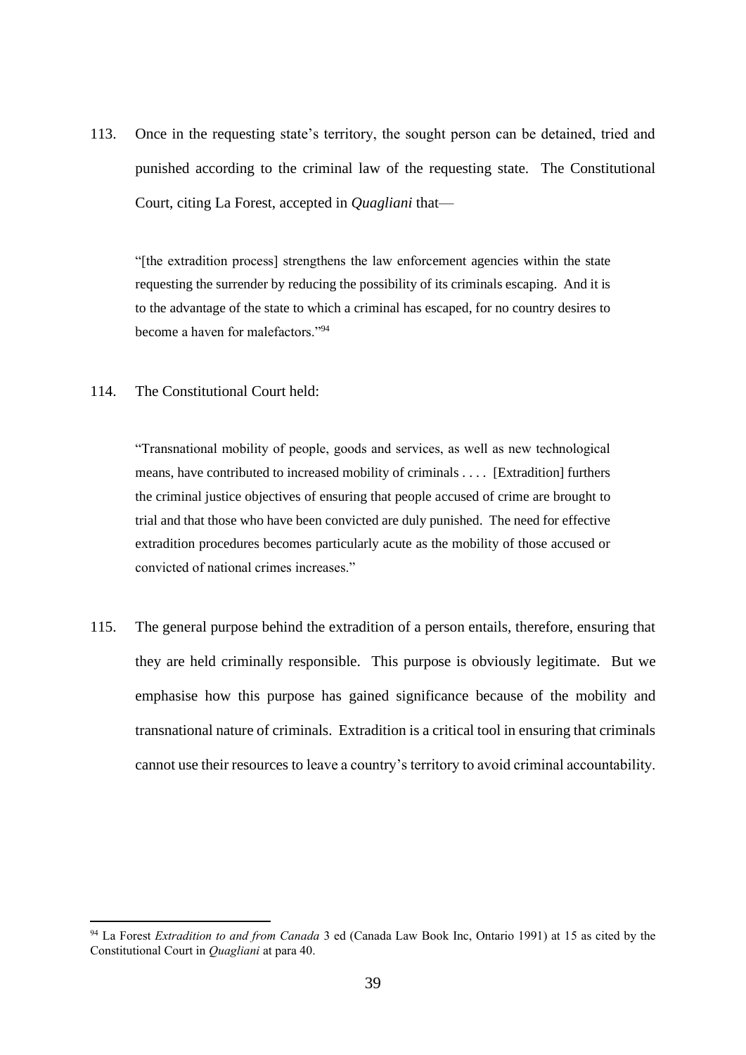113. Once in the requesting state's territory, the sought person can be detained, tried and punished according to the criminal law of the requesting state. The Constitutional Court, citing La Forest, accepted in *Quagliani* that—

> "[the extradition process] strengthens the law enforcement agencies within the state requesting the surrender by reducing the possibility of its criminals escaping. And it is to the advantage of the state to which a criminal has escaped, for no country desires to become a haven for malefactors."[94]

114. The Constitutional Court held:

> "Transnational mobility of people, goods and services, as well as new technological means, have contributed to increased mobility of criminals . . . . [Extradition] furthers the criminal justice objectives of ensuring that people accused of crime are brought to trial and that those who have been convicted are duly punished. The need for effective extradition procedures becomes particularly acute as the mobility of those accused or convicted of national crimes increases."

115. The general purpose behind the extradition of a person entails, therefore, ensuring that they are held criminally responsible. This purpose is obviously legitimate. But we emphasise how this purpose has gained significance because of the mobility and transnational nature of criminals. Extradition is a critical tool in ensuring that criminals cannot use their resources to leave a country's territory to avoid criminal accountability.

---

[94] La Forest *Extradition to and from Canada* 3 ed (Canada Law Book Inc, Ontario 1991) at 15 as cited by the Constitutional Court in *Quagliani* at para 40.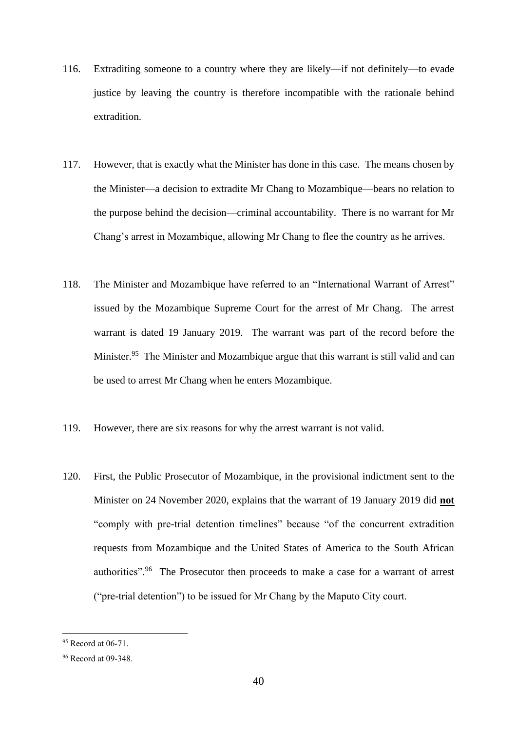116. Extraditing someone to a country where they are likely—if not definitely—to evade justice by leaving the country is therefore incompatible with the rationale behind extradition.

117. However, that is exactly what the Minister has done in this case. The means chosen by the Minister—a decision to extradite Mr Chang to Mozambique—bears no relation to the purpose behind the decision—criminal accountability. There is no warrant for Mr Chang's arrest in Mozambique, allowing Mr Chang to flee the country as he arrives.

118. The Minister and Mozambique have referred to an "International Warrant of Arrest" issued by the Mozambique Supreme Court for the arrest of Mr Chang. The arrest warrant is dated 19 January 2019. The warrant was part of the record before the Minister.[95] The Minister and Mozambique argue that this warrant is still valid and can be used to arrest Mr Chang when he enters Mozambique.

119. However, there are six reasons for why the arrest warrant is not valid.

120. First, the Public Prosecutor of Mozambique, in the provisional indictment sent to the Minister on 24 November 2020, explains that the warrant of 19 January 2019 did **not** "comply with pre-trial detention timelines" because "of the concurrent extradition requests from Mozambique and the United States of America to the South African authorities".[96] The Prosecutor then proceeds to make a case for a warrant of arrest ("pre-trial detention") to be issued for Mr Chang by the Maputo City court.

---

[95] Record at 06-71.

[96] Record at 09-348.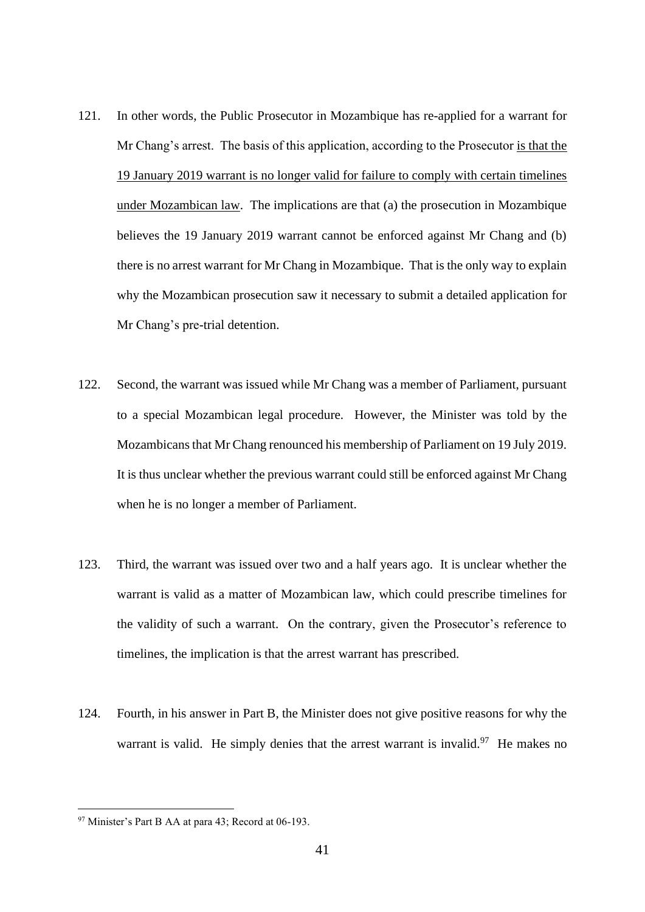121. In other words, the Public Prosecutor in Mozambique has re-applied for a warrant for Mr Chang's arrest. The basis of this application, according to the Prosecutor <u>is that the 19 January 2019 warrant is no longer valid for failure to comply with certain timelines under Mozambican law</u>. The implications are that (a) the prosecution in Mozambique believes the 19 January 2019 warrant cannot be enforced against Mr Chang and (b) there is no arrest warrant for Mr Chang in Mozambique. That is the only way to explain why the Mozambican prosecution saw it necessary to submit a detailed application for Mr Chang's pre-trial detention.

122. Second, the warrant was issued while Mr Chang was a member of Parliament, pursuant to a special Mozambican legal procedure. However, the Minister was told by the Mozambicans that Mr Chang renounced his membership of Parliament on 19 July 2019. It is thus unclear whether the previous warrant could still be enforced against Mr Chang when he is no longer a member of Parliament.

123. Third, the warrant was issued over two and a half years ago. It is unclear whether the warrant is valid as a matter of Mozambican law, which could prescribe timelines for the validity of such a warrant. On the contrary, given the Prosecutor's reference to timelines, the implication is that the arrest warrant has prescribed.

124. Fourth, in his answer in Part B, the Minister does not give positive reasons for why the warrant is valid. He simply denies that the arrest warrant is invalid.[97] He makes no

---

[97] Minister's Part B AA at para 43; Record at 06-193.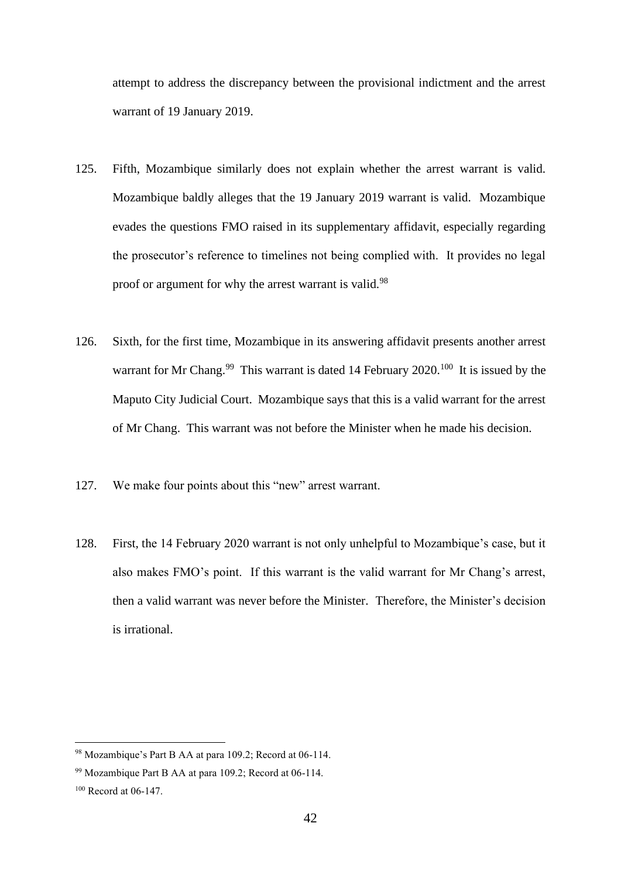attempt to address the discrepancy between the provisional indictment and the arrest warrant of 19 January 2019.

125. Fifth, Mozambique similarly does not explain whether the arrest warrant is valid. Mozambique baldly alleges that the 19 January 2019 warrant is valid. Mozambique evades the questions FMO raised in its supplementary affidavit, especially regarding the prosecutor's reference to timelines not being complied with. It provides no legal proof or argument for why the arrest warrant is valid.[98]

126. Sixth, for the first time, Mozambique in its answering affidavit presents another arrest warrant for Mr Chang.[99] This warrant is dated 14 February 2020.[100] It is issued by the Maputo City Judicial Court. Mozambique says that this is a valid warrant for the arrest of Mr Chang. This warrant was not before the Minister when he made his decision.

127. We make four points about this "new" arrest warrant.

128. First, the 14 February 2020 warrant is not only unhelpful to Mozambique's case, but it also makes FMO's point. If this warrant is the valid warrant for Mr Chang's arrest, then a valid warrant was never before the Minister. Therefore, the Minister's decision is irrational.

---

[98] Mozambique's Part B AA at para 109.2; Record at 06-114.

[99] Mozambique Part B AA at para 109.2; Record at 06-114.

[100] Record at 06-147.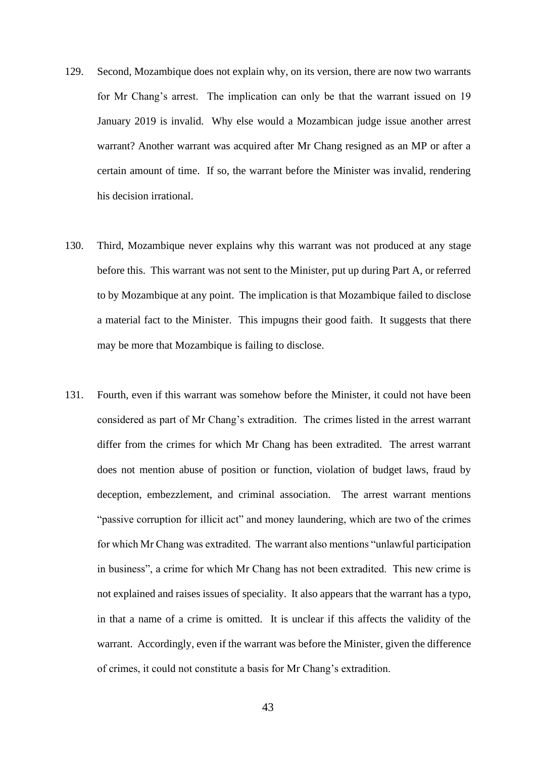129. Second, Mozambique does not explain why, on its version, there are now two warrants for Mr Chang's arrest. The implication can only be that the warrant issued on 19 January 2019 is invalid. Why else would a Mozambican judge issue another arrest warrant? Another warrant was acquired after Mr Chang resigned as an MP or after a certain amount of time. If so, the warrant before the Minister was invalid, rendering his decision irrational.

130. Third, Mozambique never explains why this warrant was not produced at any stage before this. This warrant was not sent to the Minister, put up during Part A, or referred to by Mozambique at any point. The implication is that Mozambique failed to disclose a material fact to the Minister. This impugns their good faith. It suggests that there may be more that Mozambique is failing to disclose.

131. Fourth, even if this warrant was somehow before the Minister, it could not have been considered as part of Mr Chang's extradition. The crimes listed in the arrest warrant differ from the crimes for which Mr Chang has been extradited. The arrest warrant does not mention abuse of position or function, violation of budget laws, fraud by deception, embezzlement, and criminal association. The arrest warrant mentions "passive corruption for illicit act" and money laundering, which are two of the crimes for which Mr Chang was extradited. The warrant also mentions "unlawful participation in business", a crime for which Mr Chang has not been extradited. This new crime is not explained and raises issues of speciality. It also appears that the warrant has a typo, in that a name of a crime is omitted. It is unclear if this affects the validity of the warrant. Accordingly, even if the warrant was before the Minister, given the difference of crimes, it could not constitute a basis for Mr Chang's extradition.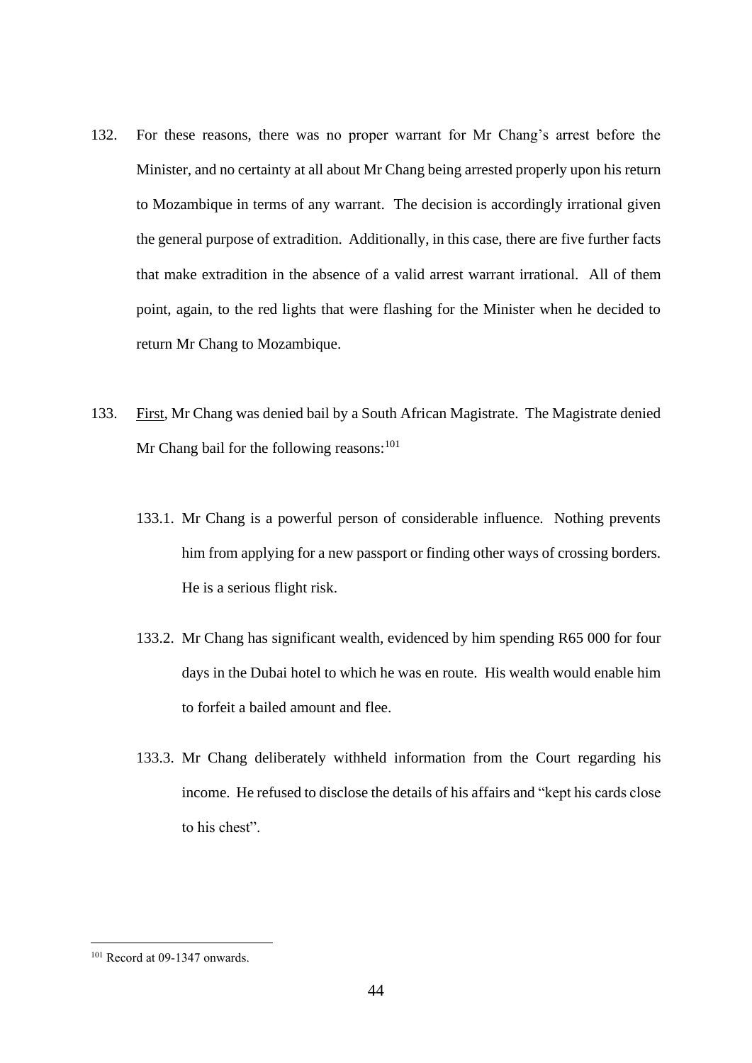132. For these reasons, there was no proper warrant for Mr Chang's arrest before the Minister, and no certainty at all about Mr Chang being arrested properly upon his return to Mozambique in terms of any warrant. The decision is accordingly irrational given the general purpose of extradition. Additionally, in this case, there are five further facts that make extradition in the absence of a valid arrest warrant irrational. All of them point, again, to the red lights that were flashing for the Minister when he decided to return Mr Chang to Mozambique.

133. <u>First</u>, Mr Chang was denied bail by a South African Magistrate. The Magistrate denied Mr Chang bail for the following reasons:[101]

133.1. Mr Chang is a powerful person of considerable influence. Nothing prevents him from applying for a new passport or finding other ways of crossing borders. He is a serious flight risk.

133.2. Mr Chang has significant wealth, evidenced by him spending R65 000 for four days in the Dubai hotel to which he was en route. His wealth would enable him to forfeit a bailed amount and flee.

133.3. Mr Chang deliberately withheld information from the Court regarding his income. He refused to disclose the details of his affairs and "kept his cards close to his chest".

---

[101] Record at 09-1347 onwards.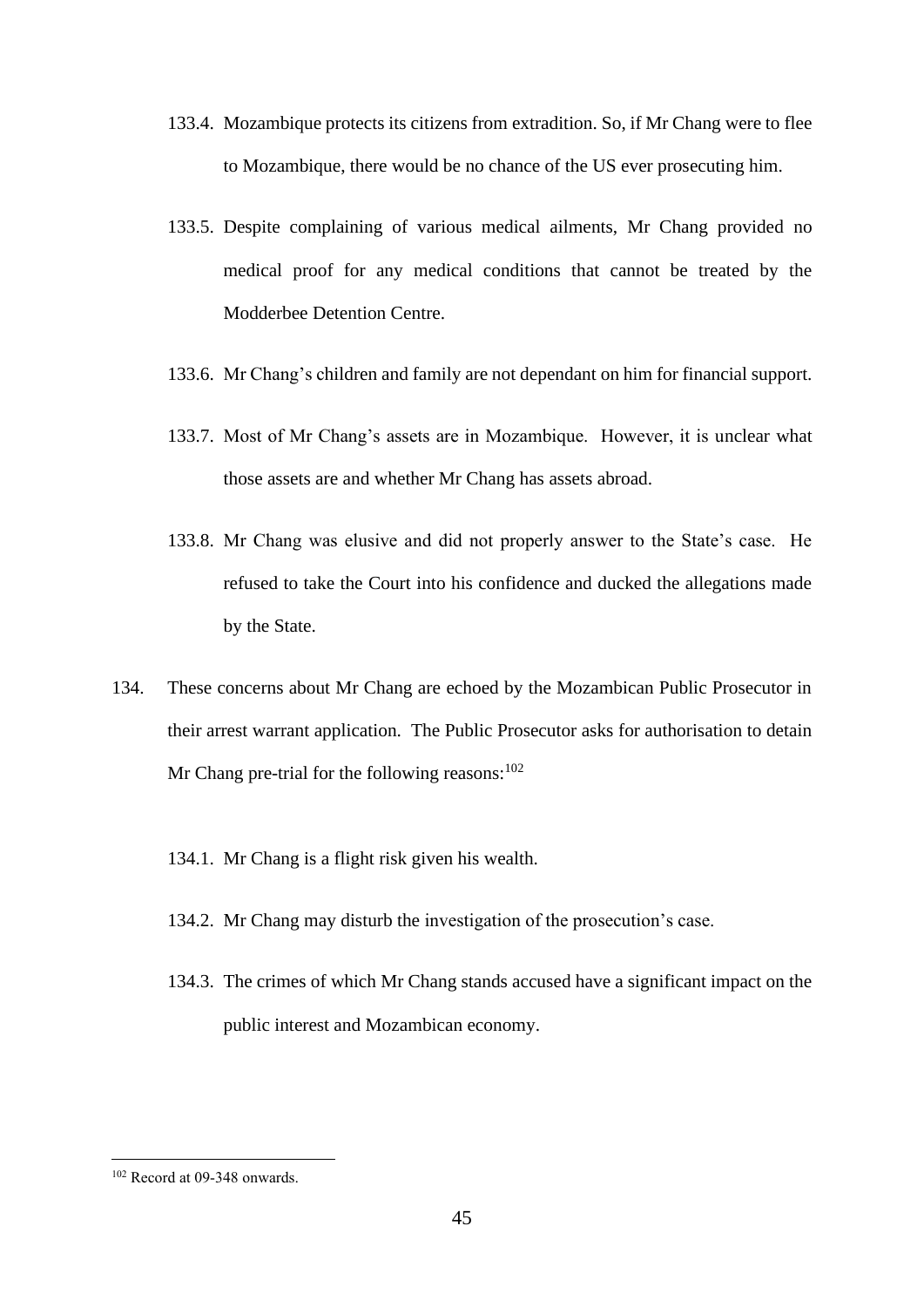133.4. Mozambique protects its citizens from extradition. So, if Mr Chang were to flee to Mozambique, there would be no chance of the US ever prosecuting him.

133.5. Despite complaining of various medical ailments, Mr Chang provided no medical proof for any medical conditions that cannot be treated by the Modderbee Detention Centre.

133.6. Mr Chang's children and family are not dependant on him for financial support.

133.7. Most of Mr Chang's assets are in Mozambique. However, it is unclear what those assets are and whether Mr Chang has assets abroad.

133.8. Mr Chang was elusive and did not properly answer to the State's case. He refused to take the Court into his confidence and ducked the allegations made by the State.

134. These concerns about Mr Chang are echoed by the Mozambican Public Prosecutor in their arrest warrant application. The Public Prosecutor asks for authorisation to detain Mr Chang pre-trial for the following reasons:[102]

134.1. Mr Chang is a flight risk given his wealth.

134.2. Mr Chang may disturb the investigation of the prosecution's case.

134.3. The crimes of which Mr Chang stands accused have a significant impact on the public interest and Mozambican economy.

---

[102] Record at 09-348 onwards.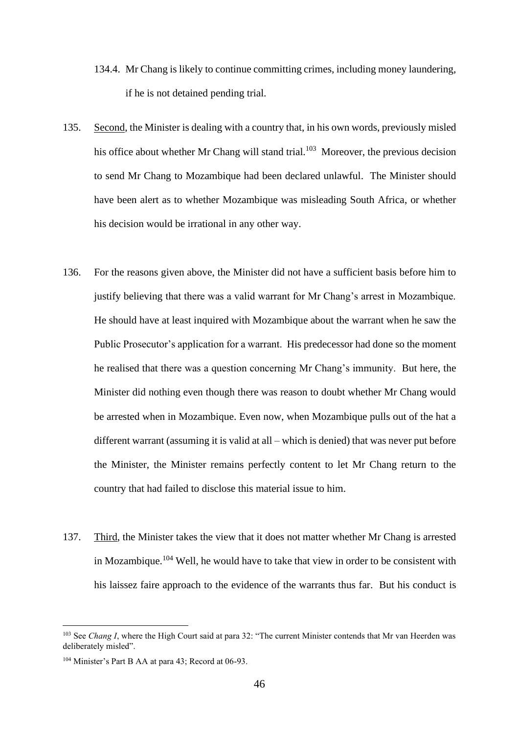134.4. Mr Chang is likely to continue committing crimes, including money laundering, if he is not detained pending trial.

135. Second, the Minister is dealing with a country that, in his own words, previously misled his office about whether Mr Chang will stand trial.[103] Moreover, the previous decision to send Mr Chang to Mozambique had been declared unlawful. The Minister should have been alert as to whether Mozambique was misleading South Africa, or whether his decision would be irrational in any other way.

136. For the reasons given above, the Minister did not have a sufficient basis before him to justify believing that there was a valid warrant for Mr Chang's arrest in Mozambique. He should have at least inquired with Mozambique about the warrant when he saw the Public Prosecutor's application for a warrant. His predecessor had done so the moment he realised that there was a question concerning Mr Chang's immunity. But here, the Minister did nothing even though there was reason to doubt whether Mr Chang would be arrested when in Mozambique. Even now, when Mozambique pulls out of the hat a different warrant (assuming it is valid at all – which is denied) that was never put before the Minister, the Minister remains perfectly content to let Mr Chang return to the country that had failed to disclose this material issue to him.

137. Third, the Minister takes the view that it does not matter whether Mr Chang is arrested in Mozambique.[104] Well, he would have to take that view in order to be consistent with his laissez faire approach to the evidence of the warrants thus far. But his conduct is

---

[103] See *Chang I*, where the High Court said at para 32: "The current Minister contends that Mr van Heerden was deliberately misled".

[104] Minister's Part B AA at para 43; Record at 06-93.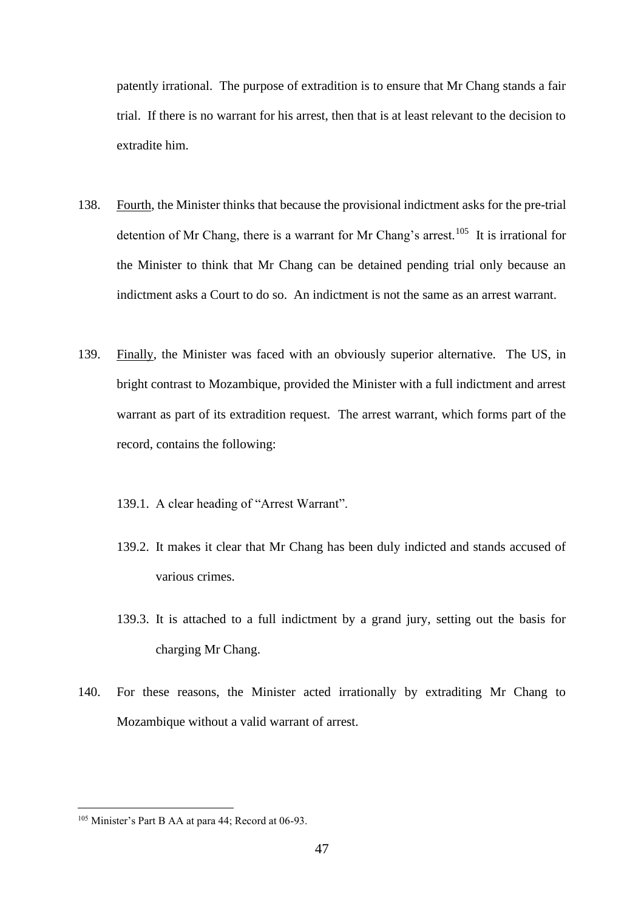patently irrational. The purpose of extradition is to ensure that Mr Chang stands a fair trial. If there is no warrant for his arrest, then that is at least relevant to the decision to extradite him.

138. Fourth, the Minister thinks that because the provisional indictment asks for the pre-trial detention of Mr Chang, there is a warrant for Mr Chang's arrest.[105] It is irrational for the Minister to think that Mr Chang can be detained pending trial only because an indictment asks a Court to do so. An indictment is not the same as an arrest warrant.

139. Finally, the Minister was faced with an obviously superior alternative. The US, in bright contrast to Mozambique, provided the Minister with a full indictment and arrest warrant as part of its extradition request. The arrest warrant, which forms part of the record, contains the following:

139.1. A clear heading of "Arrest Warrant".

139.2. It makes it clear that Mr Chang has been duly indicted and stands accused of various crimes.

139.3. It is attached to a full indictment by a grand jury, setting out the basis for charging Mr Chang.

140. For these reasons, the Minister acted irrationally by extraditing Mr Chang to Mozambique without a valid warrant of arrest.

---

[105] Minister's Part B AA at para 44; Record at 06-93.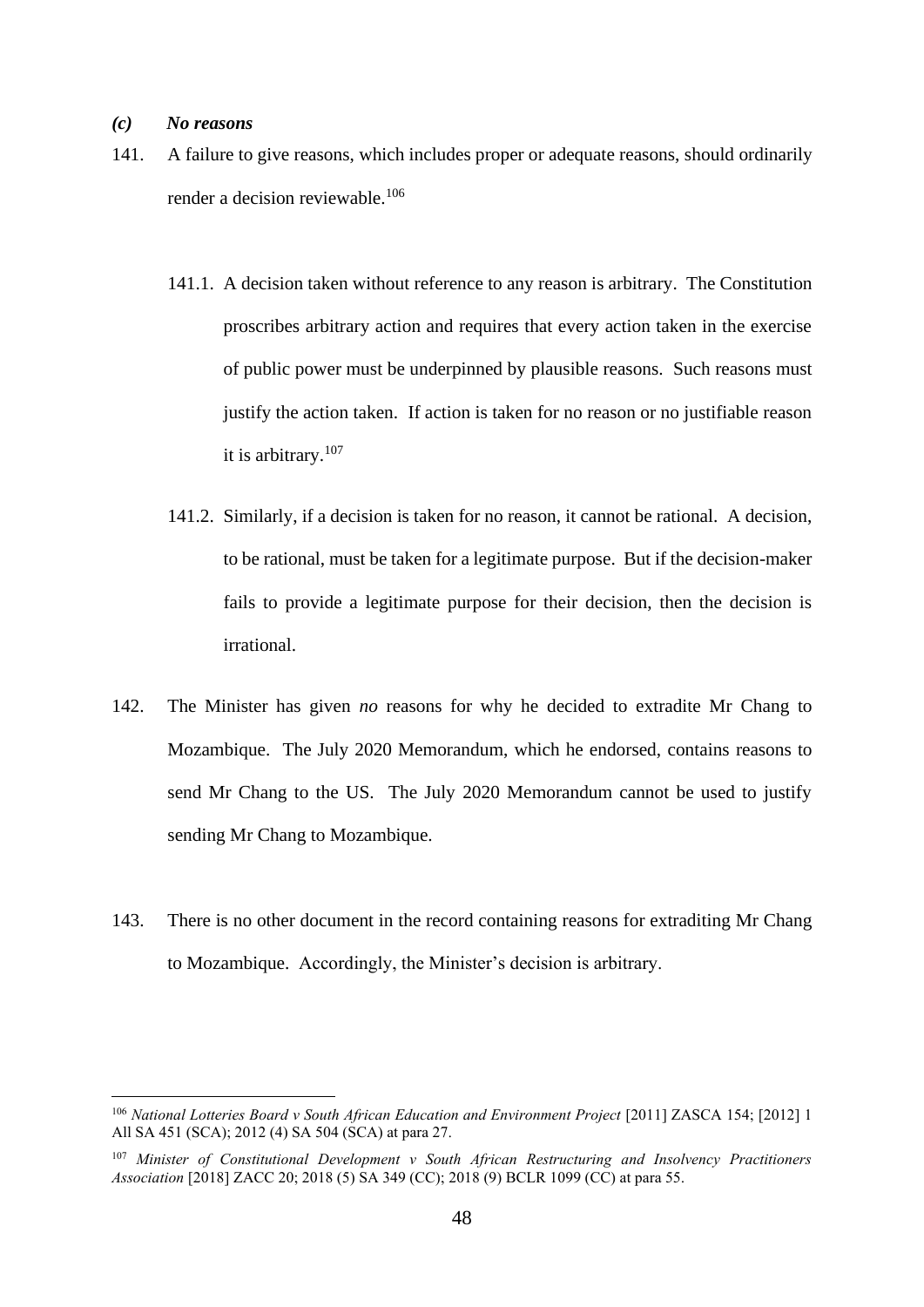### *(c) No reasons*

141. A failure to give reasons, which includes proper or adequate reasons, should ordinarily render a decision reviewable.[106]

   141.1. A decision taken without reference to any reason is arbitrary. The Constitution proscribes arbitrary action and requires that every action taken in the exercise of public power must be underpinned by plausible reasons. Such reasons must justify the action taken. If action is taken for no reason or no justifiable reason it is arbitrary.[107]

   141.2. Similarly, if a decision is taken for no reason, it cannot be rational. A decision, to be rational, must be taken for a legitimate purpose. But if the decision-maker fails to provide a legitimate purpose for their decision, then the decision is irrational.

142. The Minister has given *no* reasons for why he decided to extradite Mr Chang to Mozambique. The July 2020 Memorandum, which he endorsed, contains reasons to send Mr Chang to the US. The July 2020 Memorandum cannot be used to justify sending Mr Chang to Mozambique.

143. There is no other document in the record containing reasons for extraditing Mr Chang to Mozambique. Accordingly, the Minister's decision is arbitrary.

---

[106] *National Lotteries Board v South African Education and Environment Project* [2011] ZASCA 154; [2012] 1 All SA 451 (SCA); 2012 (4) SA 504 (SCA) at para 27.

[107] *Minister of Constitutional Development v South African Restructuring and Insolvency Practitioners Association* [2018] ZACC 20; 2018 (5) SA 349 (CC); 2018 (9) BCLR 1099 (CC) at para 55.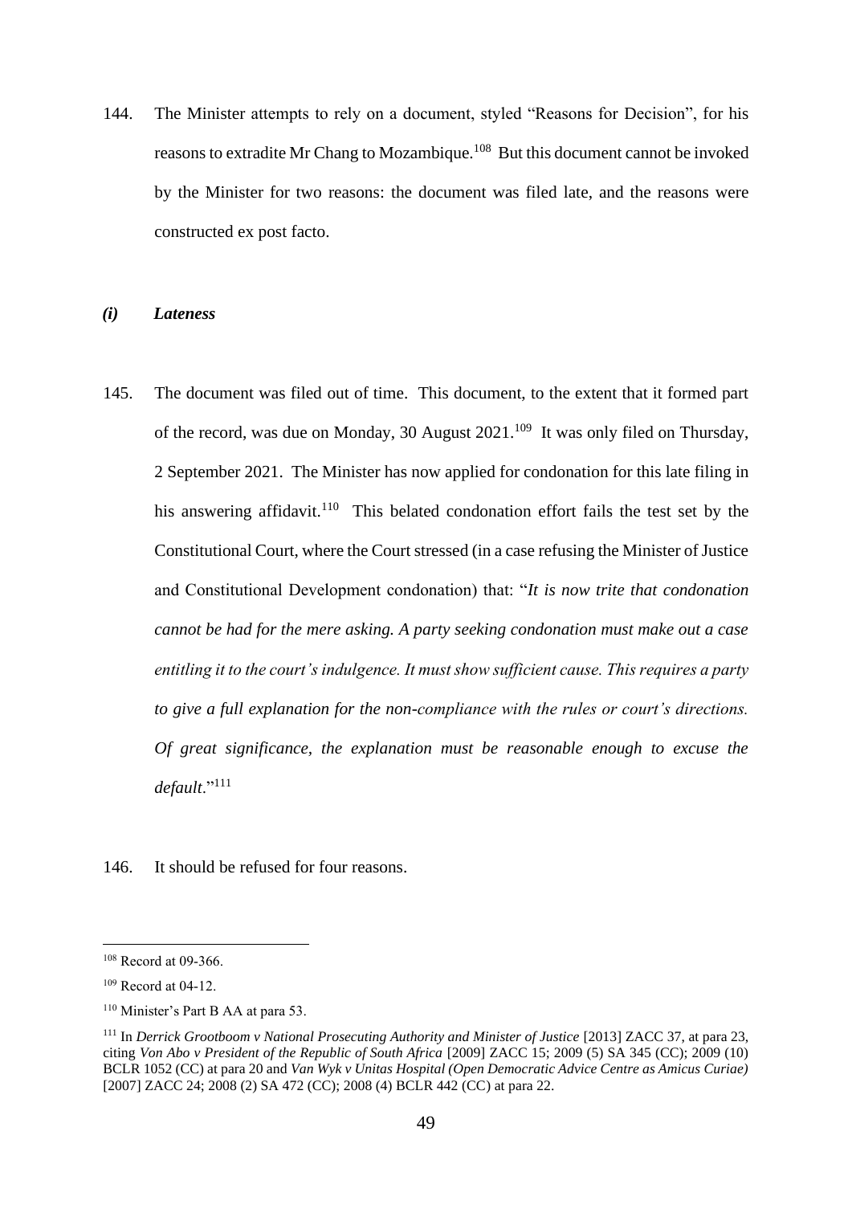144. The Minister attempts to rely on a document, styled "Reasons for Decision", for his reasons to extradite Mr Chang to Mozambique.[108] But this document cannot be invoked by the Minister for two reasons: the document was filed late, and the reasons were constructed ex post facto.

### *(i) Lateness*

145. The document was filed out of time. This document, to the extent that it formed part of the record, was due on Monday, 30 August 2021.[109] It was only filed on Thursday, 2 September 2021. The Minister has now applied for condonation for this late filing in his answering affidavit.[110] This belated condonation effort fails the test set by the Constitutional Court, where the Court stressed (in a case refusing the Minister of Justice and Constitutional Development condonation) that: "*It is now trite that condonation cannot be had for the mere asking. A party seeking condonation must make out a case entitling it to the court's indulgence. It must show sufficient cause. This requires a party to give a full explanation for the non-compliance with the rules or court's directions. Of great significance, the explanation must be reasonable enough to excuse the default*."[111]

146. It should be refused for four reasons.

---

[108] Record at 09-366.

[109] Record at 04-12.

[110] Minister's Part B AA at para 53.

[111] In *Derrick Grootboom v National Prosecuting Authority and Minister of Justice* [2013] ZACC 37, at para 23, citing *Von Abo v President of the Republic of South Africa* [2009] ZACC 15; 2009 (5) SA 345 (CC); 2009 (10) BCLR 1052 (CC) at para 20 and *Van Wyk v Unitas Hospital (Open Democratic Advice Centre as Amicus Curiae)* [2007] ZACC 24; 2008 (2) SA 472 (CC); 2008 (4) BCLR 442 (CC) at para 22.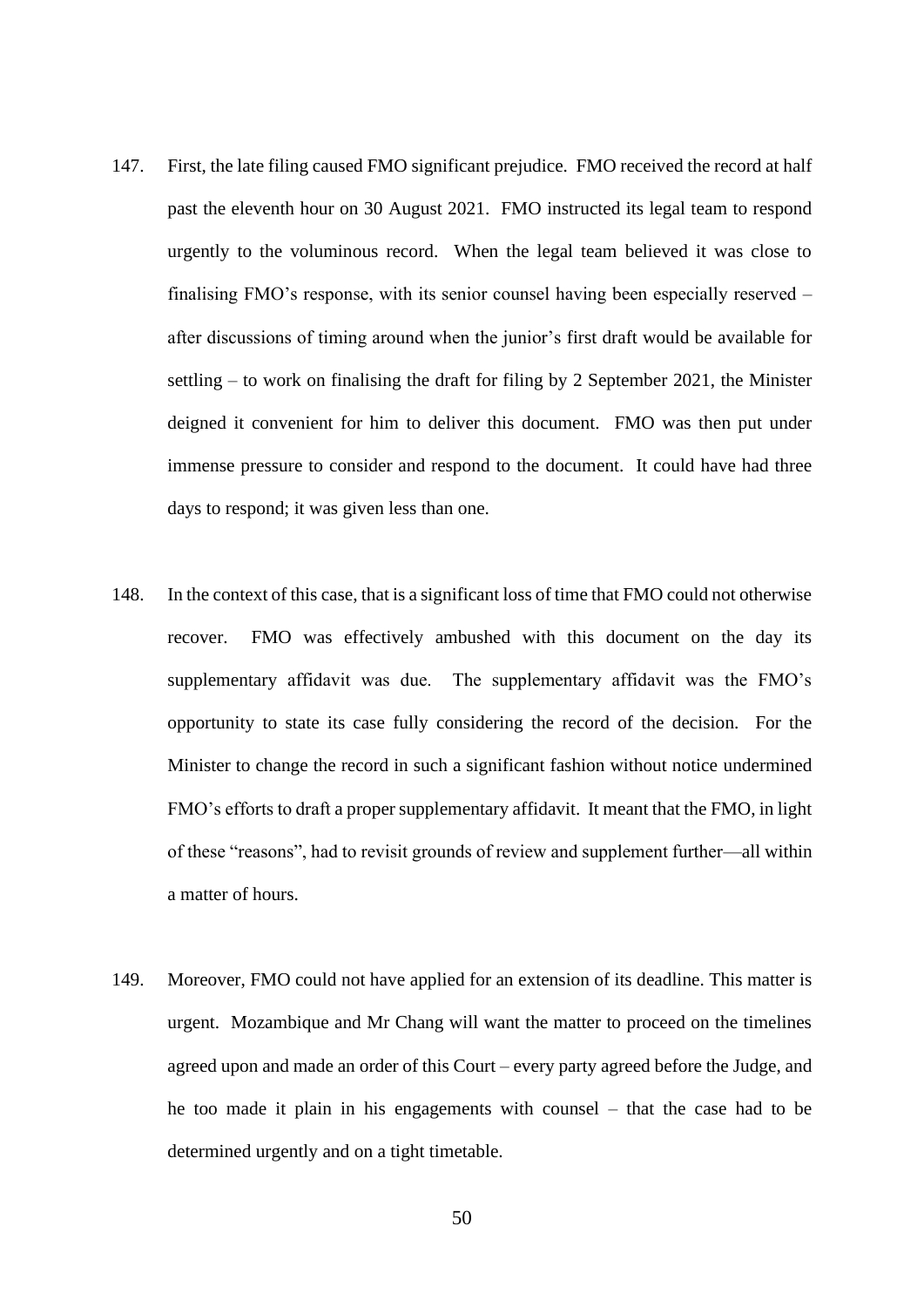147. First, the late filing caused FMO significant prejudice. FMO received the record at half past the eleventh hour on 30 August 2021. FMO instructed its legal team to respond urgently to the voluminous record. When the legal team believed it was close to finalising FMO's response, with its senior counsel having been especially reserved – after discussions of timing around when the junior's first draft would be available for settling – to work on finalising the draft for filing by 2 September 2021, the Minister deigned it convenient for him to deliver this document. FMO was then put under immense pressure to consider and respond to the document. It could have had three days to respond; it was given less than one.

148. In the context of this case, that is a significant loss of time that FMO could not otherwise recover. FMO was effectively ambushed with this document on the day its supplementary affidavit was due. The supplementary affidavit was the FMO's opportunity to state its case fully considering the record of the decision. For the Minister to change the record in such a significant fashion without notice undermined FMO's efforts to draft a proper supplementary affidavit. It meant that the FMO, in light of these "reasons", had to revisit grounds of review and supplement further—all within a matter of hours.

149. Moreover, FMO could not have applied for an extension of its deadline. This matter is urgent. Mozambique and Mr Chang will want the matter to proceed on the timelines agreed upon and made an order of this Court – every party agreed before the Judge, and he too made it plain in his engagements with counsel – that the case had to be determined urgently and on a tight timetable.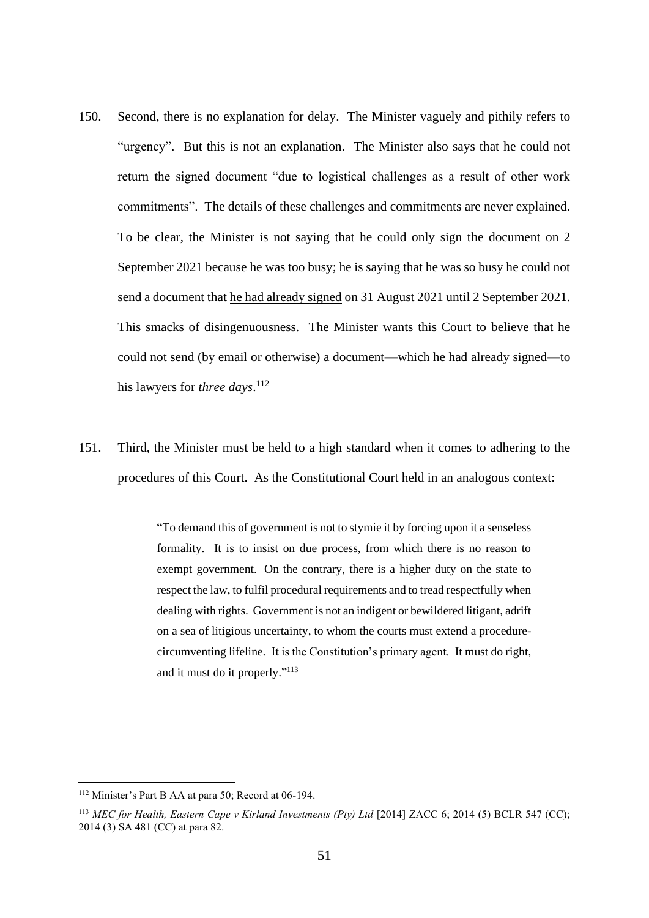150. Second, there is no explanation for delay. The Minister vaguely and pithily refers to "urgency". But this is not an explanation. The Minister also says that he could not return the signed document "due to logistical challenges as a result of other work commitments". The details of these challenges and commitments are never explained. To be clear, the Minister is not saying that he could only sign the document on 2 September 2021 because he was too busy; he is saying that he was so busy he could not send a document that <u>he had already signed</u> on 31 August 2021 until 2 September 2021. This smacks of disingenuousness. The Minister wants this Court to believe that he could not send (by email or otherwise) a document—which he had already signed—to his lawyers for *three days*.[112]

151. Third, the Minister must be held to a high standard when it comes to adhering to the procedures of this Court. As the Constitutional Court held in an analogous context:

> "To demand this of government is not to stymie it by forcing upon it a senseless formality. It is to insist on due process, from which there is no reason to exempt government. On the contrary, there is a higher duty on the state to respect the law, to fulfil procedural requirements and to tread respectfully when dealing with rights. Government is not an indigent or bewildered litigant, adrift on a sea of litigious uncertainty, to whom the courts must extend a procedure-circumventing lifeline. It is the Constitution's primary agent. It must do right, and it must do it properly."[113]

---

[112] Minister's Part B AA at para 50; Record at 06-194.

[113] *MEC for Health, Eastern Cape v Kirland Investments (Pty) Ltd* [2014] ZACC 6; 2014 (5) BCLR 547 (CC); 2014 (3) SA 481 (CC) at para 82.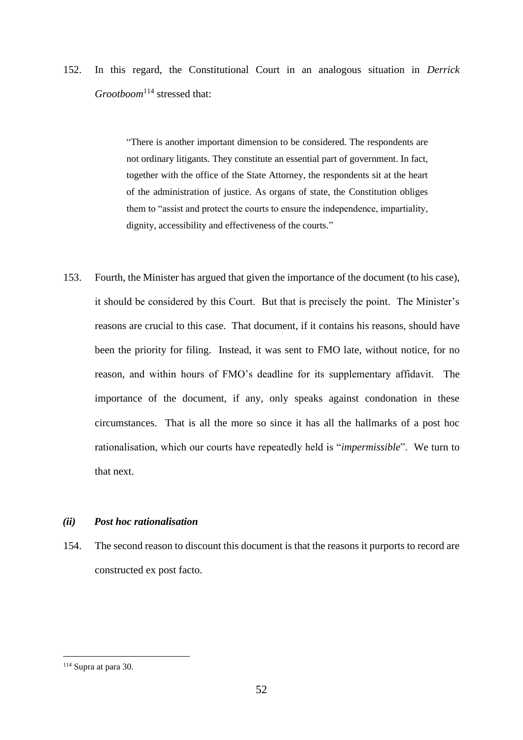152. In this regard, the Constitutional Court in an analogous situation in *Derrick Grootboom*[114] stressed that:

> "There is another important dimension to be considered. The respondents are not ordinary litigants. They constitute an essential part of government. In fact, together with the office of the State Attorney, the respondents sit at the heart of the administration of justice. As organs of state, the Constitution obliges them to "assist and protect the courts to ensure the independence, impartiality, dignity, accessibility and effectiveness of the courts."

153. Fourth, the Minister has argued that given the importance of the document (to his case), it should be considered by this Court. But that is precisely the point. The Minister's reasons are crucial to this case. That document, if it contains his reasons, should have been the priority for filing. Instead, it was sent to FMO late, without notice, for no reason, and within hours of FMO's deadline for its supplementary affidavit. The importance of the document, if any, only speaks against condonation in these circumstances. That is all the more so since it has all the hallmarks of a post hoc rationalisation, which our courts have repeatedly held is "*impermissible*". We turn to that next.

### *(ii) Post hoc rationalisation*

154. The second reason to discount this document is that the reasons it purports to record are constructed ex post facto.

[114] Supra at para 30.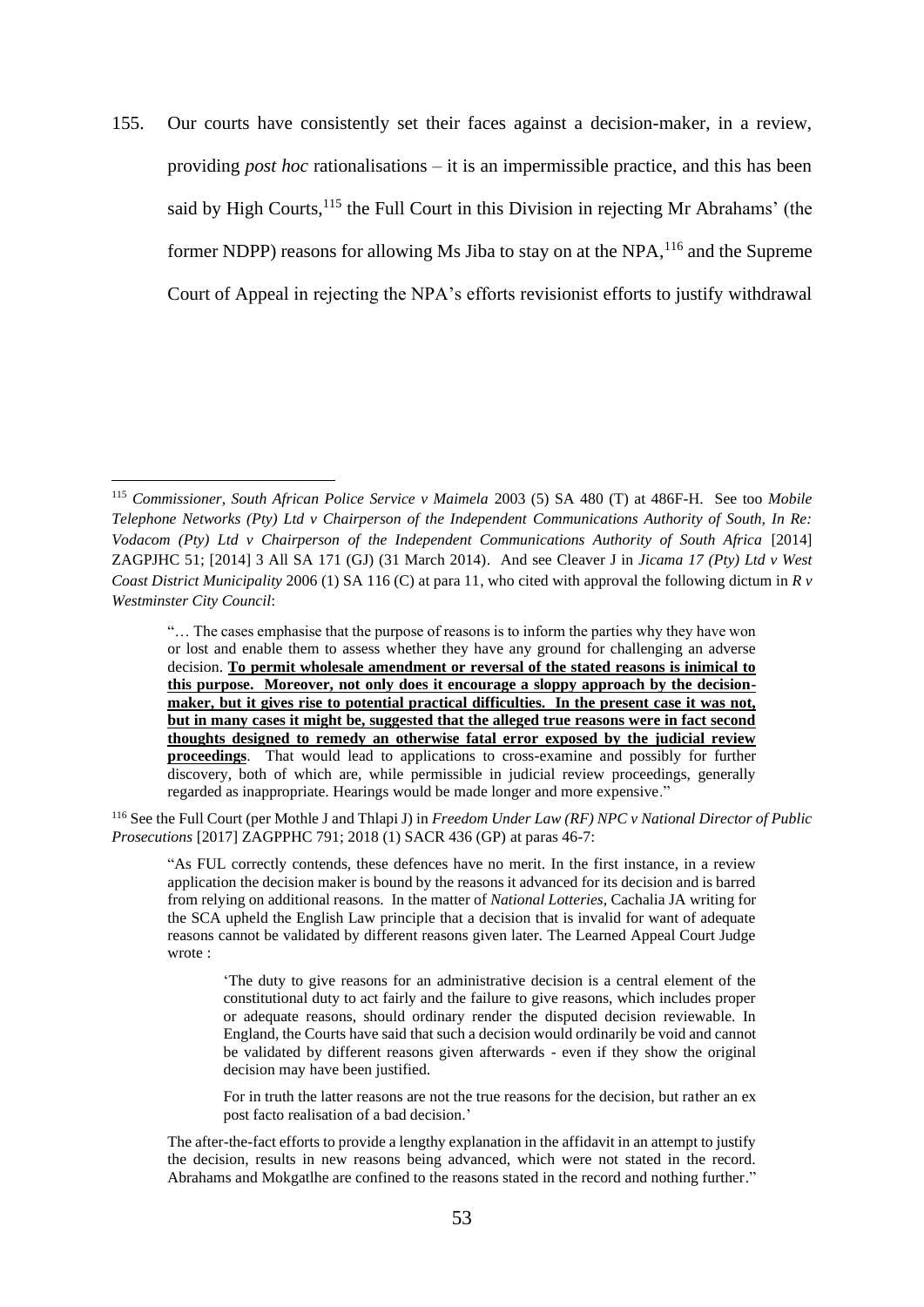155. Our courts have consistently set their faces against a decision-maker, in a review, providing *post hoc* rationalisations – it is an impermissible practice, and this has been said by High Courts,[115] the Full Court in this Division in rejecting Mr Abrahams' (the former NDPP) reasons for allowing Ms Jiba to stay on at the NPA,[116] and the Supreme Court of Appeal in rejecting the NPA's efforts revisionist efforts to justify withdrawal

---

[115] *Commissioner, South African Police Service v Maimela* 2003 (5) SA 480 (T) at 486F-H. See too *Mobile Telephone Networks (Pty) Ltd v Chairperson of the Independent Communications Authority of South, In Re: Vodacom (Pty) Ltd v Chairperson of the Independent Communications Authority of South Africa* [2014] ZAGPJHC 51; [2014] 3 All SA 171 (GJ) (31 March 2014). And see Cleaver J in *Jicama 17 (Pty) Ltd v West Coast District Municipality* 2006 (1) SA 116 (C) at para 11, who cited with approval the following dictum in *R v Westminster City Council*:

> "… The cases emphasise that the purpose of reasons is to inform the parties why they have won or lost and enable them to assess whether they have any ground for challenging an adverse decision. **To permit wholesale amendment or reversal of the stated reasons is inimical to this purpose. Moreover, not only does it encourage a sloppy approach by the decision-maker, but it gives rise to potential practical difficulties. In the present case it was not, but in many cases it might be, suggested that the alleged true reasons were in fact second thoughts designed to remedy an otherwise fatal error exposed by the judicial review proceedings**. That would lead to applications to cross-examine and possibly for further discovery, both of which are, while permissible in judicial review proceedings, generally regarded as inappropriate. Hearings would be made longer and more expensive."

[116] See the Full Court (per Mothle J and Thlapi J) in *Freedom Under Law (RF) NPC v National Director of Public Prosecutions* [2017] ZAGPPHC 791; 2018 (1) SACR 436 (GP) at paras 46-7:

> "As FUL correctly contends, these defences have no merit. In the first instance, in a review application the decision maker is bound by the reasons it advanced for its decision and is barred from relying on additional reasons. In the matter of *National Lotteries*, Cachalia JA writing for the SCA upheld the English Law principle that a decision that is invalid for want of adequate reasons cannot be validated by different reasons given later. The Learned Appeal Court Judge wrote :
>
> > 'The duty to give reasons for an administrative decision is a central element of the constitutional duty to act fairly and the failure to give reasons, which includes proper or adequate reasons, should ordinary render the disputed decision reviewable. In England, the Courts have said that such a decision would ordinarily be void and cannot be validated by different reasons given afterwards - even if they show the original decision may have been justified.
> >
> > For in truth the latter reasons are not the true reasons for the decision, but rather an ex post facto realisation of a bad decision.'
>
> The after-the-fact efforts to provide a lengthy explanation in the affidavit in an attempt to justify the decision, results in new reasons being advanced, which were not stated in the record. Abrahams and Mokgatlhe are confined to the reasons stated in the record and nothing further."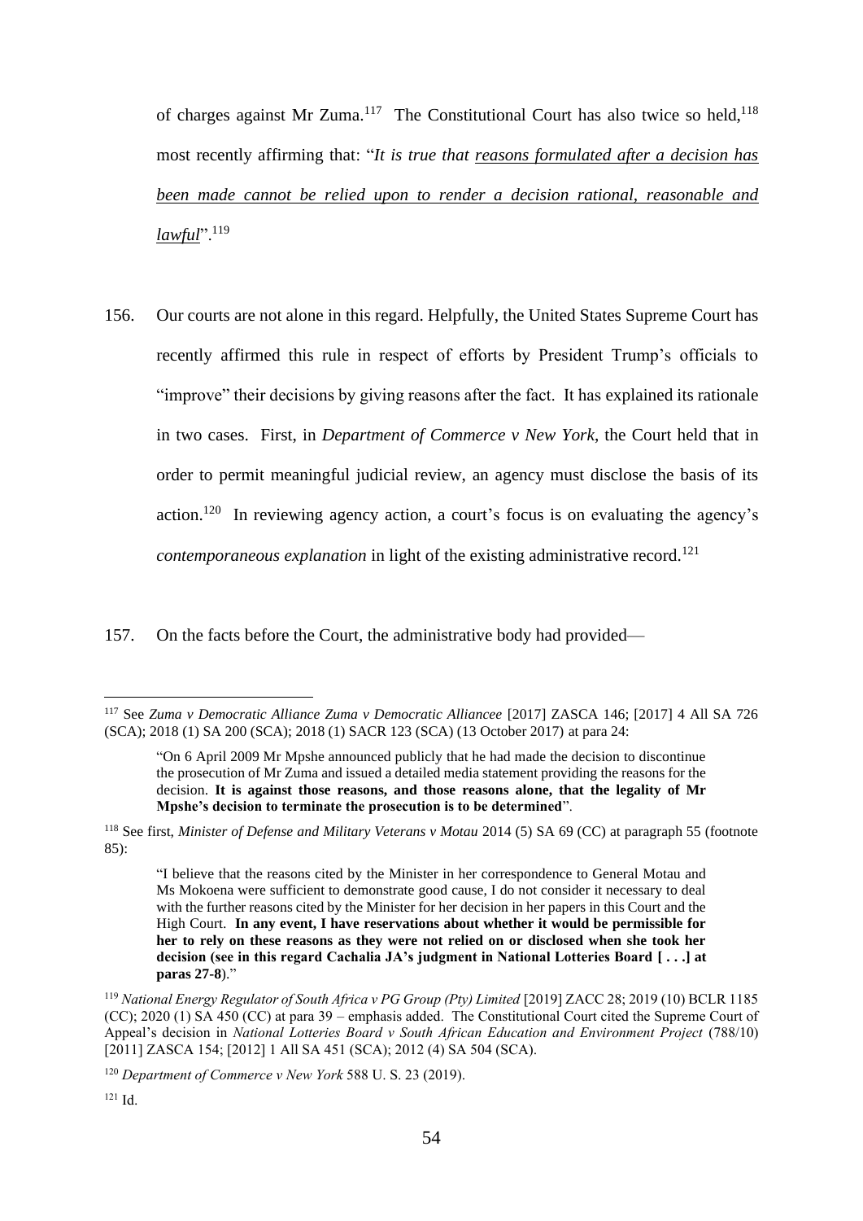of charges against Mr Zuma.[117] The Constitutional Court has also twice so held,[118] most recently affirming that: "*It is true that <u>reasons formulated after a decision has been made cannot be relied upon to render a decision rational, reasonable and lawful</u>*".[119]

156. Our courts are not alone in this regard. Helpfully, the United States Supreme Court has recently affirmed this rule in respect of efforts by President Trump's officials to "improve" their decisions by giving reasons after the fact. It has explained its rationale in two cases. First, in *Department of Commerce v New York*, the Court held that in order to permit meaningful judicial review, an agency must disclose the basis of its action.[120] In reviewing agency action, a court's focus is on evaluating the agency's *contemporaneous explanation* in light of the existing administrative record.[121]

157. On the facts before the Court, the administrative body had provided—

---

[117] See *Zuma v Democratic Alliance Zuma v Democratic Alliancee* [2017] ZASCA 146; [2017] 4 All SA 726 (SCA); 2018 (1) SA 200 (SCA); 2018 (1) SACR 123 (SCA) (13 October 2017) at para 24:

> "On 6 April 2009 Mr Mpshe announced publicly that he had made the decision to discontinue the prosecution of Mr Zuma and issued a detailed media statement providing the reasons for the decision. **It is against those reasons, and those reasons alone, that the legality of Mr Mpshe's decision to terminate the prosecution is to be determined**".

[118] See first, *Minister of Defense and Military Veterans v Motau* 2014 (5) SA 69 (CC) at paragraph 55 (footnote 85):

> "I believe that the reasons cited by the Minister in her correspondence to General Motau and Ms Mokoena were sufficient to demonstrate good cause, I do not consider it necessary to deal with the further reasons cited by the Minister for her decision in her papers in this Court and the High Court. **In any event, I have reservations about whether it would be permissible for her to rely on these reasons as they were not relied on or disclosed when she took her decision (see in this regard Cachalia JA's judgment in National Lotteries Board [ . . .] at paras 27-8**)."

[119] *National Energy Regulator of South Africa v PG Group (Pty) Limited* [2019] ZACC 28; 2019 (10) BCLR 1185 (CC); 2020 (1) SA 450 (CC) at para 39 – emphasis added. The Constitutional Court cited the Supreme Court of Appeal's decision in *National Lotteries Board v South African Education and Environment Project* (788/10) [2011] ZASCA 154; [2012] 1 All SA 451 (SCA); 2012 (4) SA 504 (SCA).

[120] *Department of Commerce v New York* 588 U. S. 23 (2019).

[121] Id.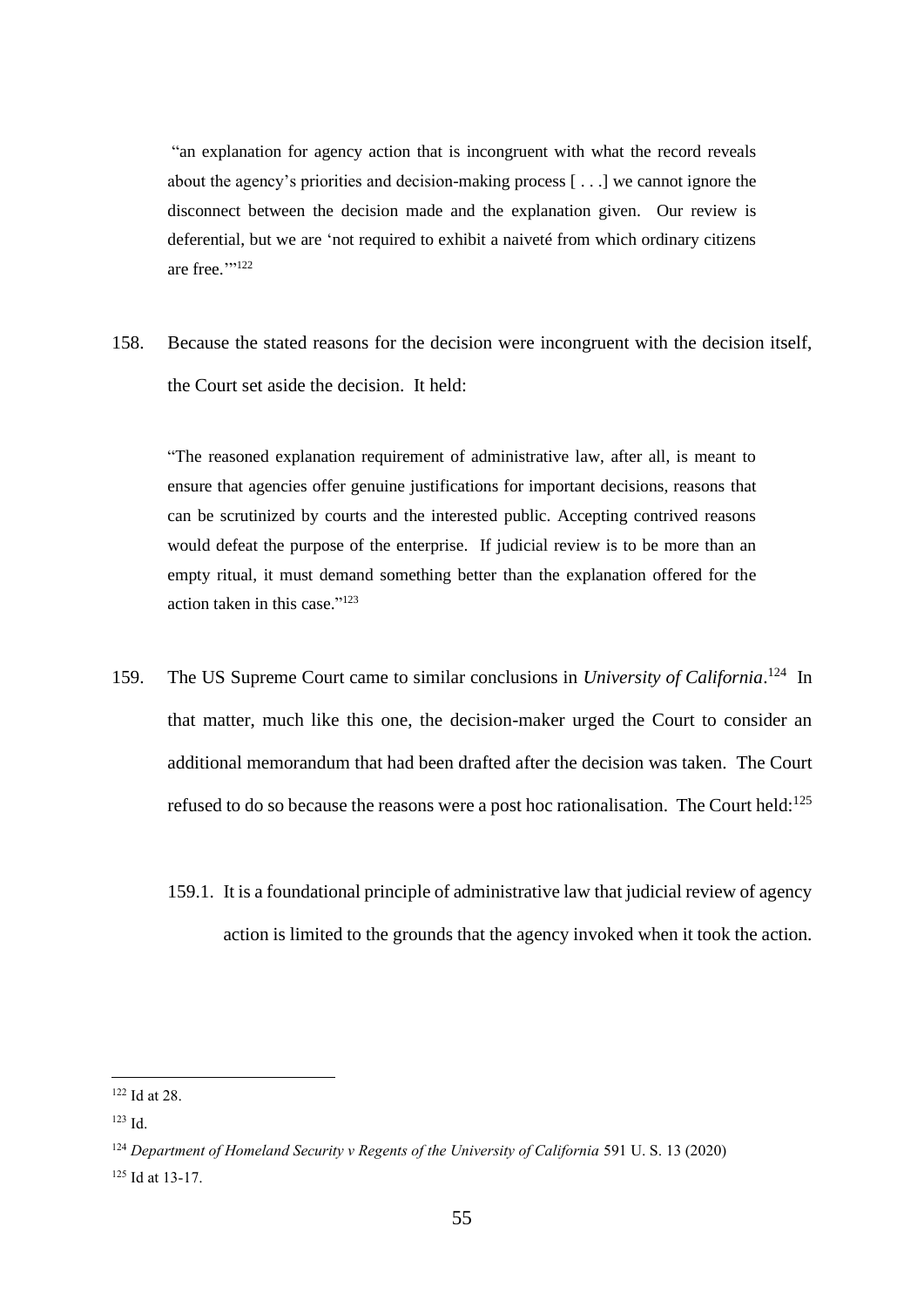> "an explanation for agency action that is incongruent with what the record reveals about the agency's priorities and decision-making process [ . . .] we cannot ignore the disconnect between the decision made and the explanation given. Our review is deferential, but we are 'not required to exhibit a naiveté from which ordinary citizens are free.'"[122]

158. Because the stated reasons for the decision were incongruent with the decision itself, the Court set aside the decision. It held:

> "The reasoned explanation requirement of administrative law, after all, is meant to ensure that agencies offer genuine justifications for important decisions, reasons that can be scrutinized by courts and the interested public. Accepting contrived reasons would defeat the purpose of the enterprise. If judicial review is to be more than an empty ritual, it must demand something better than the explanation offered for the action taken in this case."[123]

159. The US Supreme Court came to similar conclusions in *University of California*.[124] In that matter, much like this one, the decision-maker urged the Court to consider an additional memorandum that had been drafted after the decision was taken. The Court refused to do so because the reasons were a post hoc rationalisation. The Court held:[125]

159.1. It is a foundational principle of administrative law that judicial review of agency action is limited to the grounds that the agency invoked when it took the action.

---

[122] Id at 28.

[123] Id.

[124] *Department of Homeland Security v Regents of the University of California* 591 U. S. 13 (2020)

[125] Id at 13-17.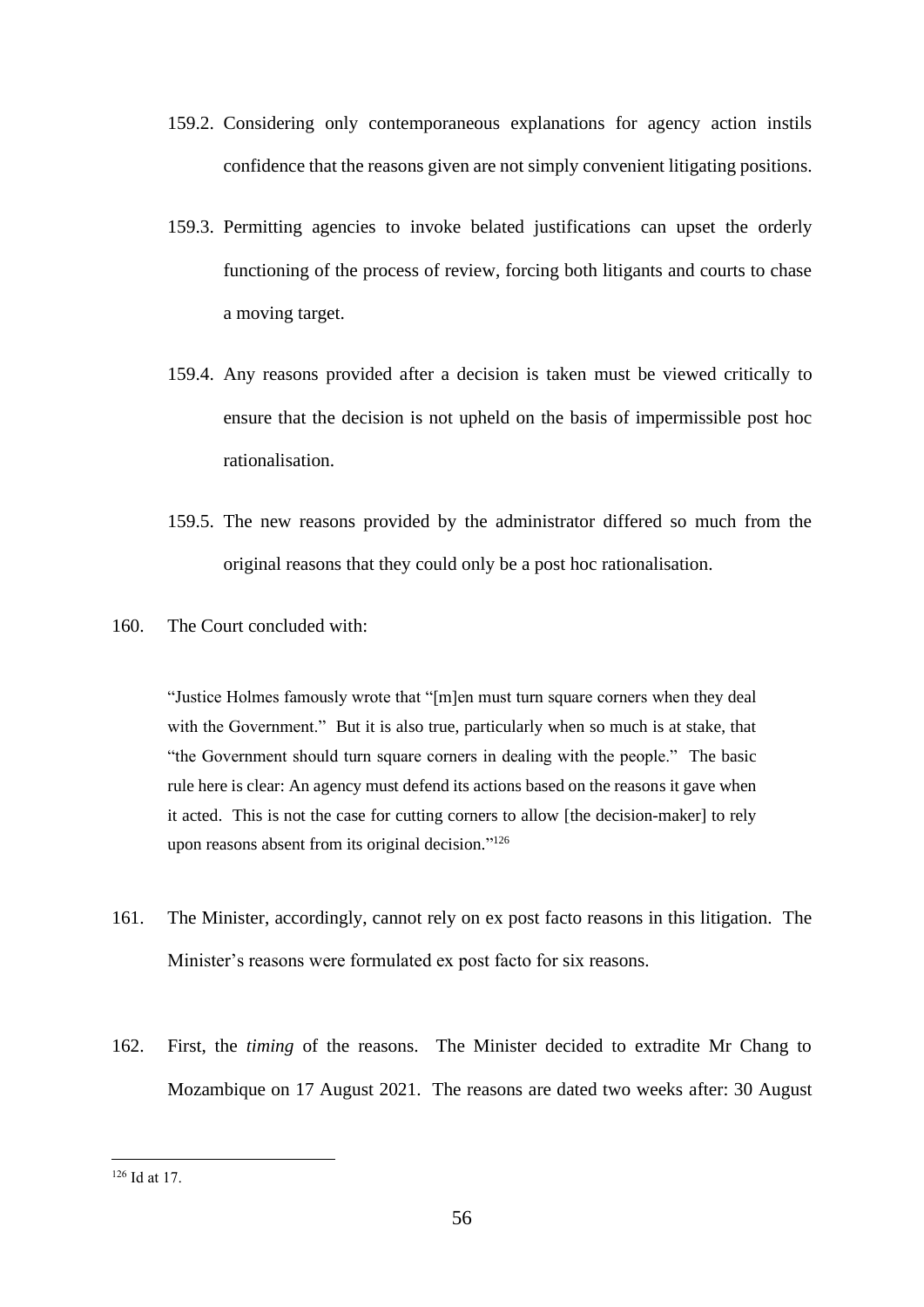159.2. Considering only contemporaneous explanations for agency action instils confidence that the reasons given are not simply convenient litigating positions.

159.3. Permitting agencies to invoke belated justifications can upset the orderly functioning of the process of review, forcing both litigants and courts to chase a moving target.

159.4. Any reasons provided after a decision is taken must be viewed critically to ensure that the decision is not upheld on the basis of impermissible post hoc rationalisation.

159.5. The new reasons provided by the administrator differed so much from the original reasons that they could only be a post hoc rationalisation.

160. The Court concluded with:

> "Justice Holmes famously wrote that "[m]en must turn square corners when they deal with the Government." But it is also true, particularly when so much is at stake, that "the Government should turn square corners in dealing with the people." The basic rule here is clear: An agency must defend its actions based on the reasons it gave when it acted. This is not the case for cutting corners to allow [the decision-maker] to rely upon reasons absent from its original decision."[126]

161. The Minister, accordingly, cannot rely on ex post facto reasons in this litigation. The Minister's reasons were formulated ex post facto for six reasons.

162. First, the *timing* of the reasons. The Minister decided to extradite Mr Chang to Mozambique on 17 August 2021. The reasons are dated two weeks after: 30 August

---

[126] Id at 17.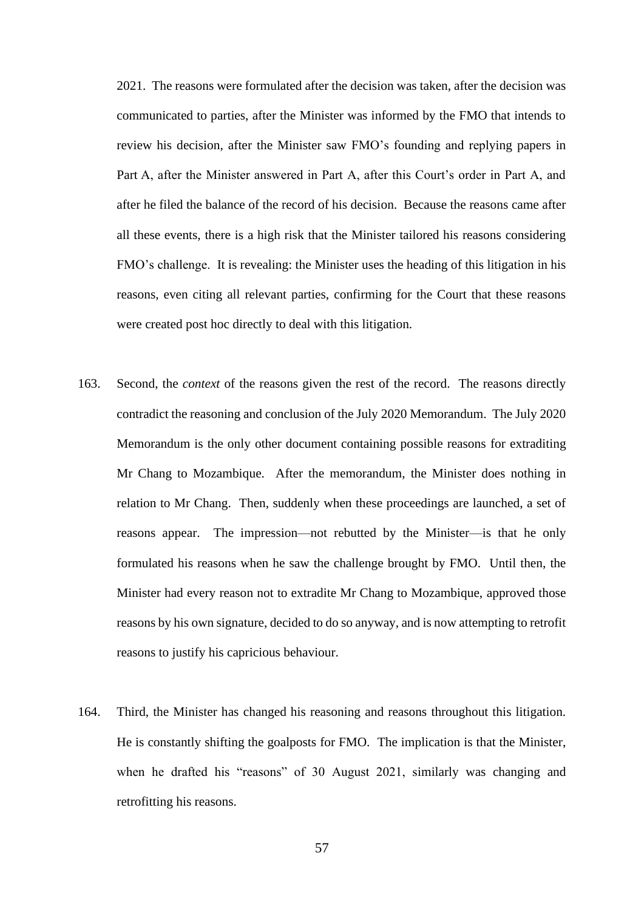2021. The reasons were formulated after the decision was taken, after the decision was communicated to parties, after the Minister was informed by the FMO that intends to review his decision, after the Minister saw FMO's founding and replying papers in Part A, after the Minister answered in Part A, after this Court's order in Part A, and after he filed the balance of the record of his decision. Because the reasons came after all these events, there is a high risk that the Minister tailored his reasons considering FMO's challenge. It is revealing: the Minister uses the heading of this litigation in his reasons, even citing all relevant parties, confirming for the Court that these reasons were created post hoc directly to deal with this litigation.

163. Second, the *context* of the reasons given the rest of the record. The reasons directly contradict the reasoning and conclusion of the July 2020 Memorandum. The July 2020 Memorandum is the only other document containing possible reasons for extraditing Mr Chang to Mozambique. After the memorandum, the Minister does nothing in relation to Mr Chang. Then, suddenly when these proceedings are launched, a set of reasons appear. The impression—not rebutted by the Minister—is that he only formulated his reasons when he saw the challenge brought by FMO. Until then, the Minister had every reason not to extradite Mr Chang to Mozambique, approved those reasons by his own signature, decided to do so anyway, and is now attempting to retrofit reasons to justify his capricious behaviour.

164. Third, the Minister has changed his reasoning and reasons throughout this litigation. He is constantly shifting the goalposts for FMO. The implication is that the Minister, when he drafted his "reasons" of 30 August 2021, similarly was changing and retrofitting his reasons.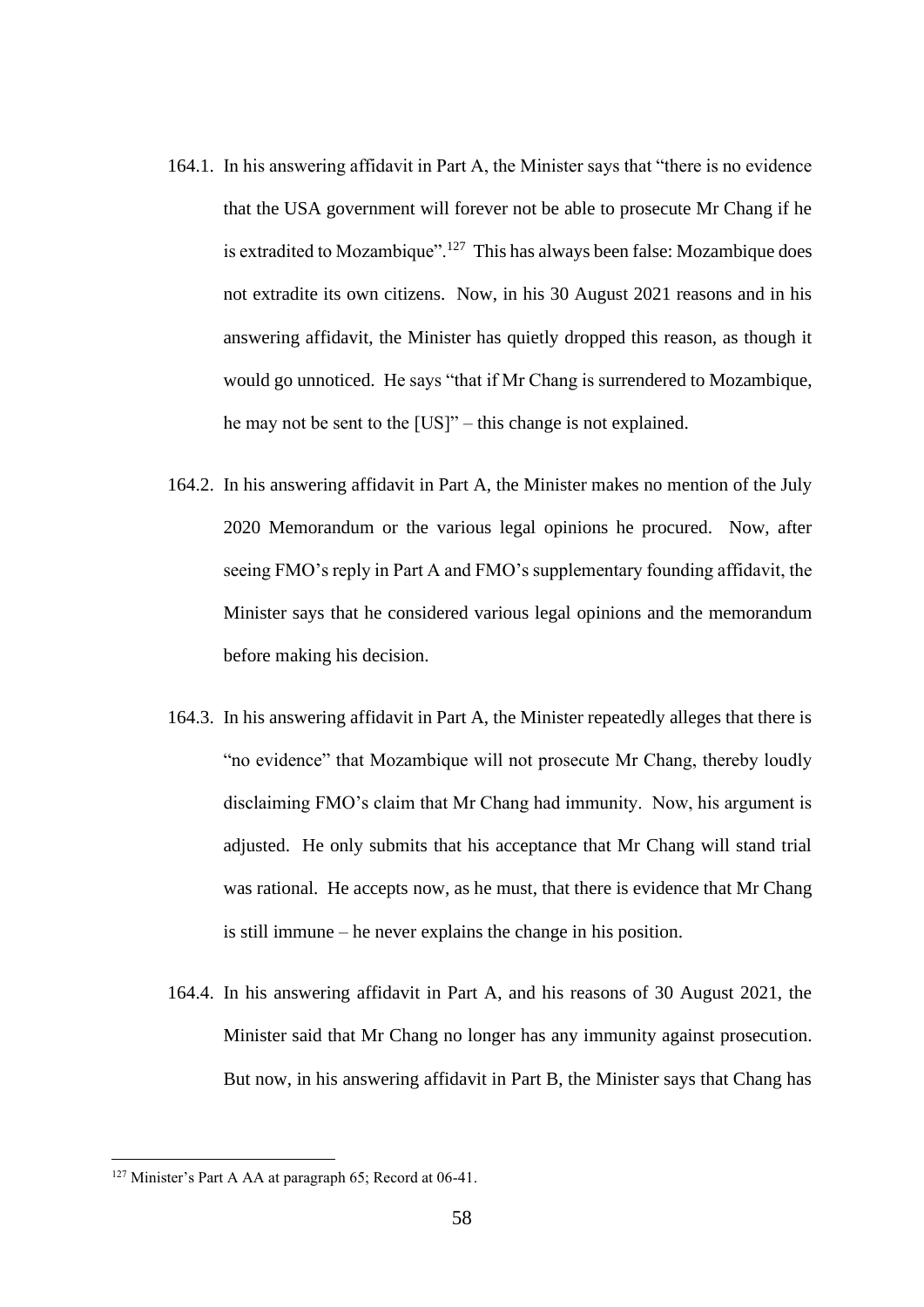164.1. In his answering affidavit in Part A, the Minister says that "there is no evidence that the USA government will forever not be able to prosecute Mr Chang if he is extradited to Mozambique".[127] This has always been false: Mozambique does not extradite its own citizens. Now, in his 30 August 2021 reasons and in his answering affidavit, the Minister has quietly dropped this reason, as though it would go unnoticed. He says "that if Mr Chang is surrendered to Mozambique, he may not be sent to the [US]" – this change is not explained.

164.2. In his answering affidavit in Part A, the Minister makes no mention of the July 2020 Memorandum or the various legal opinions he procured. Now, after seeing FMO's reply in Part A and FMO's supplementary founding affidavit, the Minister says that he considered various legal opinions and the memorandum before making his decision.

164.3. In his answering affidavit in Part A, the Minister repeatedly alleges that there is "no evidence" that Mozambique will not prosecute Mr Chang, thereby loudly disclaiming FMO's claim that Mr Chang had immunity. Now, his argument is adjusted. He only submits that his acceptance that Mr Chang will stand trial was rational. He accepts now, as he must, that there is evidence that Mr Chang is still immune – he never explains the change in his position.

164.4. In his answering affidavit in Part A, and his reasons of 30 August 2021, the Minister said that Mr Chang no longer has any immunity against prosecution. But now, in his answering affidavit in Part B, the Minister says that Chang has

[127] Minister's Part A AA at paragraph 65; Record at 06-41.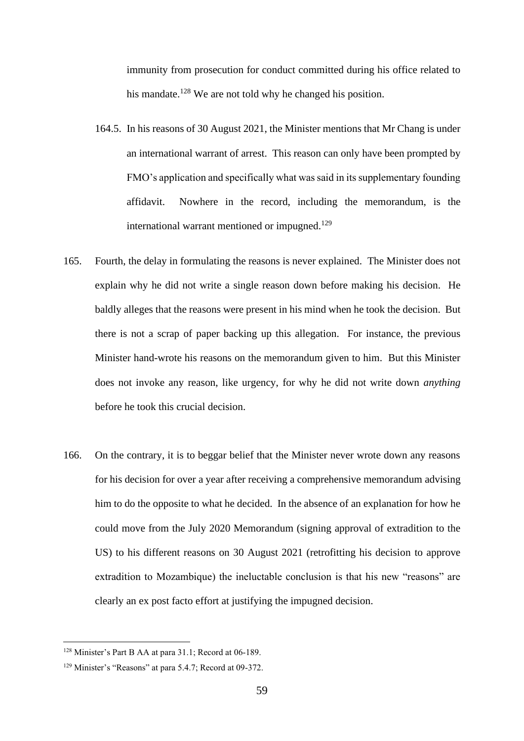immunity from prosecution for conduct committed during his office related to his mandate.[128] We are not told why he changed his position.

164.5. In his reasons of 30 August 2021, the Minister mentions that Mr Chang is under an international warrant of arrest. This reason can only have been prompted by FMO's application and specifically what was said in its supplementary founding affidavit. Nowhere in the record, including the memorandum, is the international warrant mentioned or impugned.[129]

165. Fourth, the delay in formulating the reasons is never explained. The Minister does not explain why he did not write a single reason down before making his decision. He baldly alleges that the reasons were present in his mind when he took the decision. But there is not a scrap of paper backing up this allegation. For instance, the previous Minister hand-wrote his reasons on the memorandum given to him. But this Minister does not invoke any reason, like urgency, for why he did not write down *anything* before he took this crucial decision.

166. On the contrary, it is to beggar belief that the Minister never wrote down any reasons for his decision for over a year after receiving a comprehensive memorandum advising him to do the opposite to what he decided. In the absence of an explanation for how he could move from the July 2020 Memorandum (signing approval of extradition to the US) to his different reasons on 30 August 2021 (retrofitting his decision to approve extradition to Mozambique) the ineluctable conclusion is that his new "reasons" are clearly an ex post facto effort at justifying the impugned decision.

---

[128] Minister's Part B AA at para 31.1; Record at 06-189.

[129] Minister's "Reasons" at para 5.4.7; Record at 09-372.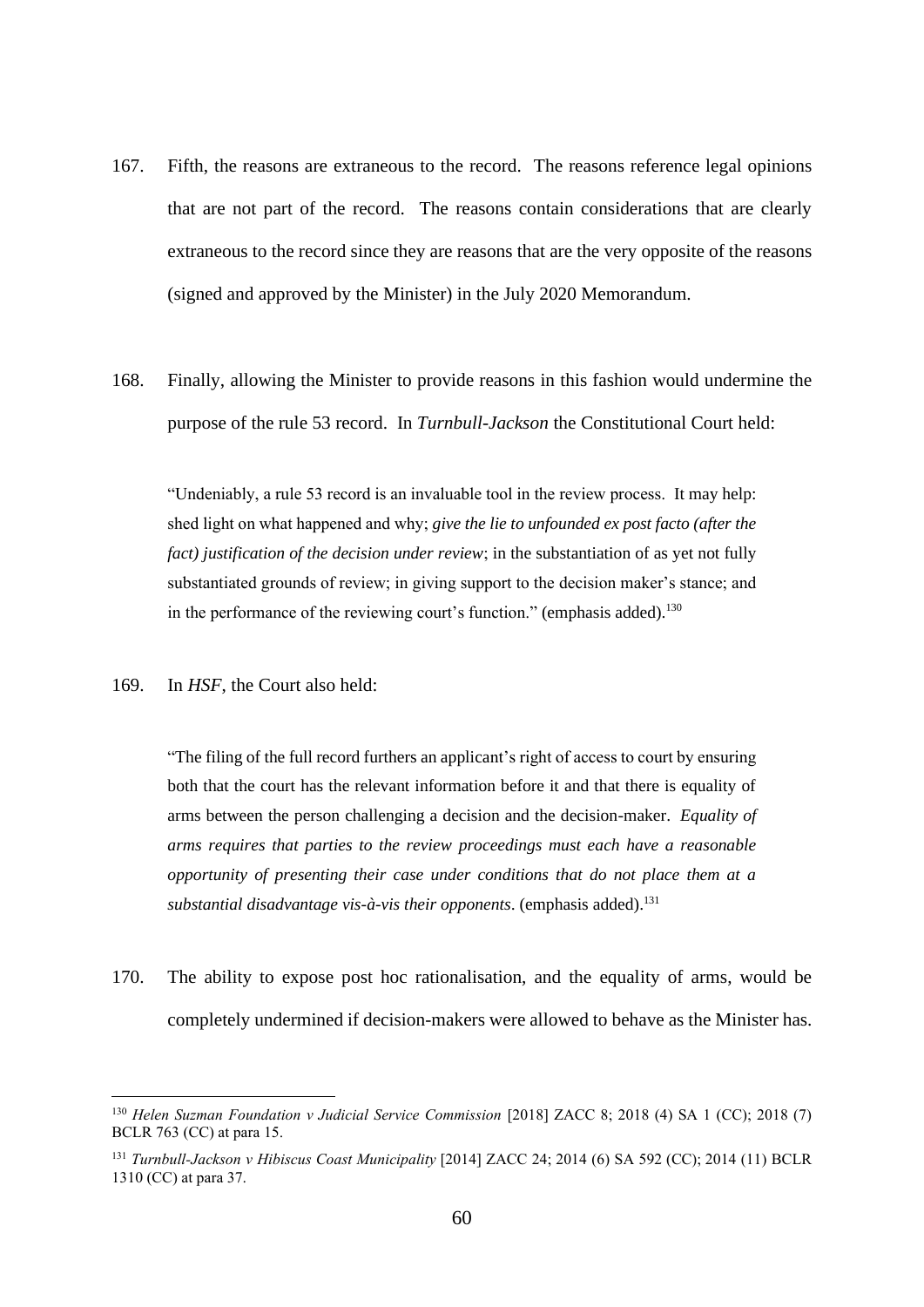167. Fifth, the reasons are extraneous to the record. The reasons reference legal opinions that are not part of the record. The reasons contain considerations that are clearly extraneous to the record since they are reasons that are the very opposite of the reasons (signed and approved by the Minister) in the July 2020 Memorandum.

168. Finally, allowing the Minister to provide reasons in this fashion would undermine the purpose of the rule 53 record. In *Turnbull-Jackson* the Constitutional Court held:

> "Undeniably, a rule 53 record is an invaluable tool in the review process. It may help: shed light on what happened and why; *give the lie to unfounded ex post facto (after the fact) justification of the decision under review*; in the substantiation of as yet not fully substantiated grounds of review; in giving support to the decision maker's stance; and in the performance of the reviewing court's function." (emphasis added).[130]

169. In *HSF*, the Court also held:

> "The filing of the full record furthers an applicant's right of access to court by ensuring both that the court has the relevant information before it and that there is equality of arms between the person challenging a decision and the decision-maker. *Equality of arms requires that parties to the review proceedings must each have a reasonable opportunity of presenting their case under conditions that do not place them at a substantial disadvantage vis-à-vis their opponents*. (emphasis added).[131]

170. The ability to expose post hoc rationalisation, and the equality of arms, would be completely undermined if decision-makers were allowed to behave as the Minister has.

---

[130] *Helen Suzman Foundation v Judicial Service Commission* [2018] ZACC 8; 2018 (4) SA 1 (CC); 2018 (7) BCLR 763 (CC) at para 15.

[131] *Turnbull-Jackson v Hibiscus Coast Municipality* [2014] ZACC 24; 2014 (6) SA 592 (CC); 2014 (11) BCLR 1310 (CC) at para 37.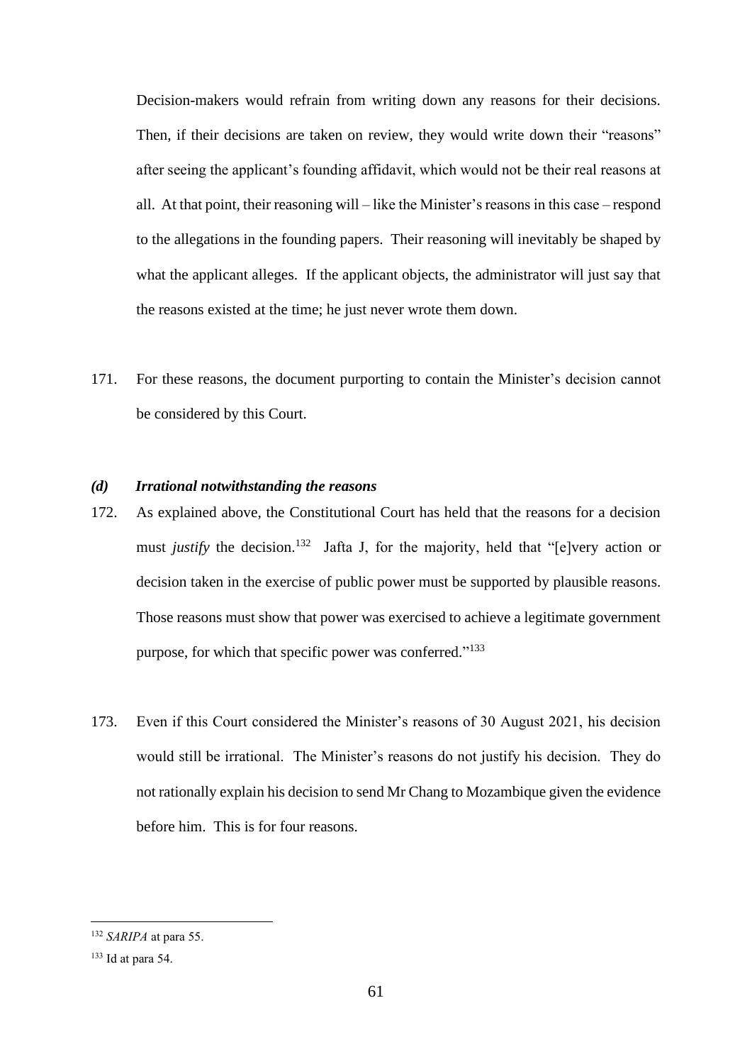Decision-makers would refrain from writing down any reasons for their decisions. Then, if their decisions are taken on review, they would write down their "reasons" after seeing the applicant's founding affidavit, which would not be their real reasons at all. At that point, their reasoning will – like the Minister's reasons in this case – respond to the allegations in the founding papers. Their reasoning will inevitably be shaped by what the applicant alleges. If the applicant objects, the administrator will just say that the reasons existed at the time; he just never wrote them down.

171. For these reasons, the document purporting to contain the Minister's decision cannot be considered by this Court.

### *(d) Irrational notwithstanding the reasons*

172. As explained above, the Constitutional Court has held that the reasons for a decision must *justify* the decision.[132] Jafta J, for the majority, held that "[e]very action or decision taken in the exercise of public power must be supported by plausible reasons. Those reasons must show that power was exercised to achieve a legitimate government purpose, for which that specific power was conferred."[133]

173. Even if this Court considered the Minister's reasons of 30 August 2021, his decision would still be irrational. The Minister's reasons do not justify his decision. They do not rationally explain his decision to send Mr Chang to Mozambique given the evidence before him. This is for four reasons.

---

[132] *SARIPA* at para 55.

[133] Id at para 54.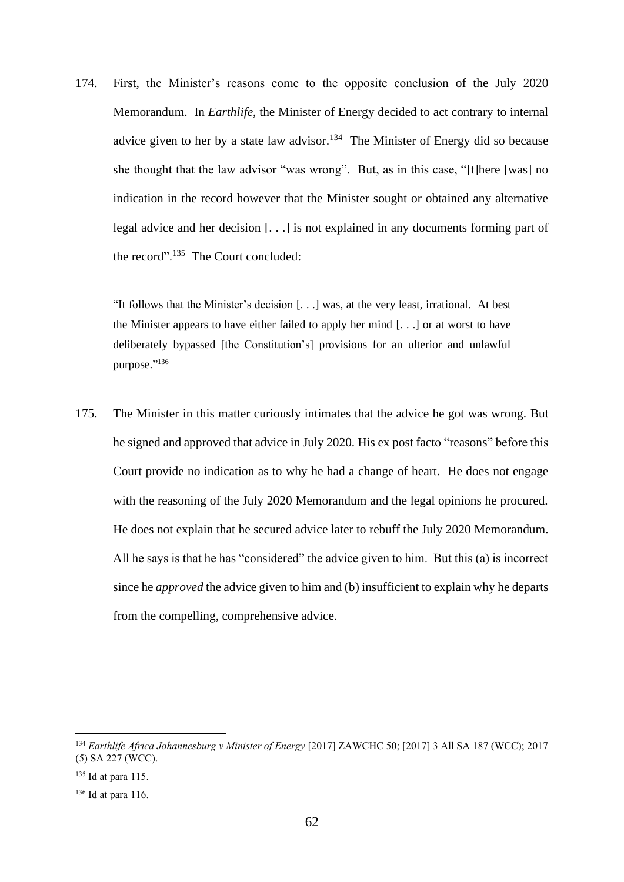174. First, the Minister's reasons come to the opposite conclusion of the July 2020 Memorandum. In *Earthlife*, the Minister of Energy decided to act contrary to internal advice given to her by a state law advisor.[134] The Minister of Energy did so because she thought that the law advisor "was wrong". But, as in this case, "[t]here [was] no indication in the record however that the Minister sought or obtained any alternative legal advice and her decision [. . .] is not explained in any documents forming part of the record".[135] The Court concluded:

> "It follows that the Minister's decision [. . .] was, at the very least, irrational. At best the Minister appears to have either failed to apply her mind [. . .] or at worst to have deliberately bypassed [the Constitution's] provisions for an ulterior and unlawful purpose."[136]

175. The Minister in this matter curiously intimates that the advice he got was wrong. But he signed and approved that advice in July 2020. His ex post facto "reasons" before this Court provide no indication as to why he had a change of heart. He does not engage with the reasoning of the July 2020 Memorandum and the legal opinions he procured. He does not explain that he secured advice later to rebuff the July 2020 Memorandum. All he says is that he has "considered" the advice given to him. But this (a) is incorrect since he *approved* the advice given to him and (b) insufficient to explain why he departs from the compelling, comprehensive advice.

---

[134] *Earthlife Africa Johannesburg v Minister of Energy* [2017] ZAWCHC 50; [2017] 3 All SA 187 (WCC); 2017 (5) SA 227 (WCC).

[135] Id at para 115.

[136] Id at para 116.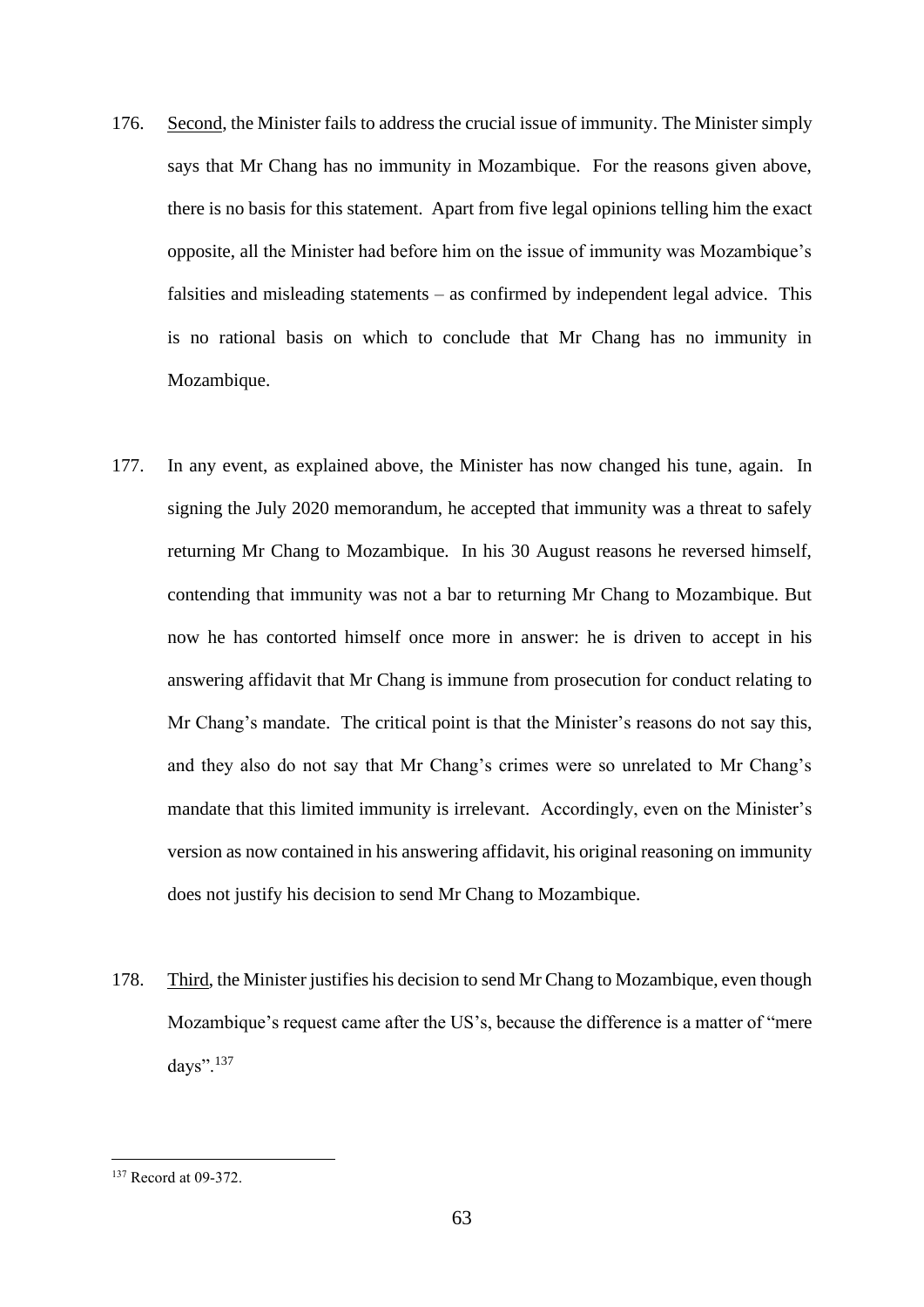176. <u>Second</u>, the Minister fails to address the crucial issue of immunity. The Minister simply says that Mr Chang has no immunity in Mozambique. For the reasons given above, there is no basis for this statement. Apart from five legal opinions telling him the exact opposite, all the Minister had before him on the issue of immunity was Mozambique's falsities and misleading statements – as confirmed by independent legal advice. This is no rational basis on which to conclude that Mr Chang has no immunity in Mozambique.

177. In any event, as explained above, the Minister has now changed his tune, again. In signing the July 2020 memorandum, he accepted that immunity was a threat to safely returning Mr Chang to Mozambique. In his 30 August reasons he reversed himself, contending that immunity was not a bar to returning Mr Chang to Mozambique. But now he has contorted himself once more in answer: he is driven to accept in his answering affidavit that Mr Chang is immune from prosecution for conduct relating to Mr Chang's mandate. The critical point is that the Minister's reasons do not say this, and they also do not say that Mr Chang's crimes were so unrelated to Mr Chang's mandate that this limited immunity is irrelevant. Accordingly, even on the Minister's version as now contained in his answering affidavit, his original reasoning on immunity does not justify his decision to send Mr Chang to Mozambique.

178. <u>Third</u>, the Minister justifies his decision to send Mr Chang to Mozambique, even though Mozambique's request came after the US's, because the difference is a matter of "mere days".[137]

---

[137] Record at 09-372.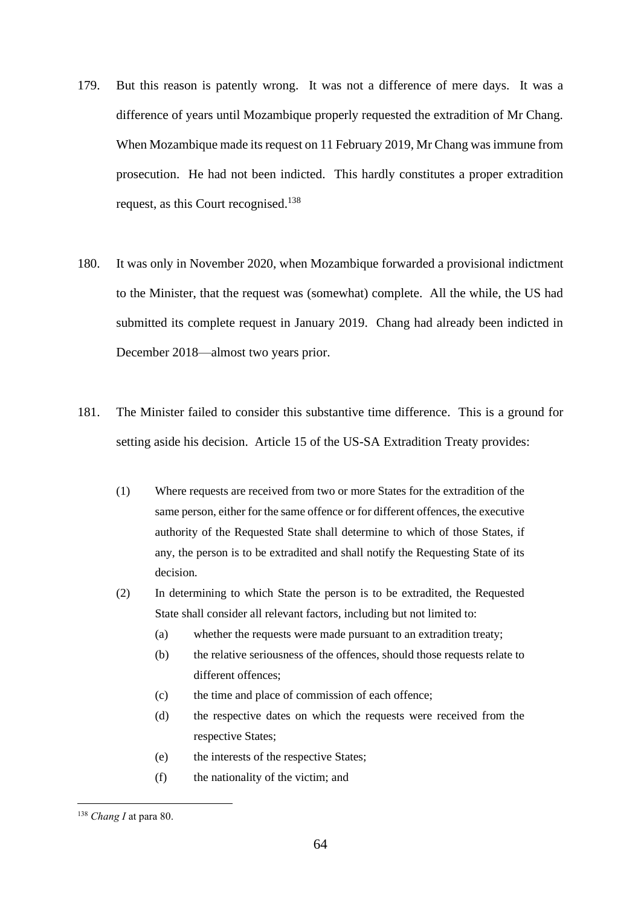179. But this reason is patently wrong. It was not a difference of mere days. It was a difference of years until Mozambique properly requested the extradition of Mr Chang. When Mozambique made its request on 11 February 2019, Mr Chang was immune from prosecution. He had not been indicted. This hardly constitutes a proper extradition request, as this Court recognised.[138]

180. It was only in November 2020, when Mozambique forwarded a provisional indictment to the Minister, that the request was (somewhat) complete. All the while, the US had submitted its complete request in January 2019. Chang had already been indicted in December 2018—almost two years prior.

181. The Minister failed to consider this substantive time difference. This is a ground for setting aside his decision. Article 15 of the US-SA Extradition Treaty provides:

> (1) Where requests are received from two or more States for the extradition of the same person, either for the same offence or for different offences, the executive authority of the Requested State shall determine to which of those States, if any, the person is to be extradited and shall notify the Requesting State of its decision.
>
> (2) In determining to which State the person is to be extradited, the Requested State shall consider all relevant factors, including but not limited to:
>
> (a) whether the requests were made pursuant to an extradition treaty;
>
> (b) the relative seriousness of the offences, should those requests relate to different offences;
>
> (c) the time and place of commission of each offence;
>
> (d) the respective dates on which the requests were received from the respective States;
>
> (e) the interests of the respective States;
>
> (f) the nationality of the victim; and

[138] *Chang I* at para 80.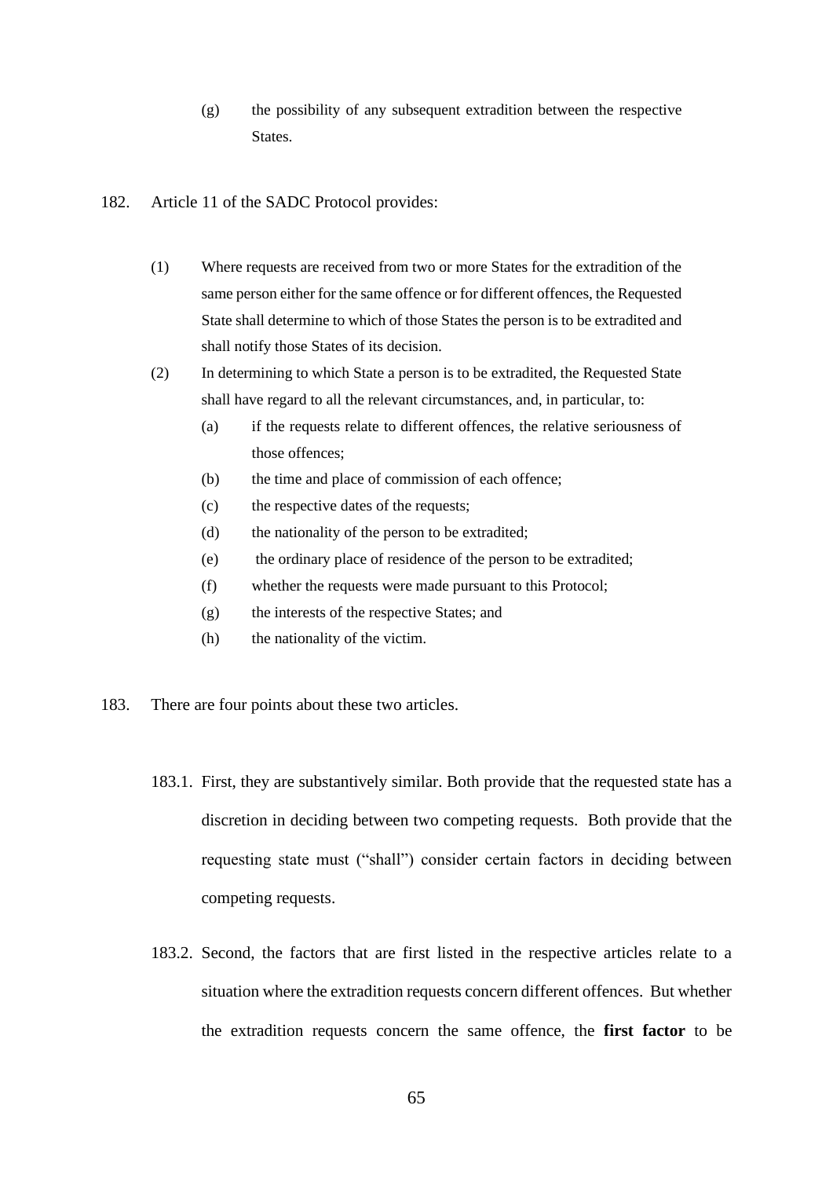(g) the possibility of any subsequent extradition between the respective States.

182. Article 11 of the SADC Protocol provides:

> (1) Where requests are received from two or more States for the extradition of the same person either for the same offence or for different offences, the Requested State shall determine to which of those States the person is to be extradited and shall notify those States of its decision.
>
> (2) In determining to which State a person is to be extradited, the Requested State shall have regard to all the relevant circumstances, and, in particular, to:
>
> (a) if the requests relate to different offences, the relative seriousness of those offences;
>
> (b) the time and place of commission of each offence;
>
> (c) the respective dates of the requests;
>
> (d) the nationality of the person to be extradited;
>
> (e) the ordinary place of residence of the person to be extradited;
>
> (f) whether the requests were made pursuant to this Protocol;
>
> (g) the interests of the respective States; and
>
> (h) the nationality of the victim.

183. There are four points about these two articles.

183.1. First, they are substantively similar. Both provide that the requested state has a discretion in deciding between two competing requests. Both provide that the requesting state must ("shall") consider certain factors in deciding between competing requests.

183.2. Second, the factors that are first listed in the respective articles relate to a situation where the extradition requests concern different offences. But whether the extradition requests concern the same offence, the **first factor** to be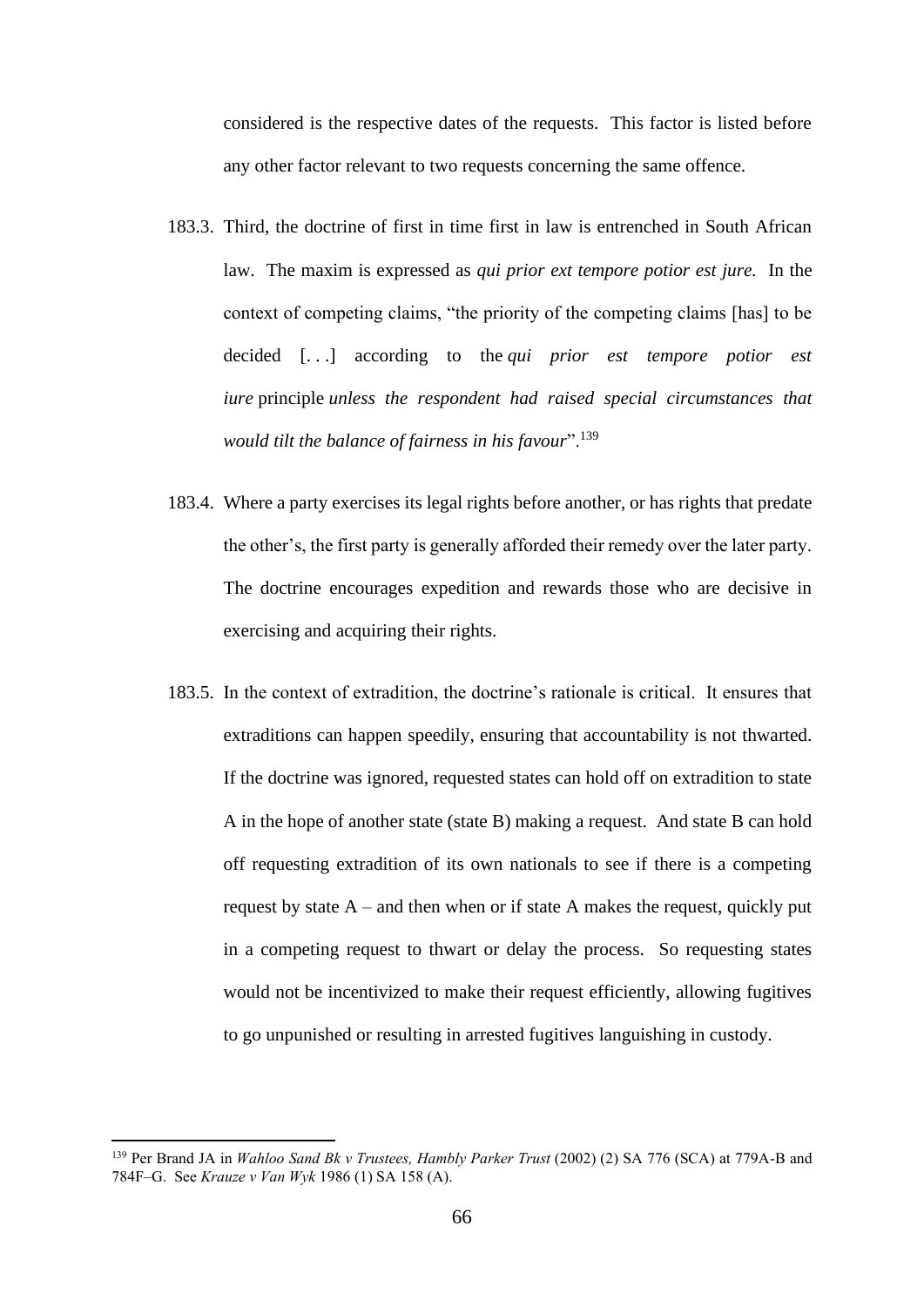considered is the respective dates of the requests. This factor is listed before any other factor relevant to two requests concerning the same offence.

183.3. Third, the doctrine of first in time first in law is entrenched in South African law. The maxim is expressed as *qui prior ext tempore potior est jure.* In the context of competing claims, "the priority of the competing claims [has] to be decided [. . .] according to the *qui prior est tempore potior est iure* principle *unless the respondent had raised special circumstances that would tilt the balance of fairness in his favour*".[139]

183.4. Where a party exercises its legal rights before another, or has rights that predate the other's, the first party is generally afforded their remedy over the later party. The doctrine encourages expedition and rewards those who are decisive in exercising and acquiring their rights.

183.5. In the context of extradition, the doctrine's rationale is critical. It ensures that extraditions can happen speedily, ensuring that accountability is not thwarted. If the doctrine was ignored, requested states can hold off on extradition to state A in the hope of another state (state B) making a request. And state B can hold off requesting extradition of its own nationals to see if there is a competing request by state A – and then when or if state A makes the request, quickly put in a competing request to thwart or delay the process. So requesting states would not be incentivized to make their request efficiently, allowing fugitives to go unpunished or resulting in arrested fugitives languishing in custody.

---

[139] Per Brand JA in *Wahloo Sand Bk v Trustees, Hambly Parker Trust* (2002) (2) SA 776 (SCA) at 779A-B and 784F–G. See *Krauze v Van Wyk* 1986 (1) SA 158 (A).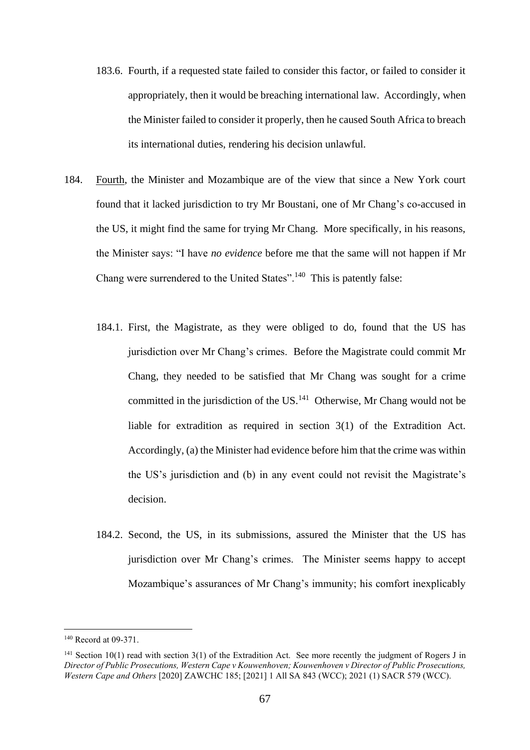183.6. Fourth, if a requested state failed to consider this factor, or failed to consider it appropriately, then it would be breaching international law. Accordingly, when the Minister failed to consider it properly, then he caused South Africa to breach its international duties, rendering his decision unlawful.

184. Fourth, the Minister and Mozambique are of the view that since a New York court found that it lacked jurisdiction to try Mr Boustani, one of Mr Chang's co-accused in the US, it might find the same for trying Mr Chang. More specifically, in his reasons, the Minister says: "I have *no evidence* before me that the same will not happen if Mr Chang were surrendered to the United States".[140] This is patently false:

184.1. First, the Magistrate, as they were obliged to do, found that the US has jurisdiction over Mr Chang's crimes. Before the Magistrate could commit Mr Chang, they needed to be satisfied that Mr Chang was sought for a crime committed in the jurisdiction of the US.[141] Otherwise, Mr Chang would not be liable for extradition as required in section 3(1) of the Extradition Act. Accordingly, (a) the Minister had evidence before him that the crime was within the US's jurisdiction and (b) in any event could not revisit the Magistrate's decision.

184.2. Second, the US, in its submissions, assured the Minister that the US has jurisdiction over Mr Chang's crimes. The Minister seems happy to accept Mozambique's assurances of Mr Chang's immunity; his comfort inexplicably

---

[140] Record at 09-371.

[141] Section 10(1) read with section 3(1) of the Extradition Act. See more recently the judgment of Rogers J in *Director of Public Prosecutions, Western Cape v Kouwenhoven; Kouwenhoven v Director of Public Prosecutions, Western Cape and Others* [2020] ZAWCHC 185; [2021] 1 All SA 843 (WCC); 2021 (1) SACR 579 (WCC).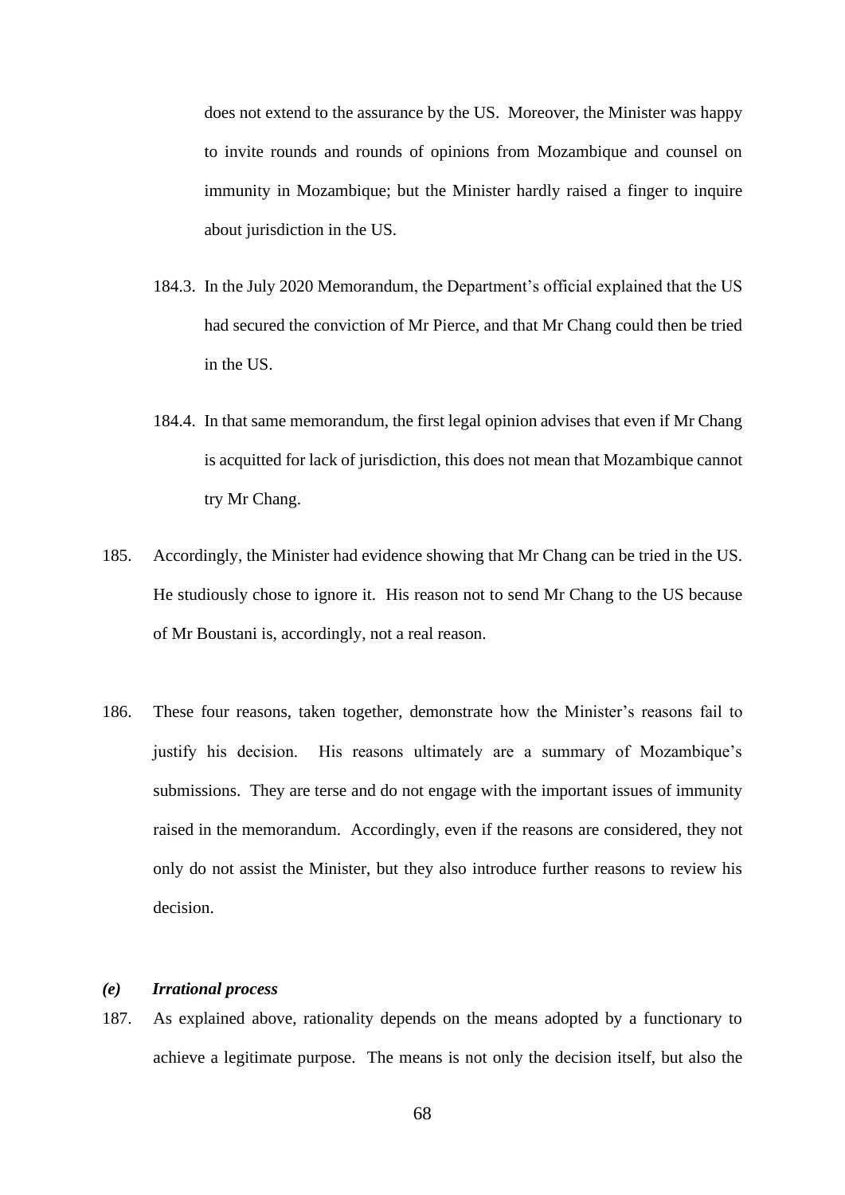does not extend to the assurance by the US. Moreover, the Minister was happy to invite rounds and rounds of opinions from Mozambique and counsel on immunity in Mozambique; but the Minister hardly raised a finger to inquire about jurisdiction in the US.

184.3. In the July 2020 Memorandum, the Department's official explained that the US had secured the conviction of Mr Pierce, and that Mr Chang could then be tried in the US.

184.4. In that same memorandum, the first legal opinion advises that even if Mr Chang is acquitted for lack of jurisdiction, this does not mean that Mozambique cannot try Mr Chang.

185. Accordingly, the Minister had evidence showing that Mr Chang can be tried in the US. He studiously chose to ignore it. His reason not to send Mr Chang to the US because of Mr Boustani is, accordingly, not a real reason.

186. These four reasons, taken together, demonstrate how the Minister's reasons fail to justify his decision. His reasons ultimately are a summary of Mozambique's submissions. They are terse and do not engage with the important issues of immunity raised in the memorandum. Accordingly, even if the reasons are considered, they not only do not assist the Minister, but they also introduce further reasons to review his decision.

### *(e) Irrational process*

187. As explained above, rationality depends on the means adopted by a functionary to achieve a legitimate purpose. The means is not only the decision itself, but also the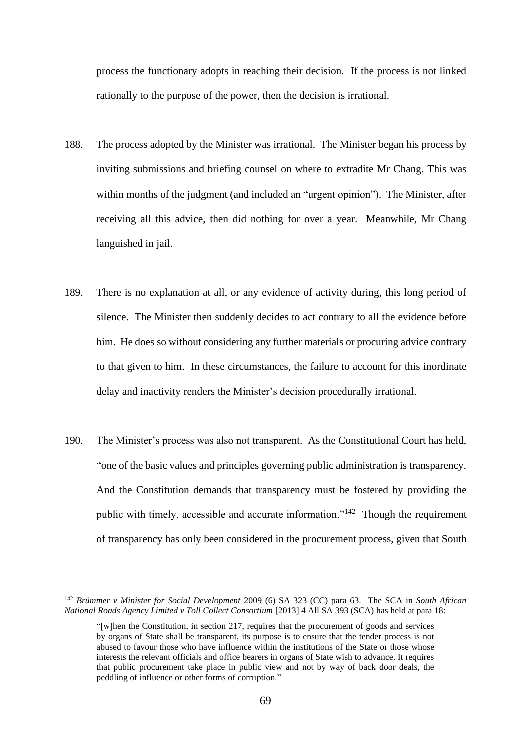process the functionary adopts in reaching their decision. If the process is not linked rationally to the purpose of the power, then the decision is irrational.

188. The process adopted by the Minister was irrational. The Minister began his process by inviting submissions and briefing counsel on where to extradite Mr Chang. This was within months of the judgment (and included an "urgent opinion"). The Minister, after receiving all this advice, then did nothing for over a year. Meanwhile, Mr Chang languished in jail.

189. There is no explanation at all, or any evidence of activity during, this long period of silence. The Minister then suddenly decides to act contrary to all the evidence before him. He does so without considering any further materials or procuring advice contrary to that given to him. In these circumstances, the failure to account for this inordinate delay and inactivity renders the Minister's decision procedurally irrational.

190. The Minister's process was also not transparent. As the Constitutional Court has held, "one of the basic values and principles governing public administration is transparency. And the Constitution demands that transparency must be fostered by providing the public with timely, accessible and accurate information."[142] Though the requirement of transparency has only been considered in the procurement process, given that South

---

[142] *Brümmer v Minister for Social Development* 2009 (6) SA 323 (CC) para 63. The SCA in *South African National Roads Agency Limited v Toll Collect Consortium* [2013] 4 All SA 393 (SCA) has held at para 18:

> "[w]hen the Constitution, in section 217, requires that the procurement of goods and services by organs of State shall be transparent, its purpose is to ensure that the tender process is not abused to favour those who have influence within the institutions of the State or those whose interests the relevant officials and office bearers in organs of State wish to advance. It requires that public procurement take place in public view and not by way of back door deals, the peddling of influence or other forms of corruption."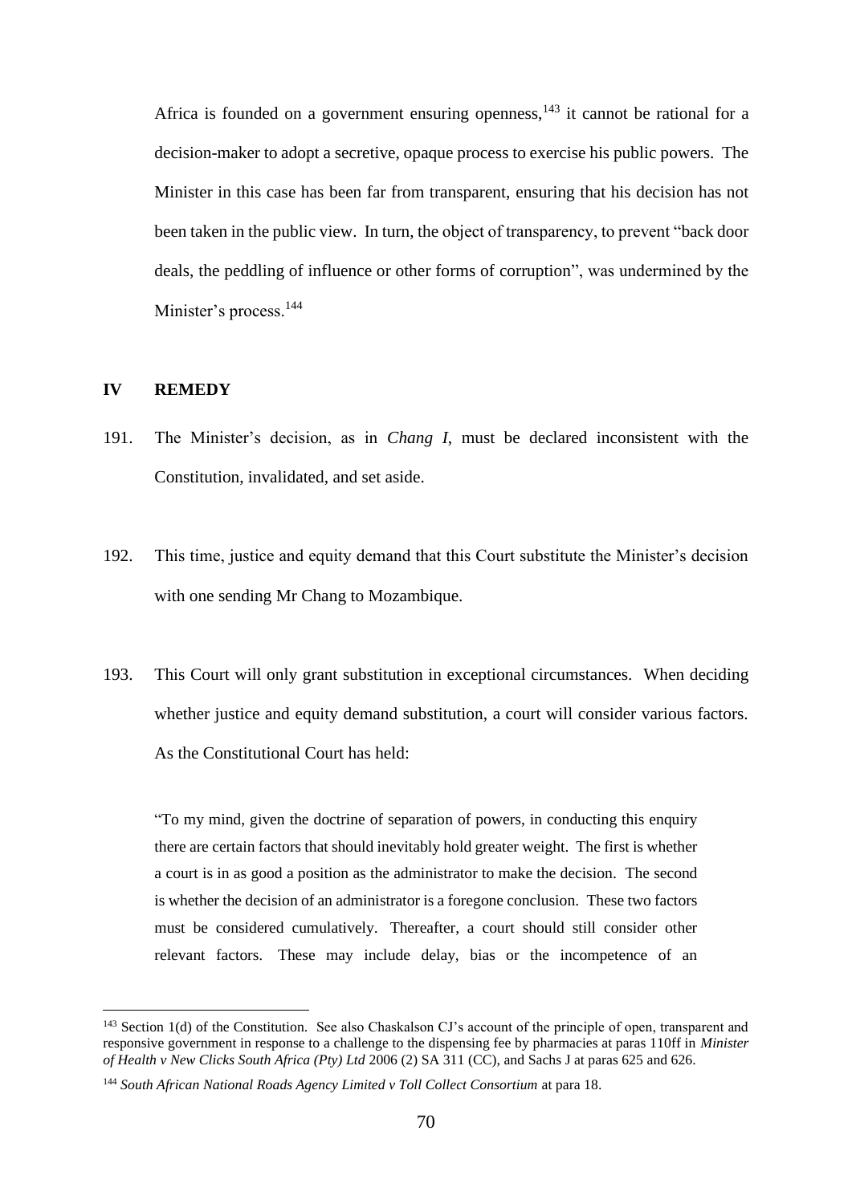Africa is founded on a government ensuring openness,[143] it cannot be rational for a decision-maker to adopt a secretive, opaque process to exercise his public powers. The Minister in this case has been far from transparent, ensuring that his decision has not been taken in the public view. In turn, the object of transparency, to prevent "back door deals, the peddling of influence or other forms of corruption", was undermined by the Minister's process.[144]

## IV REMEDY

191. The Minister's decision, as in *Chang I*, must be declared inconsistent with the Constitution, invalidated, and set aside.

192. This time, justice and equity demand that this Court substitute the Minister's decision with one sending Mr Chang to Mozambique.

193. This Court will only grant substitution in exceptional circumstances. When deciding whether justice and equity demand substitution, a court will consider various factors. As the Constitutional Court has held:

> "To my mind, given the doctrine of separation of powers, in conducting this enquiry there are certain factors that should inevitably hold greater weight. The first is whether a court is in as good a position as the administrator to make the decision. The second is whether the decision of an administrator is a foregone conclusion. These two factors must be considered cumulatively. Thereafter, a court should still consider other relevant factors. These may include delay, bias or the incompetence of an

---

[143] Section 1(d) of the Constitution. See also Chaskalson CJ's account of the principle of open, transparent and responsive government in response to a challenge to the dispensing fee by pharmacies at paras 110ff in *Minister of Health v New Clicks South Africa (Pty) Ltd* 2006 (2) SA 311 (CC), and Sachs J at paras 625 and 626.

[144] *South African National Roads Agency Limited v Toll Collect Consortium* at para 18.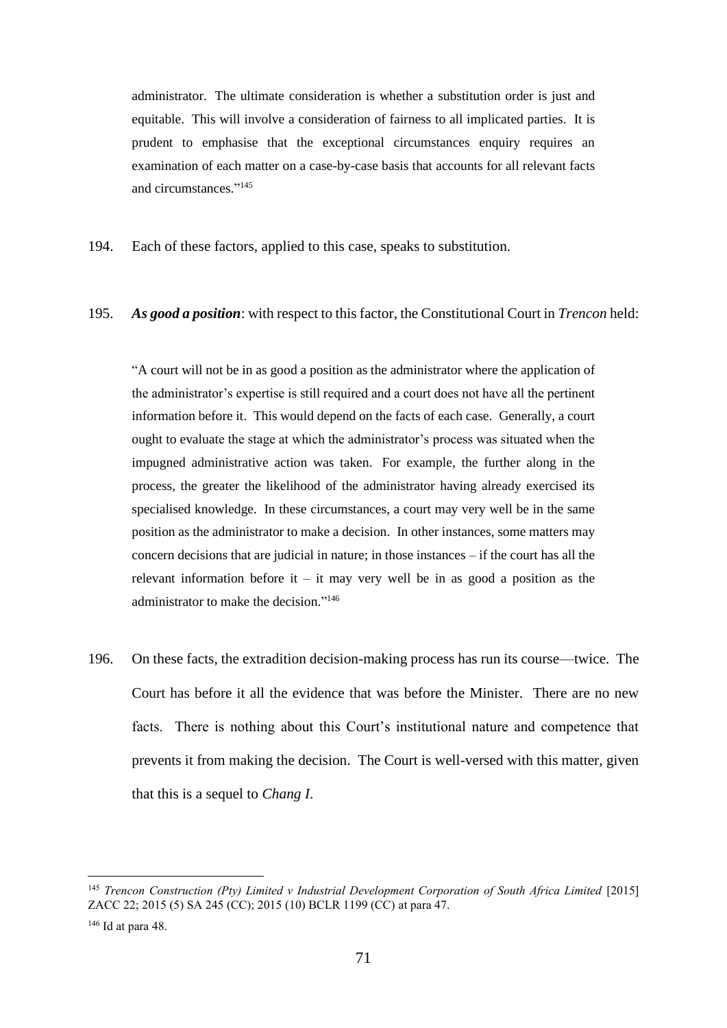> administrator. The ultimate consideration is whether a substitution order is just and equitable. This will involve a consideration of fairness to all implicated parties. It is prudent to emphasise that the exceptional circumstances enquiry requires an examination of each matter on a case-by-case basis that accounts for all relevant facts and circumstances."[145]

194. Each of these factors, applied to this case, speaks to substitution.

195. ***As good a position***: with respect to this factor, the Constitutional Court in *Trencon* held:

> "A court will not be in as good a position as the administrator where the application of the administrator's expertise is still required and a court does not have all the pertinent information before it. This would depend on the facts of each case. Generally, a court ought to evaluate the stage at which the administrator's process was situated when the impugned administrative action was taken. For example, the further along in the process, the greater the likelihood of the administrator having already exercised its specialised knowledge. In these circumstances, a court may very well be in the same position as the administrator to make a decision. In other instances, some matters may concern decisions that are judicial in nature; in those instances – if the court has all the relevant information before it – it may very well be in as good a position as the administrator to make the decision."[146]

196. On these facts, the extradition decision-making process has run its course—twice. The Court has before it all the evidence that was before the Minister. There are no new facts. There is nothing about this Court's institutional nature and competence that prevents it from making the decision. The Court is well-versed with this matter, given that this is a sequel to *Chang I*.

---

[145] *Trencon Construction (Pty) Limited v Industrial Development Corporation of South Africa Limited* [2015] ZACC 22; 2015 (5) SA 245 (CC); 2015 (10) BCLR 1199 (CC) at para 47.

[146] Id at para 48.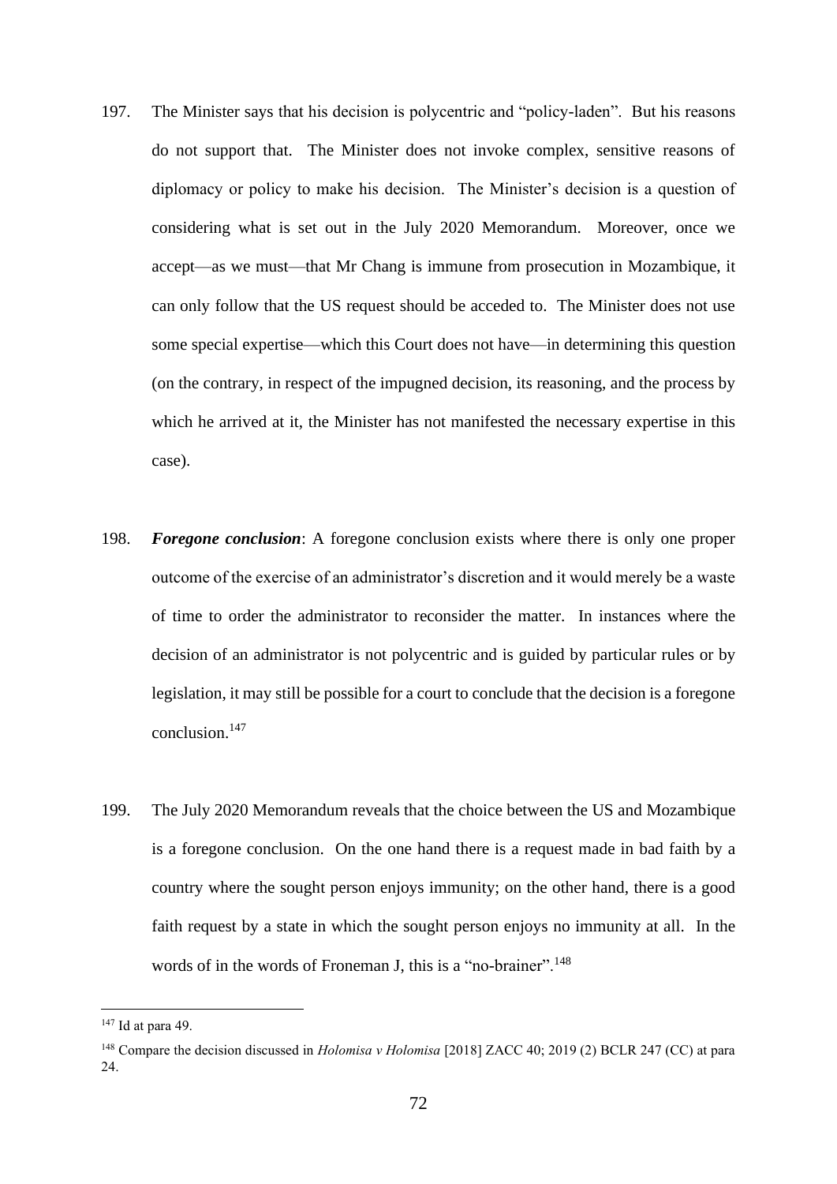197. The Minister says that his decision is polycentric and "policy-laden". But his reasons do not support that. The Minister does not invoke complex, sensitive reasons of diplomacy or policy to make his decision. The Minister's decision is a question of considering what is set out in the July 2020 Memorandum. Moreover, once we accept—as we must—that Mr Chang is immune from prosecution in Mozambique, it can only follow that the US request should be acceded to. The Minister does not use some special expertise—which this Court does not have—in determining this question (on the contrary, in respect of the impugned decision, its reasoning, and the process by which he arrived at it, the Minister has not manifested the necessary expertise in this case).

198. ***Foregone conclusion***: A foregone conclusion exists where there is only one proper outcome of the exercise of an administrator's discretion and it would merely be a waste of time to order the administrator to reconsider the matter. In instances where the decision of an administrator is not polycentric and is guided by particular rules or by legislation, it may still be possible for a court to conclude that the decision is a foregone conclusion.[147]

199. The July 2020 Memorandum reveals that the choice between the US and Mozambique is a foregone conclusion. On the one hand there is a request made in bad faith by a country where the sought person enjoys immunity; on the other hand, there is a good faith request by a state in which the sought person enjoys no immunity at all. In the words of in the words of Froneman J, this is a "no-brainer".[148]

---

[147] Id at para 49.

[148] Compare the decision discussed in *Holomisa v Holomisa* [2018] ZACC 40; 2019 (2) BCLR 247 (CC) at para 24.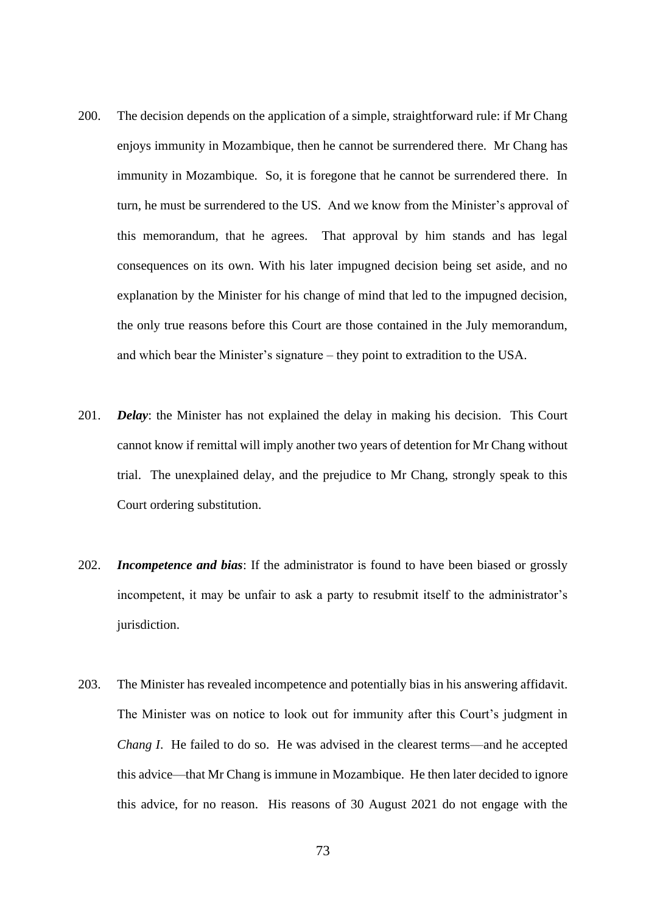200. The decision depends on the application of a simple, straightforward rule: if Mr Chang enjoys immunity in Mozambique, then he cannot be surrendered there. Mr Chang has immunity in Mozambique. So, it is foregone that he cannot be surrendered there. In turn, he must be surrendered to the US. And we know from the Minister's approval of this memorandum, that he agrees. That approval by him stands and has legal consequences on its own. With his later impugned decision being set aside, and no explanation by the Minister for his change of mind that led to the impugned decision, the only true reasons before this Court are those contained in the July memorandum, and which bear the Minister's signature – they point to extradition to the USA.

201. ***Delay***: the Minister has not explained the delay in making his decision. This Court cannot know if remittal will imply another two years of detention for Mr Chang without trial. The unexplained delay, and the prejudice to Mr Chang, strongly speak to this Court ordering substitution.

202. ***Incompetence and bias***: If the administrator is found to have been biased or grossly incompetent, it may be unfair to ask a party to resubmit itself to the administrator's jurisdiction.

203. The Minister has revealed incompetence and potentially bias in his answering affidavit. The Minister was on notice to look out for immunity after this Court's judgment in *Chang I*. He failed to do so. He was advised in the clearest terms—and he accepted this advice—that Mr Chang is immune in Mozambique. He then later decided to ignore this advice, for no reason. His reasons of 30 August 2021 do not engage with the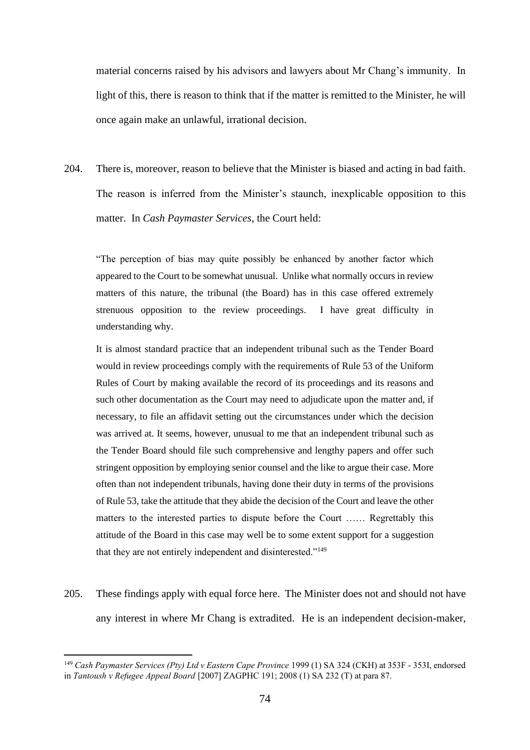material concerns raised by his advisors and lawyers about Mr Chang's immunity. In light of this, there is reason to think that if the matter is remitted to the Minister, he will once again make an unlawful, irrational decision.

204. There is, moreover, reason to believe that the Minister is biased and acting in bad faith. The reason is inferred from the Minister's staunch, inexplicable opposition to this matter. In *Cash Paymaster Services*, the Court held:

> "The perception of bias may quite possibly be enhanced by another factor which appeared to the Court to be somewhat unusual. Unlike what normally occurs in review matters of this nature, the tribunal (the Board) has in this case offered extremely strenuous opposition to the review proceedings. I have great difficulty in understanding why.
>
> It is almost standard practice that an independent tribunal such as the Tender Board would in review proceedings comply with the requirements of Rule 53 of the Uniform Rules of Court by making available the record of its proceedings and its reasons and such other documentation as the Court may need to adjudicate upon the matter and, if necessary, to file an affidavit setting out the circumstances under which the decision was arrived at. It seems, however, unusual to me that an independent tribunal such as the Tender Board should file such comprehensive and lengthy papers and offer such stringent opposition by employing senior counsel and the like to argue their case. More often than not independent tribunals, having done their duty in terms of the provisions of Rule 53, take the attitude that they abide the decision of the Court and leave the other matters to the interested parties to dispute before the Court …… Regrettably this attitude of the Board in this case may well be to some extent support for a suggestion that they are not entirely independent and disinterested."[149]

205. These findings apply with equal force here. The Minister does not and should not have any interest in where Mr Chang is extradited. He is an independent decision-maker,

---

[149] *Cash Paymaster Services (Pty) Ltd v Eastern Cape Province* 1999 (1) SA 324 (CKH) at 353F - 353I, endorsed in *Tantoush v Refugee Appeal Board* [2007] ZAGPHC 191; 2008 (1) SA 232 (T) at para 87.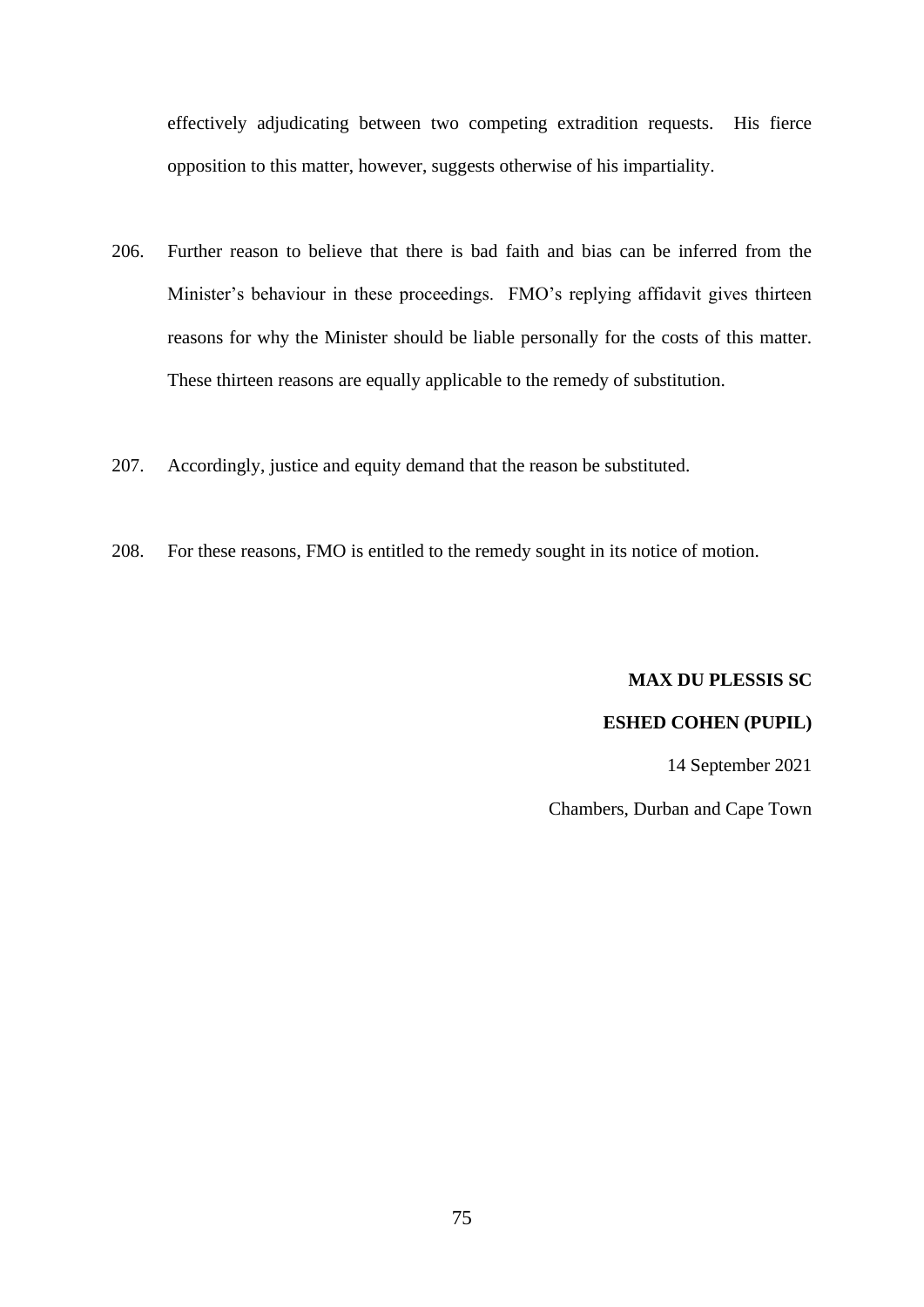effectively adjudicating between two competing extradition requests. His fierce opposition to this matter, however, suggests otherwise of his impartiality.

206. Further reason to believe that there is bad faith and bias can be inferred from the Minister's behaviour in these proceedings. FMO's replying affidavit gives thirteen reasons for why the Minister should be liable personally for the costs of this matter. These thirteen reasons are equally applicable to the remedy of substitution.

207. Accordingly, justice and equity demand that the reason be substituted.

208. For these reasons, FMO is entitled to the remedy sought in its notice of motion.

**MAX DU PLESSIS SC**

**ESHED COHEN (PUPIL)**

14 September 2021

Chambers, Durban and Cape Town